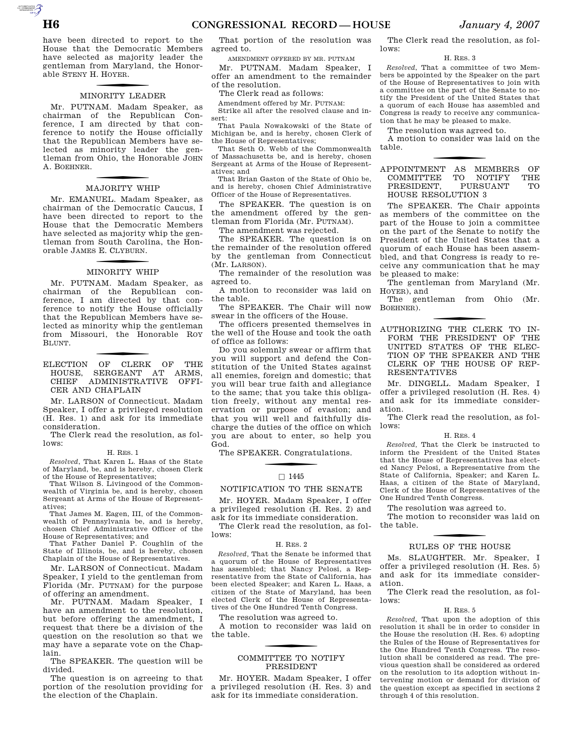have been directed to report to the House that the Democratic Members have selected as majority leader the gentleman from Maryland, the Honorable STENY H. HOYER.

## MINORITY LEADER

Mr. PUTNAM. Madam Speaker, as chairman of the Republican Conference, I am directed by that conference to notify the House officially that the Republican Members have selected as minority leader the gentleman from Ohio, the Honorable JOHN A. BOEHNER.

## MAJORITY WHIP

Mr. EMANUEL. Madam Speaker, as chairman of the Democratic Caucus, I have been directed to report to the House that the Democratic Members have selected as majority whip the gentleman from South Carolina, the Honorable JAMES E. CLYBURN.

## MINORITY WHIP

Mr. PUTNAM. Madam Speaker, as chairman of the Republican conference, I am directed by that conference to notify the House officially that the Republican Members have selected as minority whip the gentleman from Missouri, the Honorable ROY BLUNT.

## ELECTION OF CLERK OF THE HOUSE, SERGEANT AT ARMS, CHIEF ADMINISTRATIVE OFFICER AND CHAPLAIN

Mr. LARSON of Connecticut. Madam Speaker, I offer a privileged resolution (H. Res. 1) and ask for its immediate consideration.

The Clerk read the resolution, as follows:

H. RES. 1

*Resolved*, That Karen L. Haas of the State of Maryland, be, and is hereby, chosen Clerk of the House of Representatives;

That Wilson S. Livingood of the Commonwealth of Virginia be, and is hereby, chosen Sergeant at Arms of the House of Representatives;

That James M. Eagen, III, of the Commonwealth of Pennsylvania be, and is hereby, chosen Chief Administrative Officer of the House of Representatives; and

That Father Daniel P. Coughlin of the State of Illinois, be, and is hereby, chosen Chaplain of the House of Representatives.

Mr. LARSON of Connecticut. Madam Speaker, I yield to the gentleman from Florida (Mr. PUTNAM) for the purpose of offering an amendment.

Mr. PUTNAM. Madam Speaker, I have an amendment to the resolution, but before offering the amendment, I request that there be a division of the question on the resolution so that we may have a separate vote on the Chaplain.

The SPEAKER. The question will be divided.

The question is on agreeing to that portion of the resolution providing for the election of the Chaplain.

That portion of the resolution was agreed to.

AMENDMENT OFFERED BY MR. PUTNAM

Mr. PUTNAM. Madam Speaker, I offer an amendment to the remainder of the resolution.

The Clerk read as follows:

Amendment offered by Mr. PUTNAM:

Strike all after the resolved clause and insert:

That Paula Nowakowski of the State of Michigan be, and is hereby, chosen Clerk of the House of Representatives;

That Seth O. Webb of the Commonwealth of Massachusetts be, and is hereby, chosen Sergeant at Arms of the House of Representatives; and

That Brian Gaston of the State of Ohio be, and is hereby, chosen Chief Administrative Officer of the House of Representatives.

The SPEAKER. The question is on the amendment offered by the gentleman from Florida (Mr. PUTNAM).

The amendment was rejected.

The SPEAKER. The question is on the remainder of the resolution offered by the gentleman from Connecticut (Mr. LARSON).

The remainder of the resolution was agreed to.

A motion to reconsider was laid on the table.

The SPEAKER. The Chair will now swear in the officers of the House.

The officers presented themselves in the well of the House and took the oath of office as follows:

Do you solemnly swear or affirm that you will support and defend the Constitution of the United States against all enemies, foreign and domestic; that you will bear true faith and allegiance to the same; that you take this obligation freely, without any mental reservation or purpose of evasion; and that you will well and faithfully discharge the duties of the office on which you are about to enter, so help you God.

The SPEAKER. Congratulations.

□ 1445

## NOTIFICATION TO THE SENATE

Mr. HOYER. Madam Speaker, I offer a privileged resolution (H. Res. 2) and ask for its immediate consideration.

The Clerk read the resolution, as follows:

H. RES. 2

*Resolved*, That the Senate be informed that a quorum of the House of Representatives has assembled; that Nancy Pelosi, a Representative from the State of California, has been elected Speaker; and Karen L. Haas, a citizen of the State of Maryland, has been elected Clerk of the House of Representatives of the One Hundred Tenth Congress.

The resolution was agreed to.

A motion to reconsider was laid on the table.

## COMMITTEE TO NOTIFY PRESIDENT

Mr. HOYER. Madam Speaker, I offer a privileged resolution (H. Res. 3) and ask for its immediate consideration.

The Clerk read the resolution, as follows:

H. RES. 3

*Resolved*, That a committee of two Members be appointed by the Speaker on the part of the House of Representatives to join with a committee on the part of the Senate to notify the President of the United States that a quorum of each House has assembled and Congress is ready to receive any communication that he may be pleased to make.

The resolution was agreed to.

A motion to consider was laid on the table.

## APPOINTMENT AS MEMBERS OF COMMITTEE TO NOTIFY THE PRESIDENT, PURSUANT TO HOUSE RESOLUTION 3

The SPEAKER. The Chair appoints as members of the committee on the part of the House to join a committee on the part of the Senate to notify the President of the United States that a quorum of each House has been assembled, and that Congress is ready to receive any communication that he may be pleased to make:

The gentleman from Maryland (Mr. HOYER), and

The gentleman from Ohio (Mr. BOEHNER).

## AUTHORIZING THE CLERK TO INFORM THE PRESIDENT OF THE UNITED STATES OF THE ELECTION OF THE SPEAKER AND THE CLERK OF THE HOUSE OF REPRESENTATIVES

Mr. DINGELL. Madam Speaker, I offer a privileged resolution (H. Res. 4) and ask for its immediate consideration.

The Clerk read the resolution, as follows:

H. RES. 4

*Resolved*, That the Clerk be instructed to inform the President of the United States that the House of Representatives has elected Nancy Pelosi, a Representative from the State of California, Speaker; and Karen L. Haas, a citizen of the State of Maryland, Clerk of the House of Representatives of the One Hundred Tenth Congress.

The resolution was agreed to.

The motion to reconsider was laid on the table.

## RULES OF THE HOUSE

Ms. SLAUGHTER. Mr. Speaker, I offer a privileged resolution (H. Res. 5) and ask for its immediate consideration.

The Clerk read the resolution, as follows:

H. RES. 5

*Resolved*, That upon the adoption of this resolution it shall be in order to consider in the House the resolution (H. Res. 6) adopting the Rules of the House of Representatives for the One Hundred Tenth Congress. The resolution shall be considered as read. The previous question shall be considered as ordered on the resolution to its adoption without intervening motion or demand for division of the question except as specified in sections 2 through 4 of this resolution.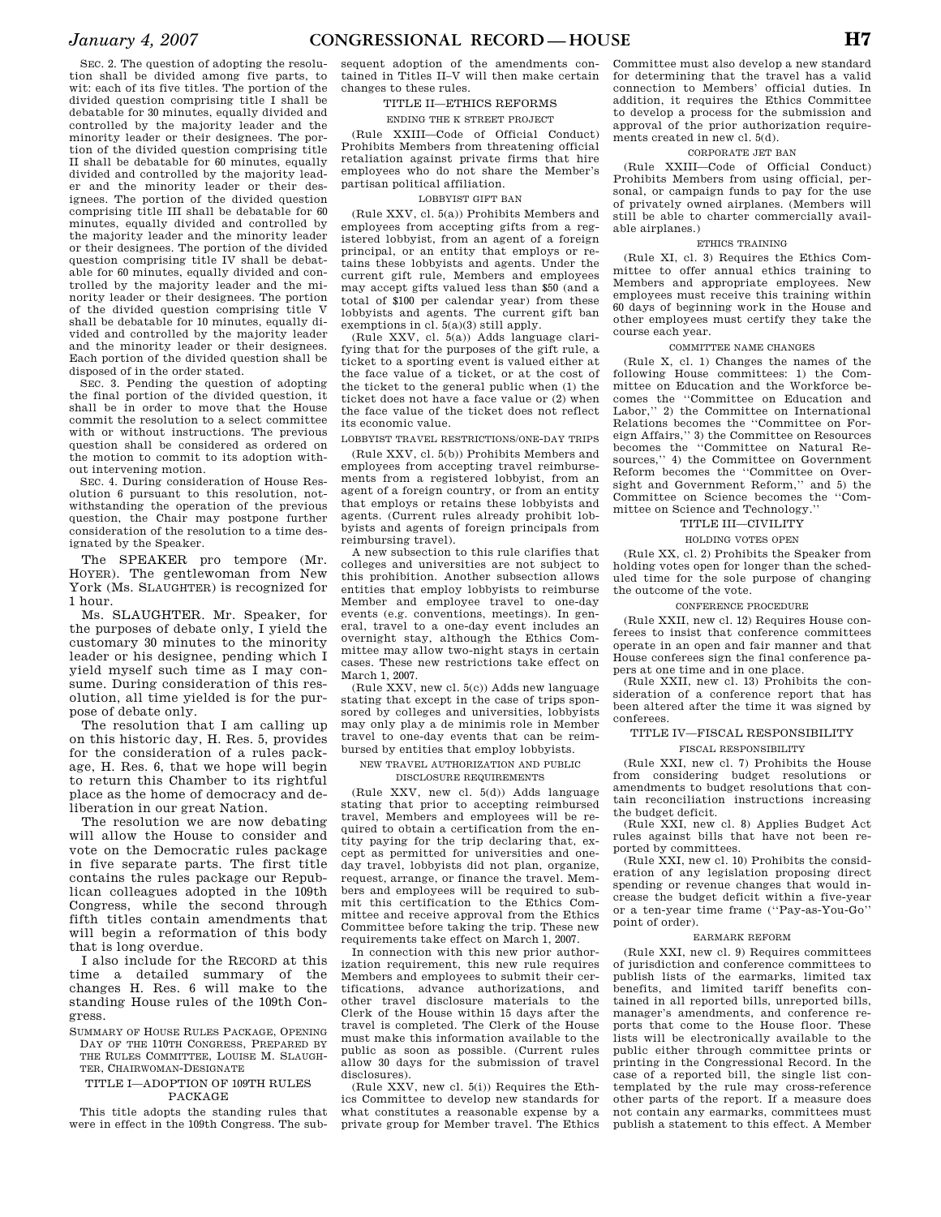SEC. 2. The question of adopting the resolution shall be divided among five parts, to wit: each of its five titles. The portion of the divided question comprising title I shall be debatable for 30 minutes, equally divided and controlled by the majority leader and the minority leader or their designees. The portion of the divided question comprising title II shall be debatable for 60 minutes, equally divided and controlled by the majority leader and the minority leader or their designees. The portion of the divided question comprising title III shall be debatable for 60 minutes, equally divided and controlled by the majority leader and the minority leader or their designees. The portion of the divided question comprising title IV shall be debatable for 60 minutes, equally divided and controlled by the majority leader and the minority leader or their designees. The portion of the divided question comprising title V shall be debatable for 10 minutes, equally divided and controlled by the majority leader and the minority leader or their designees. Each portion of the divided question shall be disposed of in the order stated.

SEC. 3. Pending the question of adopting the final portion of the divided question, it shall be in order to move that the House commit the resolution to a select committee with or without instructions. The previous question shall be considered as ordered on the motion to commit to its adoption without intervening motion.

SEC. 4. During consideration of House Resolution 6 pursuant to this resolution, notwithstanding the operation of the previous question, the Chair may postpone further consideration of the resolution to a time designated by the Speaker.

The SPEAKER pro tempore (Mr. HOYER). The gentlewoman from New York (Ms. SLAUGHTER) is recognized for 1 hour.

Ms. SLAUGHTER. Mr. Speaker, for the purposes of debate only, I yield the customary 30 minutes to the minority leader or his designee, pending which I yield myself such time as I may consume. During consideration of this resolution, all time yielded is for the purpose of debate only.

The resolution that I am calling up on this historic day, H. Res. 5, provides for the consideration of a rules package, H. Res. 6, that we hope will begin to return this Chamber to its rightful place as the home of democracy and deliberation in our great Nation.

The resolution we are now debating will allow the House to consider and vote on the Democratic rules package in five separate parts. The first title contains the rules package our Republican colleagues adopted in the 109th Congress, while the second through fifth titles contain amendments that will begin a reformation of this body that is long overdue.

I also include for the RECORD at this time a detailed summary of the changes H. Res. 6 will make to the standing House rules of the 109th Congress.

SUMMARY OF HOUSE RULES PACKAGE, OPENING DAY OF THE 110TH CONGRESS, PREPARED BY THE RULES COMMITTEE, LOUISE M. SLAUGHTER, CHAIRWOMAN-DESIGNATE

## TITLE I—ADOPTION OF 109TH RULES PACKAGE

This title adopts the standing rules that were in effect in the 109th Congress. The subsequent adoption of the amendments contained in Titles II–V will then make certain changes to these rules.

## TITLE II—ETHICS REFORMS

### ENDING THE K STREET PROJECT

(Rule XXIII—Code of Official Conduct) Prohibits Members from threatening official retaliation against private firms that hire employees who do not share the Member's partisan political affiliation.

### LOBBYIST GIFT BAN

(Rule XXV, cl. 5(a)) Prohibits Members and employees from accepting gifts from a registered lobbyist, from an agent of a foreign principal, or an entity that employs or retains these lobbyists and agents. Under the current gift rule, Members and employees may accept gifts valued less than $50 (and a total of $100 per calendar year) from these lobbyists and agents. The current gift ban exemptions in cl. 5(a)(3) still apply.

(Rule XXV, cl. 5(a)) Adds language clarifying that for the purposes of the gift rule, a ticket to a sporting event is valued either at the face value of a ticket, or at the cost of the ticket to the general public when (1) the ticket does not have a face value or (2) when the face value of the ticket does not reflect its economic value.

### LOBBYIST TRAVEL RESTRICTIONS/ONE-DAY TRIPS

(Rule XXV, cl. 5(b)) Prohibits Members and employees from accepting travel reimbursements from a registered lobbyist, from an agent of a foreign country, or from an entity that employs or retains these lobbyists and agents. (Current rules already prohibit lobbyists and agents of foreign principals from reimbursing travel).

A new subsection to this rule clarifies that colleges and universities are not subject to this prohibition. Another subsection allows entities that employ lobbyists to reimburse Member and employee travel to one-day events (e.g. conventions, meetings). In general, travel to a one-day event includes an overnight stay, although the Ethics Committee may allow two-night stays in certain cases. These new restrictions take effect on March 1, 2007.

(Rule XXV, new cl. 5(c)) Adds new language stating that except in the case of trips sponsored by colleges and universities, lobbyists may only play a de minimis role in Member travel to one-day events that can be reimbursed by entities that employ lobbyists.

### NEW TRAVEL AUTHORIZATION AND PUBLIC DISCLOSURE REQUIREMENTS

(Rule XXV, new cl. 5(d)) Adds language stating that prior to accepting reimbursed travel, Members and employees will be required to obtain a certification from the entity paying for the trip declaring that, except as permitted for universities and one-day travel, lobbyists did not plan, organize, request, arrange, or finance the travel. Members and employees will be required to submit this certification to the Ethics Committee and receive approval from the Ethics Committee before taking the trip. These new requirements take effect on March 1, 2007.

In connection with this new prior authorization requirement, this new rule requires Members and employees to submit their certifications, advance authorizations, and other travel disclosure materials to the Clerk of the House within 15 days after the travel is completed. The Clerk of the House must make this information available to the public as soon as possible. (Current rules allow 30 days for the submission of travel disclosures).

(Rule XXV, new cl. 5(i)) Requires the Ethics Committee to develop new standards for what constitutes a reasonable expense by a private group for Member travel. The Ethics Committee must also develop a new standard for determining that the travel has a valid connection to Members' official duties. In addition, it requires the Ethics Committee to develop a process for the submission and approval of the prior authorization requirements created in new cl. 5(d).

### CORPORATE JET BAN

(Rule XXIII—Code of Official Conduct) Prohibits Members from using official, personal, or campaign funds to pay for the use of privately owned airplanes. (Members will still be able to charter commercially available airplanes.)

### ETHICS TRAINING

(Rule XI, cl. 3) Requires the Ethics Committee to offer annual ethics training to Members and appropriate employees. New employees must receive this training within 60 days of beginning work in the House and other employees must certify they take the course each year.

### COMMITTEE NAME CHANGES

(Rule X, cl. 1) Changes the names of the following House committees: 1) the Committee on Education and the Workforce becomes the "Committee on Education and Labor," 2) the Committee on International Relations becomes the "Committee on Foreign Affairs," 3) the Committee on Resources becomes the "Committee on Natural Resources," 4) the Committee on Government Reform becomes the "Committee on Oversight and Government Reform," and 5) the Committee on Science becomes the "Committee on Science and Technology."

## TITLE III—CIVILITY

### HOLDING VOTES OPEN

(Rule XX, cl. 2) Prohibits the Speaker from holding votes open for longer than the scheduled time for the sole purpose of changing the outcome of the vote.

### CONFERENCE PROCEDURE

(Rule XXII, new cl. 12) Requires House conferees to insist that conference committees operate in an open and fair manner and that House conferees sign the final conference papers at one time and in one place.

(Rule XXII, new cl. 13) Prohibits the consideration of a conference report that has been altered after the time it was signed by conferees.

## TITLE IV—FISCAL RESPONSIBILITY

### FISCAL RESPONSIBILITY

(Rule XXI, new cl. 7) Prohibits the House from considering budget resolutions or amendments to budget resolutions that contain reconciliation instructions increasing the budget deficit.

(Rule XXI, new cl. 8) Applies Budget Act rules against bills that have not been reported by committees.

(Rule XXI, new cl. 10) Prohibits the consideration of any legislation proposing direct spending or revenue changes that would increase the budget deficit within a five-year or a ten-year time frame ("Pay-as-You-Go" point of order).

### EARMARK REFORM

(Rule XXI, new cl. 9) Requires committees of jurisdiction and conference committees to publish lists of the earmarks, limited tax benefits, and limited tariff benefits contained in all reported bills, unreported bills, manager's amendments, and conference reports that come to the House floor. These lists will be electronically available to the public either through committee prints or printing in the Congressional Record. In the case of a reported bill, the single list contemplated by the rule may cross-reference other parts of the report. If a measure does not contain any earmarks, committees must publish a statement to this effect. A Member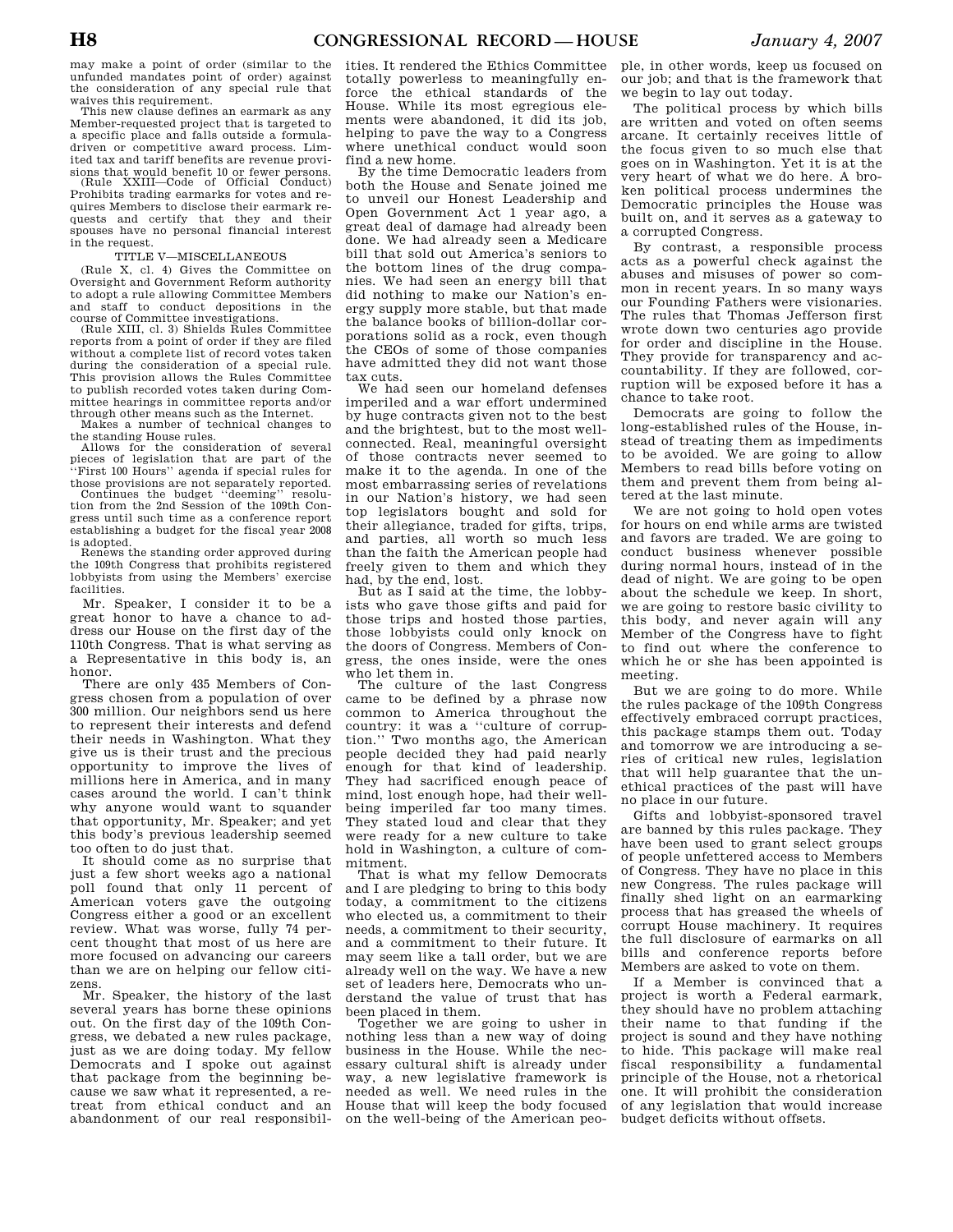may make a point of order (similar to the unfunded mandates point of order) against the consideration of any special rule that waives this requirement.

This new clause defines an earmark as any Member-requested project that is targeted to a specific place and falls outside a formula-driven or competitive award process. Limited tax and tariff benefits are revenue provisions that would benefit 10 or fewer persons.

(Rule XXIII—Code of Official Conduct) Prohibits trading earmarks for votes and requires Members to disclose their earmark requests and certify that they and their spouses have no personal financial interest in the request.

TITLE V—MISCELLANEOUS

(Rule X, cl. 4) Gives the Committee on Oversight and Government Reform authority to adopt a rule allowing Committee Members and staff to conduct depositions in the course of Committee investigations.

(Rule XIII, cl. 3) Shields Rules Committee reports from a point of order if they are filed without a complete list of record votes taken during the consideration of a special rule. This provision allows the Rules Committee to publish recorded votes taken during Committee hearings in committee reports and/or through other means such as the Internet.

Makes a number of technical changes to the standing House rules.

Allows for the consideration of several pieces of legislation that are part of the ''First 100 Hours'' agenda if special rules for those provisions are not separately reported.

Continues the budget ''deeming'' resolution from the 2nd Session of the 109th Congress until such time as a conference report establishing a budget for the fiscal year 2008 is adopted.

Renews the standing order approved during the 109th Congress that prohibits registered lobbyists from using the Members' exercise facilities.

Mr. Speaker, I consider it to be a great honor to have a chance to address our House on the first day of the 110th Congress. That is what serving as a Representative in this body is, an honor.

There are only 435 Members of Congress chosen from a population of over 300 million. Our neighbors send us here to represent their interests and defend their needs in Washington. What they give us is their trust and the precious opportunity to improve the lives of millions here in America, and in many cases around the world. I can't think why anyone would want to squander that opportunity, Mr. Speaker; and yet this body's previous leadership seemed too often to do just that.

It should come as no surprise that just a few short weeks ago a national poll found that only 11 percent of American voters gave the outgoing Congress either a good or an excellent review. What was worse, fully 74 percent thought that most of us here are more focused on advancing our careers than we are on helping our fellow citizens.

Mr. Speaker, the history of the last several years has borne these opinions out. On the first day of the 109th Congress, we debated a new rules package, just as we are doing today. My fellow Democrats and I spoke out against that package from the beginning because we saw what it represented, a retreat from ethical conduct and an abandonment of our real responsibilities. It rendered the Ethics Committee totally powerless to meaningfully enforce the ethical standards of the House. While its most egregious elements were abandoned, it did its job, helping to pave the way to a Congress where unethical conduct would soon find a new home.

By the time Democratic leaders from both the House and Senate joined me to unveil our Honest Leadership and Open Government Act 1 year ago, a great deal of damage had already been done. We had already seen a Medicare bill that sold out America's seniors to the bottom lines of the drug companies. We had seen an energy bill that did nothing to make our Nation's energy supply more stable, but that made the balance books of billion-dollar corporations solid as a rock, even though the CEOs of some of those companies have admitted they did not want those tax cuts.

We had seen our homeland defenses imperiled and a war effort undermined by huge contracts given not to the best and the brightest, but to the most well-connected. Real, meaningful oversight of those contracts never seemed to make it to the agenda. In one of the most embarrassing series of revelations in our Nation's history, we had seen top legislators bought and sold for their allegiance, traded for gifts, trips, and parties, all worth so much less than the faith the American people had freely given to them and which they had, by the end, lost.

But as I said at the time, the lobbyists who gave those gifts and paid for those trips and hosted those parties, those lobbyists could only knock on the doors of Congress. Members of Congress, the ones inside, were the ones who let them in.

The culture of the last Congress came to be defined by a phrase now common to America throughout the country: it was a ''culture of corruption.'' Two months ago, the American people decided they had paid nearly enough for that kind of leadership. They had sacrificed enough peace of mind, lost enough hope, had their well-being imperiled far too many times. They stated loud and clear that they were ready for a new culture to take hold in Washington, a culture of commitment.

That is what my fellow Democrats and I are pledging to bring to this body today, a commitment to the citizens who elected us, a commitment to their needs, a commitment to their security, and a commitment to their future. It may seem like a tall order, but we are already well on the way. We have a new set of leaders here, Democrats who understand the value of trust that has been placed in them.

Together we are going to usher in nothing less than a new way of doing business in the House. While the necessary cultural shift is already under way, a new legislative framework is needed as well. We need rules in the House that will keep the body focused on the well-being of the American people, in other words, keep us focused on our job; and that is the framework that we begin to lay out today.

The political process by which bills are written and voted on often seems arcane. It certainly receives little of the focus given to so much else that goes on in Washington. Yet it is at the very heart of what we do here. A broken political process undermines the Democratic principles the House was built on, and it serves as a gateway to a corrupted Congress.

By contrast, a responsible process acts as a powerful check against the abuses and misuses of power so common in recent years. In so many ways our Founding Fathers were visionaries. The rules that Thomas Jefferson first wrote down two centuries ago provide for order and discipline in the House. They provide for transparency and accountability. If they are followed, corruption will be exposed before it has a chance to take root.

Democrats are going to follow the long-established rules of the House, instead of treating them as impediments to be avoided. We are going to allow Members to read bills before voting on them and prevent them from being altered at the last minute.

We are not going to hold open votes for hours on end while arms are twisted and favors are traded. We are going to conduct business whenever possible during normal hours, instead of in the dead of night. We are going to be open about the schedule we keep. In short, we are going to restore basic civility to this body, and never again will any Member of the Congress have to fight to find out where the conference to which he or she has been appointed is meeting.

But we are going to do more. While the rules package of the 109th Congress effectively embraced corrupt practices, this package stamps them out. Today and tomorrow we are introducing a series of critical new rules, legislation that will help guarantee that the unethical practices of the past will have no place in our future.

Gifts and lobbyist-sponsored travel are banned by this rules package. They have been used to grant select groups of people unfettered access to Members of Congress. They have no place in this new Congress. The rules package will finally shed light on an earmarking process that has greased the wheels of corrupt House machinery. It requires the full disclosure of earmarks on all bills and conference reports before Members are asked to vote on them.

If a Member is convinced that a project is worth a Federal earmark, they should have no problem attaching their name to that funding if the project is sound and they have nothing to hide. This package will make real fiscal responsibility a fundamental principle of the House, not a rhetorical one. It will prohibit the consideration of any legislation that would increase budget deficits without offsets.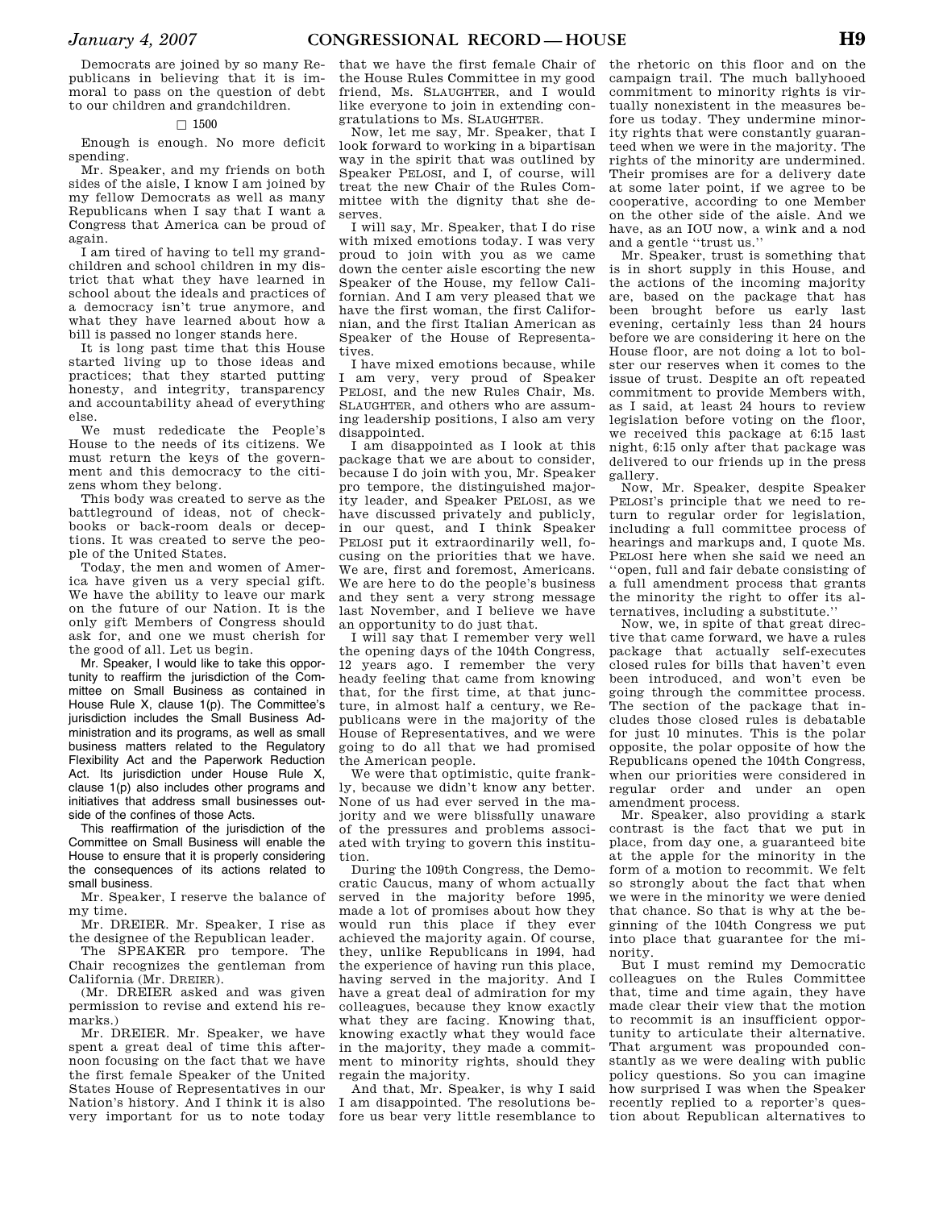Democrats are joined by so many Republicans in believing that it is immoral to pass on the question of debt to our children and grandchildren.

□ 1500

Enough is enough. No more deficit spending.

Mr. Speaker, and my friends on both sides of the aisle, I know I am joined by my fellow Democrats as well as many Republicans when I say that I want a Congress that America can be proud of again.

I am tired of having to tell my grandchildren and school children in my district that what they have learned in school about the ideals and practices of a democracy isn't true anymore, and what they have learned about how a bill is passed no longer stands here.

It is long past time that this House started living up to those ideas and practices; that they started putting honesty, and integrity, transparency and accountability ahead of everything else.

We must rededicate the People's House to the needs of its citizens. We must return the keys of the government and this democracy to the citizens whom they belong.

This body was created to serve as the battleground of ideas, not of checkbooks or back-room deals or deceptions. It was created to serve the people of the United States.

Today, the men and women of America have given us a very special gift. We have the ability to leave our mark on the future of our Nation. It is the only gift Members of Congress should ask for, and one we must cherish for the good of all. Let us begin.

Mr. Speaker, I would like to take this opportunity to reaffirm the jurisdiction of the Committee on Small Business as contained in House Rule X, clause 1(p). The Committee's jurisdiction includes the Small Business Administration and its programs, as well as small business matters related to the Regulatory Flexibility Act and the Paperwork Reduction Act. Its jurisdiction under House Rule X, clause 1(p) also includes other programs and initiatives that address small businesses outside of the confines of those Acts.

This reaffirmation of the jurisdiction of the Committee on Small Business will enable the House to ensure that it is properly considering the consequences of its actions related to small business.

Mr. Speaker, I reserve the balance of my time.

Mr. DREIER. Mr. Speaker, I rise as the designee of the Republican leader.

The SPEAKER pro tempore. The Chair recognizes the gentleman from California (Mr. DREIER).

(Mr. DREIER asked and was given permission to revise and extend his remarks.)

Mr. DREIER. Mr. Speaker, we have spent a great deal of time this afternoon focusing on the fact that we have the first female Speaker of the United States House of Representatives in our Nation's history. And I think it is also very important for us to note today that we have the first female Chair of the House Rules Committee in my good friend, Ms. SLAUGHTER, and I would like everyone to join in extending congratulations to Ms. SLAUGHTER.

Now, let me say, Mr. Speaker, that I look forward to working in a bipartisan way in the spirit that was outlined by Speaker PELOSI, and I, of course, will treat the new Chair of the Rules Committee with the dignity that she deserves.

I will say, Mr. Speaker, that I do rise with mixed emotions today. I was very proud to join with you as we came down the center aisle escorting the new Speaker of the House, my fellow Californian. And I am very pleased that we have the first woman, the first Californian, and the first Italian American as Speaker of the House of Representatives.

I have mixed emotions because, while I am very, very proud of Speaker PELOSI, and the new Rules Chair, Ms. SLAUGHTER, and others who are assuming leadership positions, I also am very disappointed.

I am disappointed as I look at this package that we are about to consider, because I do join with you, Mr. Speaker pro tempore, the distinguished majority leader, and Speaker PELOSI, as we have discussed privately and publicly, in our quest, and I think Speaker PELOSI put it extraordinarily well, focusing on the priorities that we have. We are, first and foremost, Americans. We are here to do the people's business and they sent a very strong message last November, and I believe we have an opportunity to do just that.

I will say that I remember very well the opening days of the 104th Congress, 12 years ago. I remember the very heady feeling that came from knowing that, for the first time, at that juncture, in almost half a century, we Republicans were in the majority of the House of Representatives, and we were going to do all that we had promised the American people.

We were that optimistic, quite frankly, because we didn't know any better. None of us had ever served in the majority and we were blissfully unaware of the pressures and problems associated with trying to govern this institution.

During the 109th Congress, the Democratic Caucus, many of whom actually served in the majority before 1995, made a lot of promises about how they would run this place if they ever achieved the majority again. Of course, they, unlike Republicans in 1994, had the experience of having run this place, having served in the majority. And I have a great deal of admiration for my colleagues, because they know exactly what they are facing. Knowing that, knowing exactly what they would face in the majority, they made a commitment to minority rights, should they regain the majority.

And that, Mr. Speaker, is why I said I am disappointed. The resolutions before us bear very little resemblance to the rhetoric on this floor and on the campaign trail. The much ballyhooed commitment to minority rights is virtually nonexistent in the measures before us today. They undermine minority rights that were constantly guaranteed when we were in the majority. The rights of the minority are undermined. Their promises are for a delivery date at some later point, if we agree to be cooperative, according to one Member on the other side of the aisle. And we have, as an IOU now, a wink and a nod and a gentle "trust us."

Mr. Speaker, trust is something that is in short supply in this House, and the actions of the incoming majority are, based on the package that has been brought before us early last evening, certainly less than 24 hours before we are considering it here on the House floor, are not doing a lot to bolster our reserves when it comes to the issue of trust. Despite an oft repeated commitment to provide Members with, as I said, at least 24 hours to review legislation before voting on the floor, we received this package at 6:15 last night, 6:15 only after that package was delivered to our friends up in the press gallery.

Now, Mr. Speaker, despite Speaker PELOSI's principle that we need to return to regular order for legislation, including a full committee process of hearings and markups and, I quote Ms. PELOSI here when she said we need an "open, full and fair debate consisting of a full amendment process that grants the minority the right to offer its alternatives, including a substitute."

Now, we, in spite of that great directive that came forward, we have a rules package that actually self-executes closed rules for bills that haven't even been introduced, and won't even be going through the committee process. The section of the package that includes those closed rules is debatable for just 10 minutes. This is the polar opposite, the polar opposite of how the Republicans opened the 104th Congress, when our priorities were considered in regular order and under an open amendment process.

Mr. Speaker, also providing a stark contrast is the fact that we put in place, from day one, a guaranteed bite at the apple for the minority in the form of a motion to recommit. We felt so strongly about the fact that when we were in the minority we were denied that chance. So that is why at the beginning of the 104th Congress we put into place that guarantee for the minority.

But I must remind my Democratic colleagues on the Rules Committee that, time and time again, they have made clear their view that the motion to recommit is an insufficient opportunity to articulate their alternative. That argument was propounded constantly as we were dealing with public policy questions. So you can imagine how surprised I was when the Speaker recently replied to a reporter's question about Republican alternatives to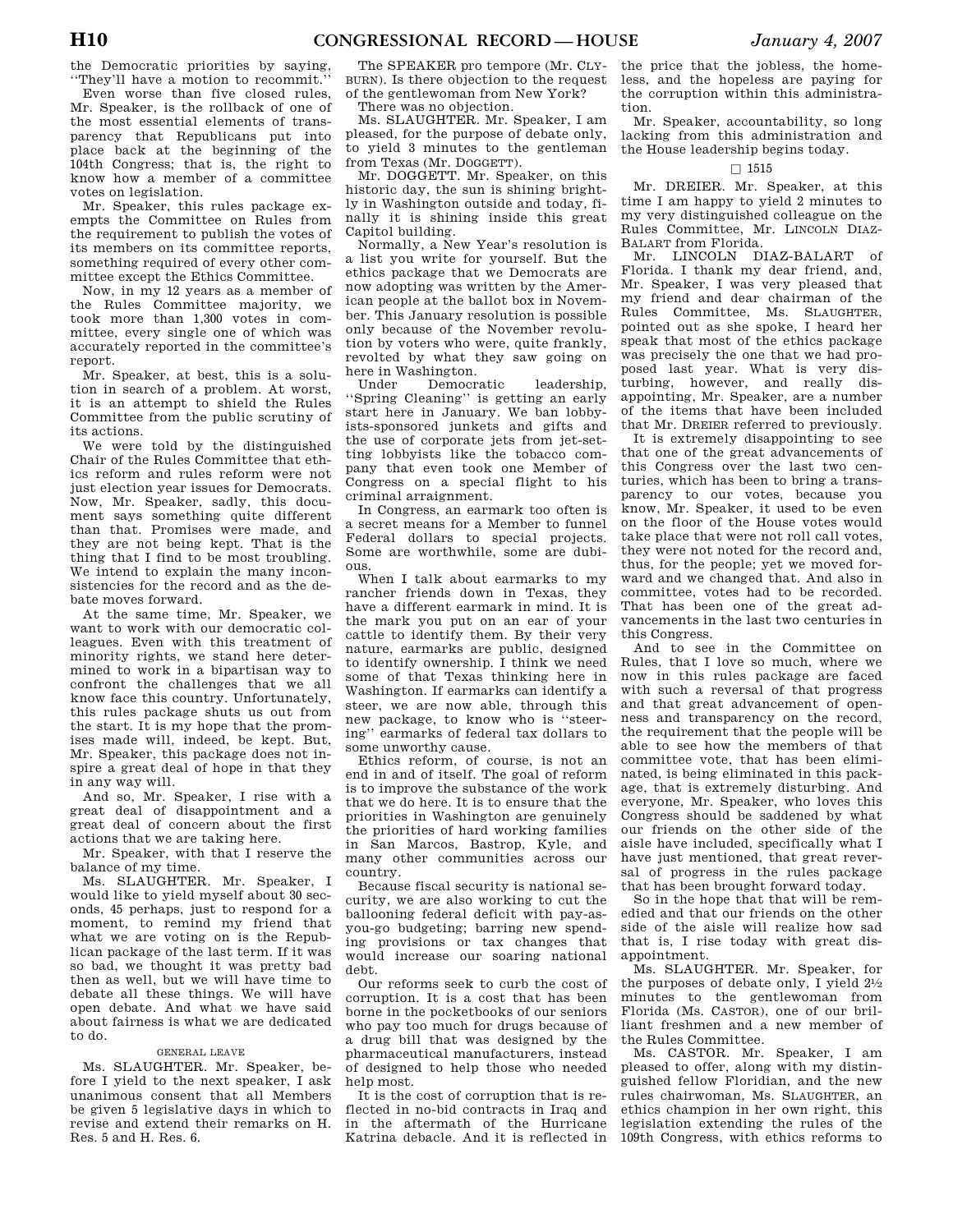the Democratic priorities by saying, ''They'll have a motion to recommit.''

Even worse than five closed rules, Mr. Speaker, is the rollback of one of the most essential elements of transparency that Republicans put into place back at the beginning of the 104th Congress; that is, the right to know how a member of a committee votes on legislation.

Mr. Speaker, this rules package exempts the Committee on Rules from the requirement to publish the votes of its members on its committee reports, something required of every other committee except the Ethics Committee.

Now, in my 12 years as a member of the Rules Committee majority, we took more than 1,300 votes in committee, every single one of which was accurately reported in the committee's report.

Mr. Speaker, at best, this is a solution in search of a problem. At worst, it is an attempt to shield the Rules Committee from the public scrutiny of its actions.

We were told by the distinguished Chair of the Rules Committee that ethics reform and rules reform were not just election year issues for Democrats. Now, Mr. Speaker, sadly, this document says something quite different than that. Promises were made, and they are not being kept. That is the thing that I find to be most troubling. We intend to explain the many inconsistencies for the record and as the debate moves forward.

At the same time, Mr. Speaker, we want to work with our democratic colleagues. Even with this treatment of minority rights, we stand here determined to work in a bipartisan way to confront the challenges that we all know face this country. Unfortunately, this rules package shuts us out from the start. It is my hope that the promises made will, indeed, be kept. But, Mr. Speaker, this package does not inspire a great deal of hope in that they in any way will.

And so, Mr. Speaker, I rise with a great deal of disappointment and a great deal of concern about the first actions that we are taking here.

Mr. Speaker, with that I reserve the balance of my time.

Ms. SLAUGHTER. Mr. Speaker, I would like to yield myself about 30 seconds, 45 perhaps, just to respond for a moment, to remind my friend that what we are voting on is the Republican package of the last term. If it was so bad, we thought it was pretty bad then as well, but we will have time to debate all these things. We will have open debate. And what we have said about fairness is what we are dedicated to do.

GENERAL LEAVE

Ms. SLAUGHTER. Mr. Speaker, before I yield to the next speaker, I ask unanimous consent that all Members be given 5 legislative days in which to revise and extend their remarks on H. Res. 5 and H. Res. 6.

The SPEAKER pro tempore (Mr. CLYBURN). Is there objection to the request of the gentlewoman from New York?

There was no objection.

Ms. SLAUGHTER. Mr. Speaker, I am pleased, for the purpose of debate only, to yield 3 minutes to the gentleman from Texas (Mr. DOGGETT).

Mr. DOGGETT. Mr. Speaker, on this historic day, the sun is shining brightly in Washington outside and today, finally it is shining inside this great Capitol building.

Normally, a New Year's resolution is a list you write for yourself. But the ethics package that we Democrats are now adopting was written by the American people at the ballot box in November. This January resolution is possible only because of the November revolution by voters who were, quite frankly, revolted by what they saw going on here in Washington.

Under Democratic leadership, ''Spring Cleaning'' is getting an early start here in January. We ban lobbyists-sponsored junkets and gifts and the use of corporate jets from jet-setting lobbyists like the tobacco company that even took one Member of Congress on a special flight to his criminal arraignment.

In Congress, an earmark too often is a secret means for a Member to funnel Federal dollars to special projects. Some are worthwhile, some are dubious.

When I talk about earmarks to my rancher friends down in Texas, they have a different earmark in mind. It is the mark you put on an ear of your cattle to identify them. By their very nature, earmarks are public, designed to identify ownership. I think we need some of that Texas thinking here in Washington. If earmarks can identify a steer, we are now able, through this new package, to know who is ''steering'' earmarks of federal tax dollars to some unworthy cause.

Ethics reform, of course, is not an end in and of itself. The goal of reform is to improve the substance of the work that we do here. It is to ensure that the priorities in Washington are genuinely the priorities of hard working families in San Marcos, Bastrop, Kyle, and many other communities across our country.

Because fiscal security is national security, we are also working to cut the ballooning federal deficit with pay-as-you-go budgeting; barring new spending provisions or tax changes that would increase our soaring national debt.

Our reforms seek to curb the cost of corruption. It is a cost that has been borne in the pocketbooks of our seniors who pay too much for drugs because of a drug bill that was designed by the pharmaceutical manufacturers, instead of designed to help those who needed help most.

It is the cost of corruption that is reflected in no-bid contracts in Iraq and in the aftermath of the Hurricane Katrina debacle. And it is reflected in the price that the jobless, the homeless, and the hopeless are paying for the corruption within this administration.

Mr. Speaker, accountability, so long lacking from this administration and the House leadership begins today.

□ 1515

Mr. DREIER. Mr. Speaker, at this time I am happy to yield 2 minutes to my very distinguished colleague on the Rules Committee, Mr. LINCOLN DIAZ-BALART from Florida.

Mr. LINCOLN DIAZ-BALART of Florida. I thank my dear friend, and, Mr. Speaker, I was very pleased that my friend and dear chairman of the Rules Committee, Ms. SLAUGHTER, pointed out as she spoke, I heard her speak that most of the ethics package was precisely the one that we had proposed last year. What is very disturbing, however, and really disappointing, Mr. Speaker, are a number of the items that have been included that Mr. DREIER referred to previously.

It is extremely disappointing to see that one of the great advancements of this Congress over the last two centuries, which has been to bring a transparency to our votes, because you know, Mr. Speaker, it used to be even on the floor of the House votes would take place that were not roll call votes, they were not noted for the record and, thus, for the people; yet we moved forward and we changed that. And also in committee, votes had to be recorded. That has been one of the great advancements in the last two centuries in this Congress.

And to see in the Committee on Rules, that I love so much, where we now in this rules package are faced with such a reversal of that progress and that great advancement of openness and transparency on the record, the requirement that the people will be able to see how the members of that committee vote, that has been eliminated, is being eliminated in this package, that is extremely disturbing. And everyone, Mr. Speaker, who loves this Congress should be saddened by what our friends on the other side of the aisle have included, specifically what I have just mentioned, that great reversal of progress in the rules package that has been brought forward today.

So in the hope that that will be remedied and that our friends on the other side of the aisle will realize how sad that is, I rise today with great disappointment.

Ms. SLAUGHTER. Mr. Speaker, for the purposes of debate only, I yield 2½ minutes to the gentlewoman from Florida (Ms. CASTOR), one of our brilliant freshmen and a new member of the Rules Committee.

Ms. CASTOR. Mr. Speaker, I am pleased to offer, along with my distinguished fellow Floridian, and the new rules chairwoman, Ms. SLAUGHTER, an ethics champion in her own right, this legislation extending the rules of the 109th Congress, with ethics reforms to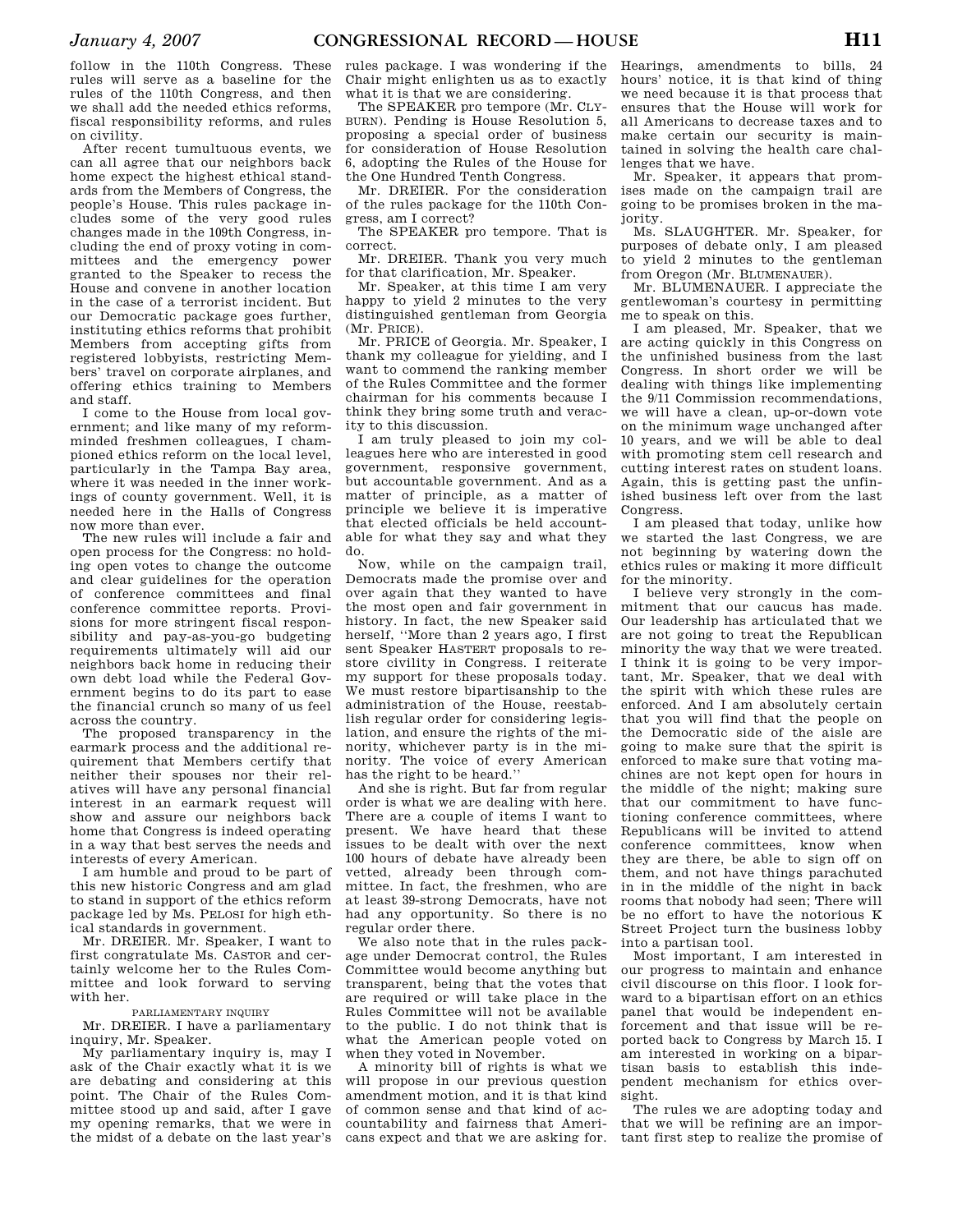follow in the 110th Congress. These rules will serve as a baseline for the rules of the 110th Congress, and then we shall add the needed ethics reforms, fiscal responsibility reforms, and rules on civility.

After recent tumultuous events, we can all agree that our neighbors back home expect the highest ethical standards from the Members of Congress, the people's House. This rules package includes some of the very good rules changes made in the 109th Congress, including the end of proxy voting in committees and the emergency power granted to the Speaker to recess the House and convene in another location in the case of a terrorist incident. But our Democratic package goes further, instituting ethics reforms that prohibit Members from accepting gifts from registered lobbyists, restricting Members' travel on corporate airplanes, and offering ethics training to Members and staff.

I come to the House from local government; and like many of my reform-minded freshmen colleagues, I championed ethics reform on the local level, particularly in the Tampa Bay area, where it was needed in the inner workings of county government. Well, it is needed here in the Halls of Congress now more than ever.

The new rules will include a fair and open process for the Congress: no holding open votes to change the outcome and clear guidelines for the operation of conference committees and final conference committee reports. Provisions for more stringent fiscal responsibility and pay-as-you-go budgeting requirements ultimately will aid our neighbors back home in reducing their own debt load while the Federal Government begins to do its part to ease the financial crunch so many of us feel across the country.

The proposed transparency in the earmark process and the additional requirement that Members certify that neither their spouses nor their relatives will have any personal financial interest in an earmark request will show and assure our neighbors back home that Congress is indeed operating in a way that best serves the needs and interests of every American.

I am humble and proud to be part of this new historic Congress and am glad to stand in support of the ethics reform package led by Ms. PELOSI for high ethical standards in government.

Mr. DREIER. Mr. Speaker, I want to first congratulate Ms. CASTOR and certainly welcome her to the Rules Committee and look forward to serving with her.

PARLIAMENTARY INQUIRY

Mr. DREIER. I have a parliamentary inquiry, Mr. Speaker.

My parliamentary inquiry is, may I ask of the Chair exactly what it is we are debating and considering at this point. The Chair of the Rules Committee stood up and said, after I gave my opening remarks, that we were in the midst of a debate on the last year's rules package. I was wondering if the Chair might enlighten us as to exactly what it is that we are considering.

The SPEAKER pro tempore (Mr. CLYBURN). Pending is House Resolution 5, proposing a special order of business for consideration of House Resolution 6, adopting the Rules of the House for the One Hundred Tenth Congress.

Mr. DREIER. For the consideration of the rules package for the 110th Congress, am I correct?

The SPEAKER pro tempore. That is correct.

Mr. DREIER. Thank you very much for that clarification, Mr. Speaker.

Mr. Speaker, at this time I am very happy to yield 2 minutes to the very distinguished gentleman from Georgia (Mr. PRICE).

Mr. PRICE of Georgia. Mr. Speaker, I thank my colleague for yielding, and I want to commend the ranking member of the Rules Committee and the former chairman for his comments because I think they bring some truth and veracity to this discussion.

I am truly pleased to join my colleagues here who are interested in good government, responsive government, but accountable government. And as a matter of principle, as a matter of principle we believe it is imperative that elected officials be held accountable for what they say and what they do.

Now, while on the campaign trail, Democrats made the promise over and over again that they wanted to have the most open and fair government in history. In fact, the new Speaker said herself, "More than 2 years ago, I first sent Speaker HASTERT proposals to restore civility in Congress. I reiterate my support for these proposals today. We must restore bipartisanship to the administration of the House, reestablish regular order for considering legislation, and ensure the rights of the minority, whichever party is in the minority. The voice of every American has the right to be heard."

And she is right. But far from regular order is what we are dealing with here. There are a couple of items I want to present. We have heard that these issues to be dealt with over the next 100 hours of debate have already been vetted, already been through committee. In fact, the freshmen, who are at least 39-strong Democrats, have not had any opportunity. So there is no regular order there.

We also note that in the rules package under Democrat control, the Rules Committee would become anything but transparent, being that the votes that are required or will take place in the Rules Committee will not be available to the public. I do not think that is what the American people voted on when they voted in November.

A minority bill of rights is what we will propose in our previous question amendment motion, and it is that kind of common sense and that kind of accountability and fairness that Americans expect and that we are asking for. Hearings, amendments to bills, 24 hours' notice, it is that kind of thing we need because it is that process that ensures that the House will work for all Americans to decrease taxes and to make certain our security is maintained in solving the health care challenges that we have.

Mr. Speaker, it appears that promises made on the campaign trail are going to be promises broken in the majority.

Ms. SLAUGHTER. Mr. Speaker, for purposes of debate only, I am pleased to yield 2 minutes to the gentleman from Oregon (Mr. BLUMENAUER).

Mr. BLUMENAUER. I appreciate the gentlewoman's courtesy in permitting me to speak on this.

I am pleased, Mr. Speaker, that we are acting quickly in this Congress on the unfinished business from the last Congress. In short order we will be dealing with things like implementing the 9/11 Commission recommendations, we will have a clean, up-or-down vote on the minimum wage unchanged after 10 years, and we will be able to deal with promoting stem cell research and cutting interest rates on student loans. Again, this is getting past the unfinished business left over from the last Congress.

I am pleased that today, unlike how we started the last Congress, we are not beginning by watering down the ethics rules or making it more difficult for the minority.

I believe very strongly in the commitment that our caucus has made. Our leadership has articulated that we are not going to treat the Republican minority the way that we were treated. I think it is going to be very important, Mr. Speaker, that we deal with the spirit with which these rules are enforced. And I am absolutely certain that you will find that the people on the Democratic side of the aisle are going to make sure that the spirit is enforced to make sure that voting machines are not kept open for hours in the middle of the night; making sure that our commitment to have functioning conference committees, where Republicans will be invited to attend conference committees, know when they are there, be able to sign off on them, and not have things parachuted in in the middle of the night in back rooms that nobody had seen; There will be no effort to have the notorious K Street Project turn the business lobby into a partisan tool.

Most important, I am interested in our progress to maintain and enhance civil discourse on this floor. I look forward to a bipartisan effort on an ethics panel that would be independent enforcement and that issue will be reported back to Congress by March 15. I am interested in working on a bipartisan basis to establish this independent mechanism for ethics oversight.

The rules we are adopting today and that we will be refining are an important first step to realize the promise of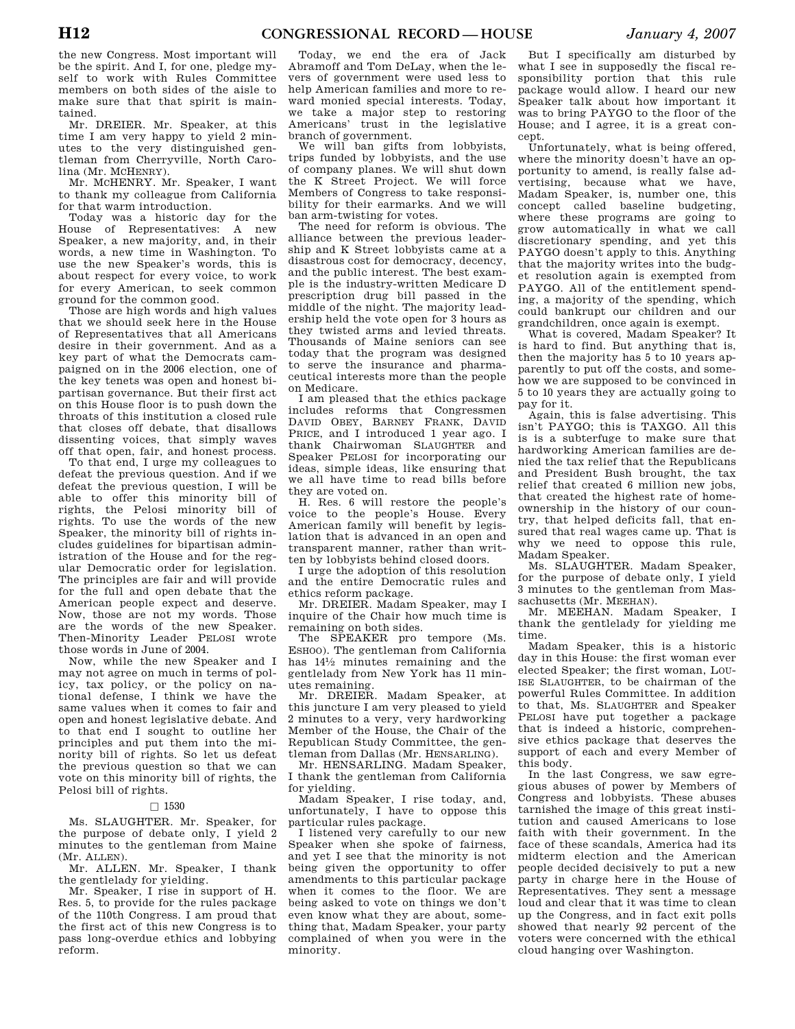the new Congress. Most important will be the spirit. And I, for one, pledge myself to work with Rules Committee members on both sides of the aisle to make sure that that spirit is maintained.

Mr. DREIER. Mr. Speaker, at this time I am very happy to yield 2 minutes to the very distinguished gentleman from Cherryville, North Carolina (Mr. MCHENRY).

Mr. MCHENRY. Mr. Speaker, I want to thank my colleague from California for that warm introduction.

Today was a historic day for the House of Representatives: A new Speaker, a new majority, and, in their words, a new time in Washington. To use the new Speaker's words, this is about respect for every voice, to work for every American, to seek common ground for the common good.

Those are high words and high values that we should seek here in the House of Representatives that all Americans desire in their government. And as a key part of what the Democrats campaigned on in the 2006 election, one of the key tenets was open and honest bipartisan governance. But their first act on this House floor is to push down the throats of this institution a closed rule that closes off debate, that disallows dissenting voices, that simply waves off that open, fair, and honest process.

To that end, I urge my colleagues to defeat the previous question. And if we defeat the previous question, I will be able to offer this minority bill of rights, the Pelosi minority bill of rights. To use the words of the new Speaker, the minority bill of rights includes guidelines for bipartisan administration of the House and for the regular Democratic order for legislation. The principles are fair and will provide for the full and open debate that the American people expect and deserve. Now, those are not my words. Those are the words of the new Speaker. Then-Minority Leader PELOSI wrote those words in June of 2004.

Now, while the new Speaker and I may not agree on much in terms of policy, tax policy, or the policy on national defense, I think we have the same values when it comes to fair and open and honest legislative debate. And to that end I sought to outline her principles and put them into the minority bill of rights. So let us defeat the previous question so that we can vote on this minority bill of rights, the Pelosi bill of rights.

□ 1530

Ms. SLAUGHTER. Mr. Speaker, for the purpose of debate only, I yield 2 minutes to the gentleman from Maine (Mr. ALLEN).

Mr. ALLEN. Mr. Speaker, I thank the gentlelady for yielding.

Mr. Speaker, I rise in support of H. Res. 5, to provide for the rules package of the 110th Congress. I am proud that the first act of this new Congress is to pass long-overdue ethics and lobbying reform.

Today, we end the era of Jack Abramoff and Tom DeLay, when the levers of government were used less to help American families and more to reward monied special interests. Today, we take a major step to restoring Americans' trust in the legislative branch of government.

We will ban gifts from lobbyists, trips funded by lobbyists, and the use of company planes. We will shut down the K Street Project. We will force Members of Congress to take responsibility for their earmarks. And we will ban arm-twisting for votes.

The need for reform is obvious. The alliance between the previous leadership and K Street lobbyists came at a disastrous cost for democracy, decency, and the public interest. The best example is the industry-written Medicare D prescription drug bill passed in the middle of the night. The majority leadership held the vote open for 3 hours as they twisted arms and levied threats. Thousands of Maine seniors can see today that the program was designed to serve the insurance and pharmaceutical interests more than the people on Medicare.

I am pleased that the ethics package includes reforms that Congressmen DAVID OBEY, BARNEY FRANK, DAVID PRICE, and I introduced 1 year ago. I thank Chairwoman SLAUGHTER and Speaker PELOSI for incorporating our ideas, simple ideas, like ensuring that we all have time to read bills before they are voted on.

H. Res. 6 will restore the people's voice to the people's House. Every American family will benefit by legislation that is advanced in an open and transparent manner, rather than written by lobbyists behind closed doors.

I urge the adoption of this resolution and the entire Democratic rules and ethics reform package.

Mr. DREIER. Madam Speaker, may I inquire of the Chair how much time is remaining on both sides.

The SPEAKER pro tempore (Ms. ESHOO). The gentleman from California has 14½ minutes remaining and the gentlelady from New York has 11 minutes remaining.

Mr. DREIER. Madam Speaker, at this juncture I am very pleased to yield 2 minutes to a very, very hardworking Member of the House, the Chair of the Republican Study Committee, the gentleman from Dallas (Mr. HENSARLING).

Mr. HENSARLING. Madam Speaker, I thank the gentleman from California for yielding.

Madam Speaker, I rise today, and, unfortunately, I have to oppose this particular rules package.

I listened very carefully to our new Speaker when she spoke of fairness, and yet I see that the minority is not being given the opportunity to offer amendments to this particular package when it comes to the floor. We are being asked to vote on things we don't even know what they are about, something that, Madam Speaker, your party complained of when you were in the minority.

But I specifically am disturbed by what I see in supposedly the fiscal responsibility portion that this rule package would allow. I heard our new Speaker talk about how important it was to bring PAYGO to the floor of the House; and I agree, it is a great concept.

Unfortunately, what is being offered, where the minority doesn't have an opportunity to amend, is really false advertising, because what we have, Madam Speaker, is, number one, this concept called baseline budgeting, where these programs are going to grow automatically in what we call discretionary spending, and yet this PAYGO doesn't apply to this. Anything that the majority writes into the budget resolution again is exempted from PAYGO. All of the entitlement spending, a majority of the spending, which could bankrupt our children and our grandchildren, once again is exempt.

What is covered, Madam Speaker? It is hard to find. But anything that is, then the majority has 5 to 10 years apparently to put off the costs, and somehow we are supposed to be convinced in 5 to 10 years they are actually going to pay for it.

Again, this is false advertising. This isn't PAYGO; this is TAXGO. All this is is a subterfuge to make sure that hardworking American families are denied the tax relief that the Republicans and President Bush brought, the tax relief that created 6 million new jobs, that created the highest rate of homeownership in the history of our country, that helped deficits fall, that ensured that real wages came up. That is why we need to oppose this rule, Madam Speaker.

Ms. SLAUGHTER. Madam Speaker, for the purpose of debate only, I yield 3 minutes to the gentleman from Massachusetts (Mr. MEEHAN).

Mr. MEEHAN. Madam Speaker, I thank the gentlelady for yielding me time.

Madam Speaker, this is a historic day in this House: the first woman ever elected Speaker; the first woman, LOUISE SLAUGHTER, to be chairman of the powerful Rules Committee. In addition to that, Ms. SLAUGHTER and Speaker PELOSI have put together a package that is indeed a historic, comprehensive ethics package that deserves the support of each and every Member of this body.

In the last Congress, we saw egregious abuses of power by Members of Congress and lobbyists. These abuses tarnished the image of this great institution and caused Americans to lose faith with their government. In the face of these scandals, America had its midterm election and the American people decided decisively to put a new party in charge here in the House of Representatives. They sent a message loud and clear that it was time to clean up the Congress, and in fact exit polls showed that nearly 92 percent of the voters were concerned with the ethical cloud hanging over Washington.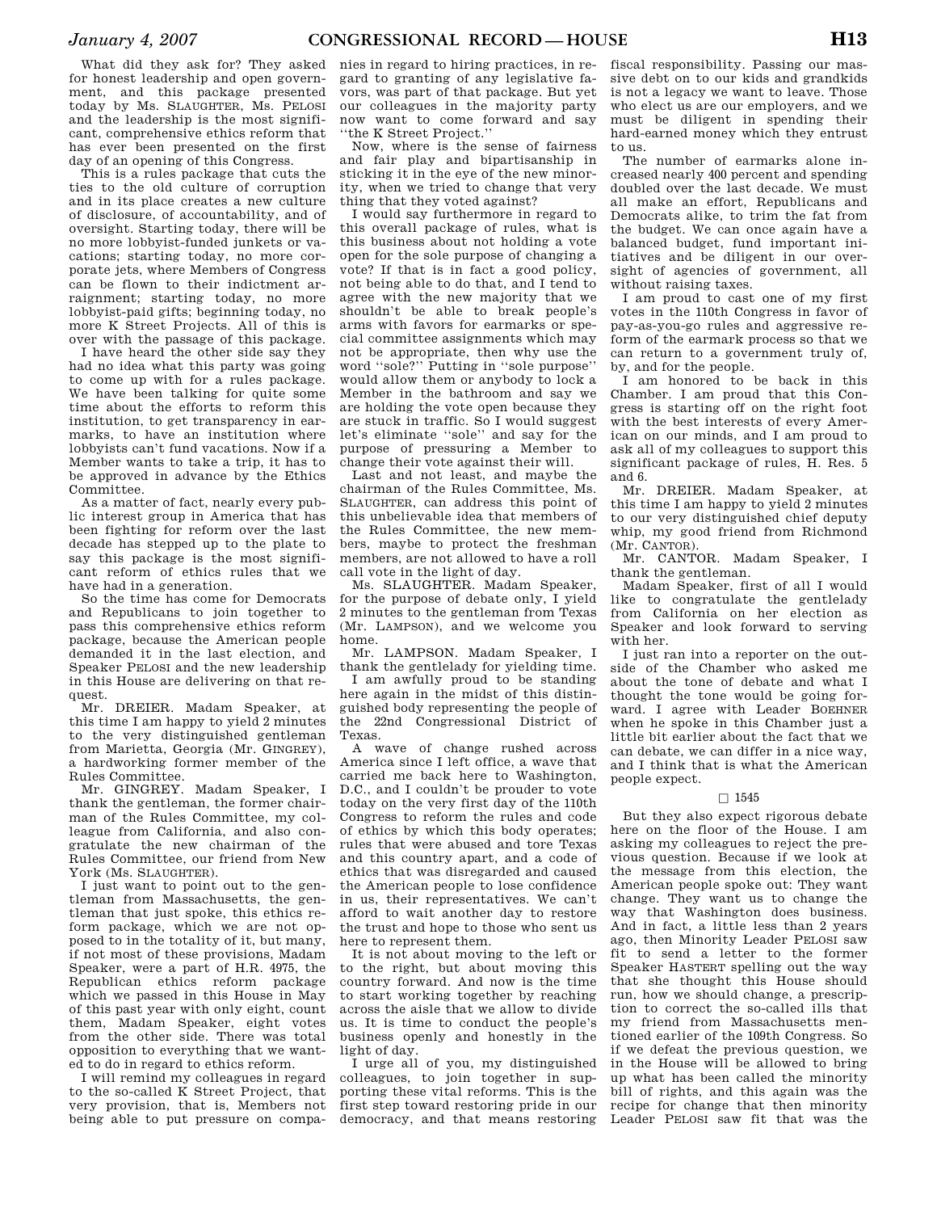What did they ask for? They asked for honest leadership and open government, and this package presented today by Ms. SLAUGHTER, Ms. PELOSI and the leadership is the most significant, comprehensive ethics reform that has ever been presented on the first day of an opening of this Congress.

This is a rules package that cuts the ties to the old culture of corruption and in its place creates a new culture of disclosure, of accountability, and of oversight. Starting today, there will be no more lobbyist-funded junkets or vacations; starting today, no more corporate jets, where Members of Congress can be flown to their indictment arraignment; starting today, no more lobbyist-paid gifts; beginning today, no more K Street Projects. All of this is over with the passage of this package.

I have heard the other side say they had no idea what this party was going to come up with for a rules package. We have been talking for quite some time about the efforts to reform this institution, to get transparency in earmarks, to have an institution where lobbyists can't fund vacations. Now if a Member wants to take a trip, it has to be approved in advance by the Ethics Committee.

As a matter of fact, nearly every public interest group in America that has been fighting for reform over the last decade has stepped up to the plate to say this package is the most significant reform of ethics rules that we have had in a generation.

So the time has come for Democrats and Republicans to join together to pass this comprehensive ethics reform package, because the American people demanded it in the last election, and Speaker PELOSI and the new leadership in this House are delivering on that request.

Mr. DREIER. Madam Speaker, at this time I am happy to yield 2 minutes to the very distinguished gentleman from Marietta, Georgia (Mr. GINGREY), a hardworking former member of the Rules Committee.

Mr. GINGREY. Madam Speaker, I thank the gentleman, the former chairman of the Rules Committee, my colleague from California, and also congratulate the new chairman of the Rules Committee, our friend from New York (Ms. SLAUGHTER).

I just want to point out to the gentleman from Massachusetts, the gentleman that just spoke, this ethics reform package, which we are not opposed to in the totality of it, but many, if not most of these provisions, Madam Speaker, were a part of H.R. 4975, the Republican ethics reform package which we passed in this House in May of this past year with only eight, count them, Madam Speaker, eight votes from the other side. There was total opposition to everything that we wanted to do in regard to ethics reform.

I will remind my colleagues in regard to the so-called K Street Project, that very provision, that is, Members not being able to put pressure on companies in regard to hiring practices, in regard to granting of any legislative favors, was part of that package. But yet our colleagues in the majority party now want to come forward and say ''the K Street Project.''

Now, where is the sense of fairness and fair play and bipartisanship in sticking it in the eye of the new minority, when we tried to change that very thing that they voted against?

I would say furthermore in regard to this overall package of rules, what is this business about not holding a vote open for the sole purpose of changing a vote? If that is in fact a good policy, not being able to do that, and I tend to agree with the new majority that we shouldn't be able to break people's arms with favors for earmarks or special committee assignments which may not be appropriate, then why use the word ''sole?'' Putting in ''sole purpose'' would allow them or anybody to lock a Member in the bathroom and say we are holding the vote open because they are stuck in traffic. So I would suggest let's eliminate ''sole'' and say for the purpose of pressuring a Member to change their vote against their will.

Last and not least, and maybe the chairman of the Rules Committee, Ms. SLAUGHTER, can address this point of this unbelievable idea that members of the Rules Committee, the new members, maybe to protect the freshman members, are not allowed to have a roll call vote in the light of day.

Ms. SLAUGHTER. Madam Speaker, for the purpose of debate only, I yield 2 minutes to the gentleman from Texas (Mr. LAMPSON), and we welcome you home.

Mr. LAMPSON. Madam Speaker, I thank the gentlelady for yielding time.

I am awfully proud to be standing here again in the midst of this distinguished body representing the people of the 22nd Congressional District of Texas.

A wave of change rushed across America since I left office, a wave that carried me back here to Washington, D.C., and I couldn't be prouder to vote today on the very first day of the 110th Congress to reform the rules and code of ethics by which this body operates; rules that were abused and tore Texas and this country apart, and a code of ethics that was disregarded and caused the American people to lose confidence in us, their representatives. We can't afford to wait another day to restore the trust and hope to those who sent us here to represent them.

It is not about moving to the left or to the right, but about moving this country forward. And now is the time to start working together by reaching across the aisle that we allow to divide us. It is time to conduct the people's business openly and honestly in the light of day.

I urge all of you, my distinguished colleagues, to join together in supporting these vital reforms. This is the first step toward restoring pride in our democracy, and that means restoring fiscal responsibility. Passing our massive debt on to our kids and grandkids is not a legacy we want to leave. Those who elect us are our employers, and we must be diligent in spending their hard-earned money which they entrust to us.

The number of earmarks alone increased nearly 400 percent and spending doubled over the last decade. We must all make an effort, Republicans and Democrats alike, to trim the fat from the budget. We can once again have a balanced budget, fund important initiatives and be diligent in our oversight of agencies of government, all without raising taxes.

I am proud to cast one of my first votes in the 110th Congress in favor of pay-as-you-go rules and aggressive reform of the earmark process so that we can return to a government truly of, by, and for the people.

I am honored to be back in this Chamber. I am proud that this Congress is starting off on the right foot with the best interests of every American on our minds, and I am proud to ask all of my colleagues to support this significant package of rules, H. Res. 5 and 6.

Mr. DREIER. Madam Speaker, at this time I am happy to yield 2 minutes to our very distinguished chief deputy whip, my good friend from Richmond (Mr. CANTOR).

Mr. CANTOR. Madam Speaker, I thank the gentleman.

Madam Speaker, first of all I would like to congratulate the gentlelady from California on her election as Speaker and look forward to serving with her.

I just ran into a reporter on the outside of the Chamber who asked me about the tone of debate and what I thought the tone would be going forward. I agree with Leader BOEHNER when he spoke in this Chamber just a little bit earlier about the fact that we can debate, we can differ in a nice way, and I think that is what the American people expect.

□ 1545

But they also expect rigorous debate here on the floor of the House. I am asking my colleagues to reject the previous question. Because if we look at the message from this election, the American people spoke out: They want change. They want us to change the way that Washington does business. And in fact, a little less than 2 years ago, then Minority Leader PELOSI saw fit to send a letter to the former Speaker HASTERT spelling out the way that she thought this House should run, how we should change, a prescription to correct the so-called ills that my friend from Massachusetts mentioned earlier of the 109th Congress. So if we defeat the previous question, we in the House will be allowed to bring up what has been called the minority bill of rights, and this again was the recipe for change that then minority Leader PELOSI saw fit that was the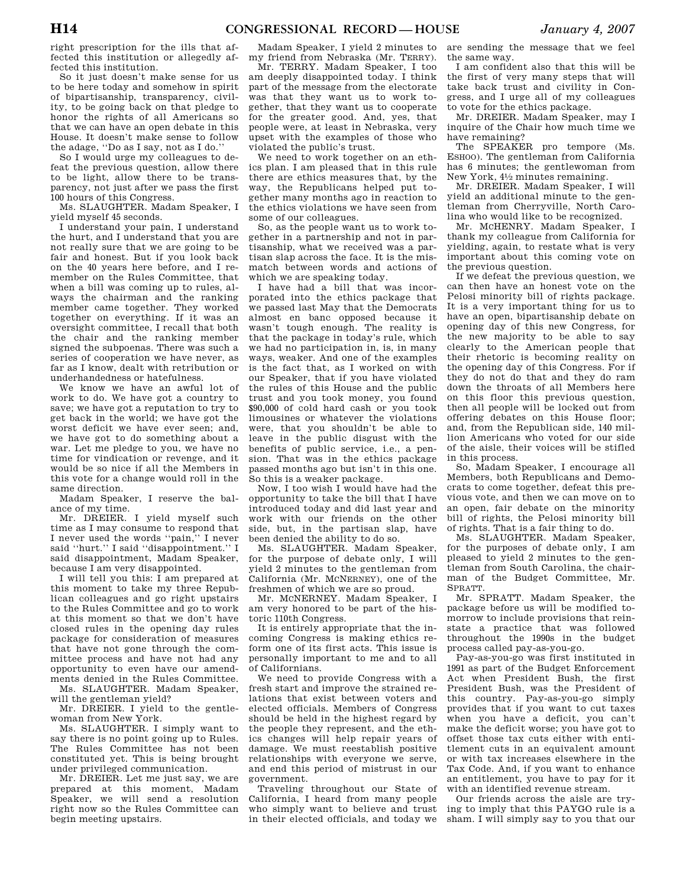right prescription for the ills that affected this institution or allegedly affected this institution.

So it just doesn't make sense for us to be here today and somehow in spirit of bipartisanship, transparency, civility, to be going back on that pledge to honor the rights of all Americans so that we can have an open debate in this House. It doesn't make sense to follow the adage, "Do as I say, not as I do."

So I would urge my colleagues to defeat the previous question, allow there to be light, allow there to be transparency, not just after we pass the first 100 hours of this Congress.

Ms. SLAUGHTER. Madam Speaker, I yield myself 45 seconds.

I understand your pain, I understand the hurt, and I understand that you are not really sure that we are going to be fair and honest. But if you look back on the 40 years here before, and I remember on the Rules Committee, that when a bill was coming up to rules, always the chairman and the ranking member came together. They worked together on everything. If it was an oversight committee, I recall that both the chair and the ranking member signed the subpoenas. There was such a series of cooperation we have never, as far as I know, dealt with retribution or underhandedness or hatefulness.

We know we have an awful lot of work to do. We have got a country to save; we have got a reputation to try to get back in the world; we have got the worst deficit we have ever seen; and, we have got to do something about a war. Let me pledge to you, we have no time for vindication or revenge, and it would be so nice if all the Members in this vote for a change would roll in the same direction.

Madam Speaker, I reserve the balance of my time.

Mr. DREIER. I yield myself such time as I may consume to respond that I never used the words "pain," I never said "hurt." I said "disappointment." I said disappointment, Madam Speaker, because I am very disappointed.

I will tell you this: I am prepared at this moment to take my three Republican colleagues and go right upstairs to the Rules Committee and go to work at this moment so that we don't have closed rules in the opening day rules package for consideration of measures that have not gone through the committee process and have not had any opportunity to even have our amendments denied in the Rules Committee.

Ms. SLAUGHTER. Madam Speaker, will the gentleman yield?

Mr. DREIER. I yield to the gentlewoman from New York.

Ms. SLAUGHTER. I simply want to say there is no point going up to Rules. The Rules Committee has not been constituted yet. This is being brought under privileged communication.

Mr. DREIER. Let me just say, we are prepared at this moment, Madam Speaker, we will send a resolution right now so the Rules Committee can begin meeting upstairs.

Madam Speaker, I yield 2 minutes to my friend from Nebraska (Mr. TERRY).

Mr. TERRY. Madam Speaker, I too am deeply disappointed today. I think part of the message from the electorate was that they want us to work together, that they want us to cooperate for the greater good. And, yes, that people were, at least in Nebraska, very upset with the examples of those who violated the public's trust.

We need to work together on an ethics plan. I am pleased that in this rule there are ethics measures that, by the way, the Republicans helped put together many months ago in reaction to the ethics violations we have seen from some of our colleagues.

So, as the people want us to work together in a partnership and not in partisanship, what we received was a partisan slap across the face. It is the mismatch between words and actions of which we are speaking today.

I have had a bill that was incorporated into the ethics package that we passed last May that the Democrats almost en banc opposed because it wasn't tough enough. The reality is that the package in today's rule, which we had no participation in, is, in many ways, weaker. And one of the examples is the fact that, as I worked on with our Speaker, that if you have violated the rules of this House and the public trust and you took money, you found $90,000 of cold hard cash or you took limousines or whatever the violations were, that you shouldn't be able to leave in the public disgust with the benefits of public service, i.e., a pension. That was in the ethics package passed months ago but isn't in this one. So this is a weaker package.

Now, I too wish I would have had the opportunity to take the bill that I have introduced today and did last year and work with our friends on the other side, but, in the partisan slap, have been denied the ability to do so.

Ms. SLAUGHTER. Madam Speaker, for the purpose of debate only, I will yield 2 minutes to the gentleman from California (Mr. MCNERNEY), one of the freshmen of which we are so proud.

Mr. MCNERNEY. Madam Speaker, I am very honored to be part of the historic 110th Congress.

It is entirely appropriate that the incoming Congress is making ethics reform one of its first acts. This issue is personally important to me and to all of Californians.

We need to provide Congress with a fresh start and improve the strained relations that exist between voters and elected officials. Members of Congress should be held in the highest regard by the people they represent, and the ethics changes will help repair years of damage. We must reestablish positive relationships with everyone we serve, and end this period of mistrust in our government.

Traveling throughout our State of California, I heard from many people who simply want to believe and trust in their elected officials, and today we are sending the message that we feel the same way.

I am confident also that this will be the first of very many steps that will take back trust and civility in Congress, and I urge all of my colleagues to vote for the ethics package.

Mr. DREIER. Madam Speaker, may I inquire of the Chair how much time we have remaining?

The SPEAKER pro tempore (Ms. ESHOO). The gentleman from California has 6 minutes; the gentlewoman from New York, 4½ minutes remaining.

Mr. DREIER. Madam Speaker, I will yield an additional minute to the gentleman from Cherryville, North Carolina who would like to be recognized.

Mr. MCHENRY. Madam Speaker, I thank my colleague from California for yielding, again, to restate what is very important about this coming vote on the previous question.

If we defeat the previous question, we can then have an honest vote on the Pelosi minority bill of rights package. It is a very important thing for us to have an open, bipartisanship debate on opening day of this new Congress, for the new majority to be able to say clearly to the American people that their rhetoric is becoming reality on the opening day of this Congress. For if they do not do that and they do ram down the throats of all Members here on this floor this previous question, then all people will be locked out from offering debates on this House floor; and, from the Republican side, 140 million Americans who voted for our side of the aisle, their voices will be stifled in this process.

So, Madam Speaker, I encourage all Members, both Republicans and Democrats to come together, defeat this previous vote, and then we can move on to an open, fair debate on the minority bill of rights, the Pelosi minority bill of rights. That is a fair thing to do.

Ms. SLAUGHTER. Madam Speaker, for the purposes of debate only, I am pleased to yield 2 minutes to the gentleman from South Carolina, the chairman of the Budget Committee, Mr. SPRATT.

Mr. SPRATT. Madam Speaker, the package before us will be modified tomorrow to include provisions that reinstate a practice that was followed throughout the 1990s in the budget process called pay-as-you-go.

Pay-as-you-go was first instituted in 1991 as part of the Budget Enforcement Act when President Bush, the first President Bush, was the President of this country. Pay-as-you-go simply provides that if you want to cut taxes when you have a deficit, you can't make the deficit worse; you have got to offset those tax cuts either with entitlement cuts in an equivalent amount or with tax increases elsewhere in the Tax Code. And, if you want to enhance an entitlement, you have to pay for it with an identified revenue stream.

Our friends across the aisle are trying to imply that this PAYGO rule is a sham. I will simply say to you that our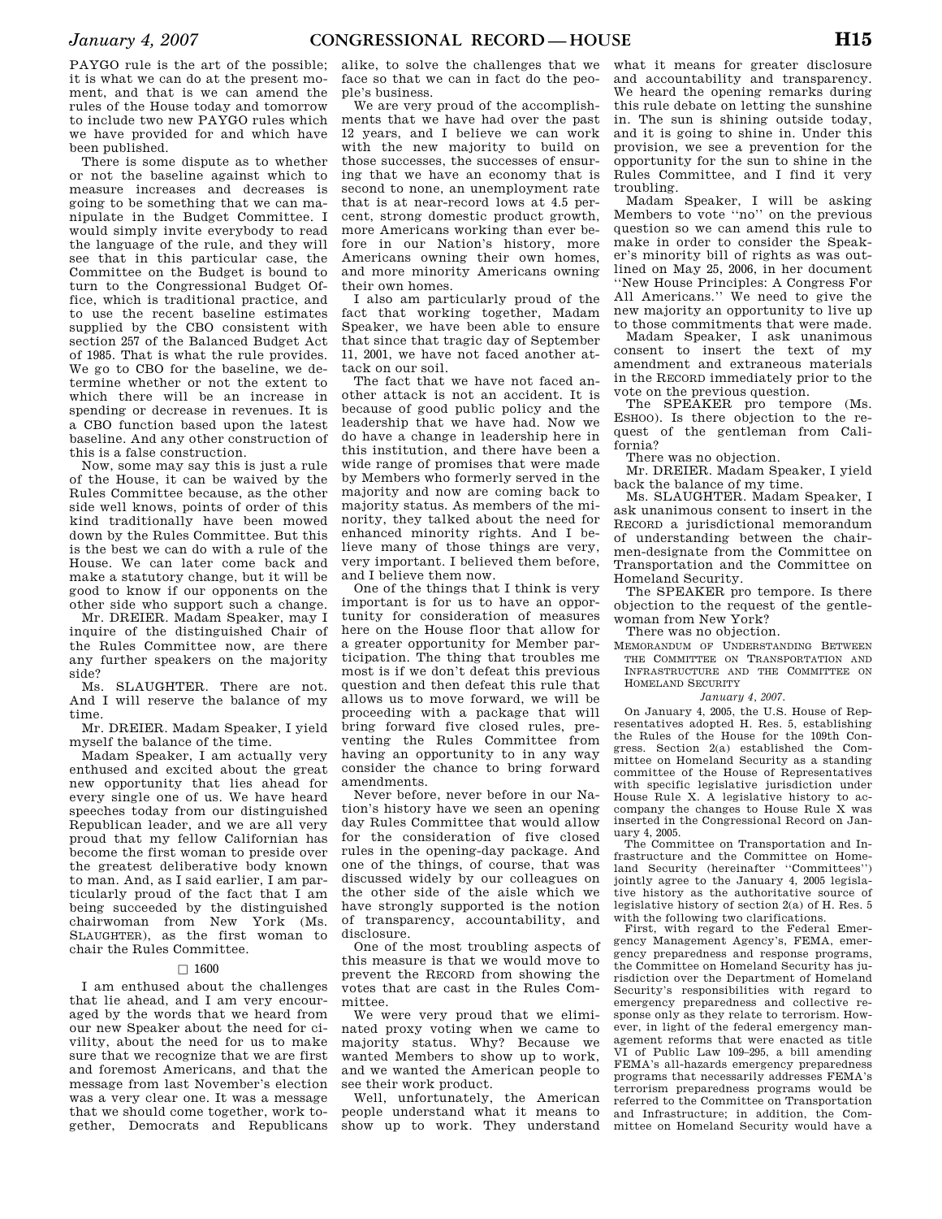PAYGO rule is the art of the possible; it is what we can do at the present moment, and that is we can amend the rules of the House today and tomorrow to include two new PAYGO rules which we have provided for and which have been published.

There is some dispute as to whether or not the baseline against which to measure increases and decreases is going to be something that we can manipulate in the Budget Committee. I would simply invite everybody to read the language of the rule, and they will see that in this particular case, the Committee on the Budget is bound to turn to the Congressional Budget Office, which is traditional practice, and to use the recent baseline estimates supplied by the CBO consistent with section 257 of the Balanced Budget Act of 1985. That is what the rule provides. We go to CBO for the baseline, we determine whether or not the extent to which there will be an increase in spending or decrease in revenues. It is a CBO function based upon the latest baseline. And any other construction of this is a false construction.

Now, some may say this is just a rule of the House, it can be waived by the Rules Committee because, as the other side well knows, points of order of this kind traditionally have been mowed down by the Rules Committee. But this is the best we can do with a rule of the House. We can later come back and make a statutory change, but it will be good to know if our opponents on the other side who support such a change.

Mr. DREIER. Madam Speaker, may I inquire of the distinguished Chair of the Rules Committee now, are there any further speakers on the majority side?

Ms. SLAUGHTER. There are not. And I will reserve the balance of my time.

Mr. DREIER. Madam Speaker, I yield myself the balance of the time.

Madam Speaker, I am actually very enthused and excited about the great new opportunity that lies ahead for every single one of us. We have heard speeches today from our distinguished Republican leader, and we are all very proud that my fellow Californian has become the first woman to preside over the greatest deliberative body known to man. And, as I said earlier, I am particularly proud of the fact that I am being succeeded by the distinguished chairwoman from New York (Ms. SLAUGHTER), as the first woman to chair the Rules Committee.

□ 1600

I am enthused about the challenges that lie ahead, and I am very encouraged by the words that we heard from our new Speaker about the need for civility, about the need for us to make sure that we recognize that we are first and foremost Americans, and that the message from last November's election was a very clear one. It was a message that we should come together, work together, Democrats and Republicans alike, to solve the challenges that we face so that we can in fact do the people's business.

We are very proud of the accomplishments that we have had over the past 12 years, and I believe we can work with the new majority to build on those successes, the successes of ensuring that we have an economy that is second to none, an unemployment rate that is at near-record lows at 4.5 percent, strong domestic product growth, more Americans working than ever before in our Nation's history, more Americans owning their own homes, and more minority Americans owning their own homes.

I also am particularly proud of the fact that working together, Madam Speaker, we have been able to ensure that since that tragic day of September 11, 2001, we have not faced another attack on our soil.

The fact that we have not faced another attack is not an accident. It is because of good public policy and the leadership that we have had. Now we do have a change in leadership here in this institution, and there have been a wide range of promises that were made by Members who formerly served in the majority and now are coming back to majority status. As members of the minority, they talked about the need for enhanced minority rights. And I believe many of those things are very, very important. I believed them before, and I believe them now.

One of the things that I think is very important is for us to have an opportunity for consideration of measures here on the House floor that allow for a greater opportunity for Member participation. The thing that troubles me most is if we don't defeat this previous question and then defeat this rule that allows us to move forward, we will be proceeding with a package that will bring forward five closed rules, preventing the Rules Committee from having an opportunity to in any way consider the chance to bring forward amendments.

Never before, never before in our Nation's history have we seen an opening day Rules Committee that would allow for the consideration of five closed rules in the opening-day package. And one of the things, of course, that was discussed widely by our colleagues on the other side of the aisle which we have strongly supported is the notion of transparency, accountability, and disclosure.

One of the most troubling aspects of this measure is that we would move to prevent the RECORD from showing the votes that are cast in the Rules Committee.

We were very proud that we eliminated proxy voting when we came to majority status. Why? Because we wanted Members to show up to work, and we wanted the American people to see their work product.

Well, unfortunately, the American people understand what it means to show up to work. They understand what it means for greater disclosure and accountability and transparency. We heard the opening remarks during this rule debate on letting the sunshine in. The sun is shining outside today, and it is going to shine in. Under this provision, we see a prevention for the opportunity for the sun to shine in the Rules Committee, and I find it very troubling.

Madam Speaker, I will be asking Members to vote "no" on the previous question so we can amend this rule to make in order to consider the Speaker's minority bill of rights as was outlined on May 25, 2006, in her document "New House Principles: A Congress For All Americans." We need to give the new majority an opportunity to live up to those commitments that were made.

Madam Speaker, I ask unanimous consent to insert the text of my amendment and extraneous materials in the RECORD immediately prior to the vote on the previous question.

The SPEAKER pro tempore (Ms. ESHOO). Is there objection to the request of the gentleman from California?

There was no objection.

Mr. DREIER. Madam Speaker, I yield back the balance of my time.

Ms. SLAUGHTER. Madam Speaker, I ask unanimous consent to insert in the RECORD a jurisdictional memorandum of understanding between the chairmen-designate from the Committee on Transportation and the Committee on Homeland Security.

The SPEAKER pro tempore. Is there objection to the request of the gentlewoman from New York?

There was no objection.

MEMORANDUM OF UNDERSTANDING BETWEEN THE COMMITTEE ON TRANSPORTATION AND INFRASTRUCTURE AND THE COMMITTEE ON HOMELAND SECURITY

*January 4, 2007.*

On January 4, 2005, the U.S. House of Representatives adopted H. Res. 5, establishing the Rules of the House for the 109th Congress. Section 2(a) established the Committee on Homeland Security as a standing committee of the House of Representatives with specific legislative jurisdiction under House Rule X. A legislative history to accompany the changes to House Rule X was inserted in the Congressional Record on January 4, 2005.

The Committee on Transportation and Infrastructure and the Committee on Homeland Security (hereinafter "Committees") jointly agree to the January 4, 2005 legislative history as the authoritative source of legislative history of section 2(a) of H. Res. 5 with the following two clarifications.

First, with regard to the Federal Emergency Management Agency's, FEMA, emergency preparedness and response programs, the Committee on Homeland Security has jurisdiction over the Department of Homeland Security's responsibilities with regard to emergency preparedness and collective response only as they relate to terrorism. However, in light of the federal emergency management reforms that were enacted as title VI of Public Law 109–295, a bill amending FEMA's all-hazards emergency preparedness programs that necessarily addresses FEMA's terrorism preparedness programs would be referred to the Committee on Transportation and Infrastructure; in addition, the Committee on Homeland Security would have a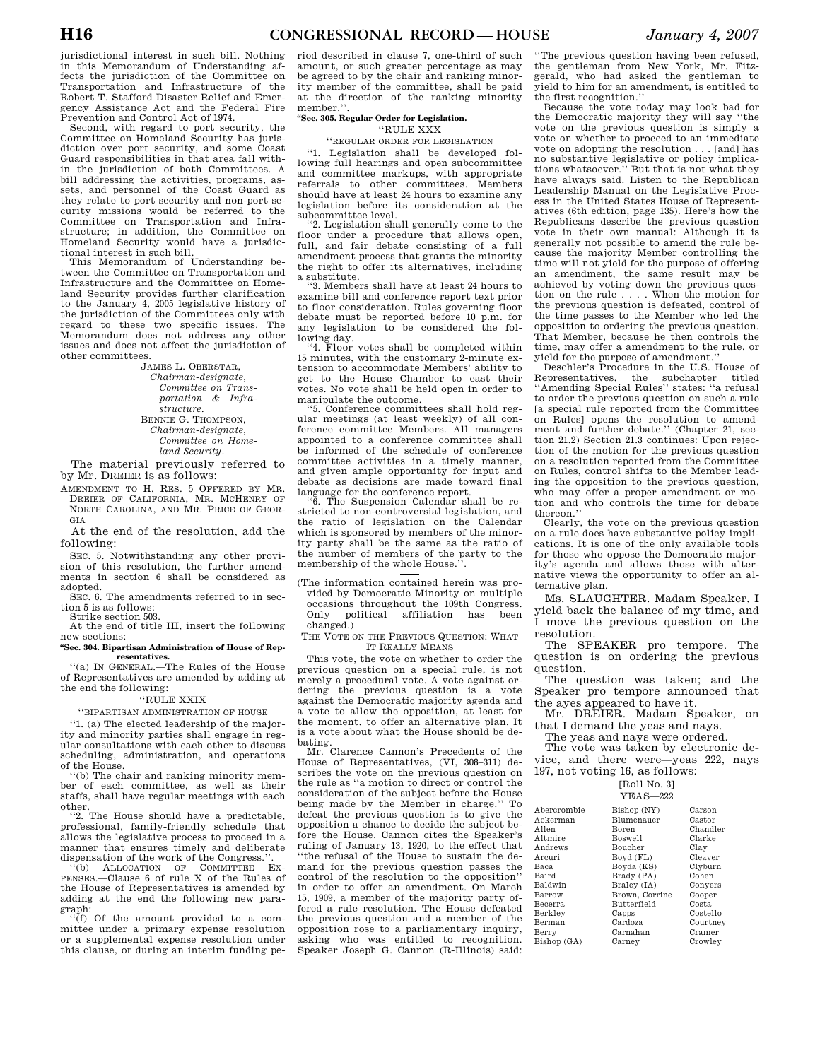jurisdictional interest in such bill. Nothing in this Memorandum of Understanding affects the jurisdiction of the Committee on Transportation and Infrastructure of the Robert T. Stafford Disaster Relief and Emergency Assistance Act and the Federal Fire Prevention and Control Act of 1974.

Second, with regard to port security, the Committee on Homeland Security has jurisdiction over port security, and some Coast Guard responsibilities in that area fall within the jurisdiction of both Committees. A bill addressing the activities, programs, assets, and personnel of the Coast Guard as they relate to port security and non-port security missions would be referred to the Committee on Transportation and Infrastructure; in addition, the Committee on Homeland Security would have a jurisdictional interest in such bill.

This Memorandum of Understanding between the Committee on Transportation and Infrastructure and the Committee on Homeland Security provides further clarification to the January 4, 2005 legislative history of the jurisdiction of the Committees only with regard to these two specific issues. The Memorandum does not address any other issues and does not affect the jurisdiction of other committees.

JAMES L. OBERSTAR,
*Chairman-designate, Committee on Transportation & Infrastructure.*

BENNIE G. THOMPSON,
*Chairman-designate, Committee on Homeland Security.*

The material previously referred to by Mr. DREIER is as follows:

AMENDMENT TO H. RES. 5 OFFERED BY MR. DREIER OF CALIFORNIA, MR. MCHENRY OF NORTH CAROLINA, AND MR. PRICE OF GEORGIA

At the end of the resolution, add the following:

SEC. 5. Notwithstanding any other provision of this resolution, the further amendments in section 6 shall be considered as adopted.

SEC. 6. The amendments referred to in section 5 is as follows:

Strike section 503.

At the end of title III, insert the following new sections:

**"Sec. 304. Bipartisan Administration of House of Representatives.**

"(a) IN GENERAL.—The Rules of the House of Representatives are amended by adding at the end the following:

"RULE XXIX

"BIPARTISAN ADMINISTRATION OF HOUSE

"1. (a) The elected leadership of the majority and minority parties shall engage in regular consultations with each other to discuss scheduling, administration, and operations of the House.

"(b) The chair and ranking minority member of each committee, as well as their staffs, shall have regular meetings with each other.

"2. The House should have a predictable, professional, family-friendly schedule that allows the legislative process to proceed in a manner that ensures timely and deliberate dispensation of the work of the Congress.".

"(b) ALLOCATION OF COMMITTEE EXPENSES.—Clause 6 of rule X of the Rules of the House of Representatives is amended by adding at the end the following new paragraph:

"(f) Of the amount provided to a committee under a primary expense resolution or a supplemental expense resolution under this clause, or during an interim funding period described in clause 7, one-third of such amount, or such greater percentage as may be agreed to by the chair and ranking minority member of the committee, shall be paid at the direction of the ranking minority member.".

**"Sec. 305. Regular Order for Legislation.**

"RULE XXX

"REGULAR ORDER FOR LEGISLATION

"1. Legislation shall be developed following full hearings and open subcommittee and committee markups, with appropriate referrals to other committees. Members should have at least 24 hours to examine any legislation before its consideration at the subcommittee level.

"2. Legislation shall generally come to the floor under a procedure that allows open, full, and fair debate consisting of a full amendment process that grants the minority the right to offer its alternatives, including a substitute.

"3. Members shall have at least 24 hours to examine bill and conference report text prior to floor consideration. Rules governing floor debate must be reported before 10 p.m. for any legislation to be considered the following day.

"4. Floor votes shall be completed within 15 minutes, with the customary 2-minute extension to accommodate Members' ability to get to the House Chamber to cast their votes. No vote shall be held open in order to manipulate the outcome.

"5. Conference committees shall hold regular meetings (at least weekly) of all conference committee Members. All managers appointed to a conference committee shall be informed of the schedule of conference committee activities in a timely manner, and given ample opportunity for input and debate as decisions are made toward final language for the conference report.

"6. The Suspension Calendar shall be restricted to non-controversial legislation, and the ratio of legislation on the Calendar which is sponsored by members of the minority party shall be the same as the ratio of the number of members of the party to the membership of the whole House.".

(The information contained herein was provided by Democratic Minority on multiple occasions throughout the 109th Congress. Only political affiliation has been changed.)

THE VOTE ON THE PREVIOUS QUESTION: WHAT IT REALLY MEANS

This vote, the vote on whether to order the previous question on a special rule, is not merely a procedural vote. A vote against ordering the previous question is a vote against the Democratic majority agenda and a vote to allow the opposition, at least for the moment, to offer an alternative plan. It is a vote about what the House should be debating.

Mr. Clarence Cannon's Precedents of the House of Representatives, (VI, 308–311) describes the vote on the previous question on the rule as "a motion to direct or control the consideration of the subject before the House being made by the Member in charge." To defeat the previous question is to give the opposition a chance to decide the subject before the House. Cannon cites the Speaker's ruling of January 13, 1920, to the effect that "the refusal of the House to sustain the demand for the previous question passes the control of the resolution to the opposition" in order to offer an amendment. On March 15, 1909, a member of the majority party offered a rule resolution. The House defeated the previous question and a member of the opposition rose to a parliamentary inquiry, asking who was entitled to recognition. Speaker Joseph G. Cannon (R-Illinois) said: "The previous question having been refused, the gentleman from New York, Mr. Fitzgerald, who had asked the gentleman to yield to him for an amendment, is entitled to the first recognition."

Because the vote today may look bad for the Democratic majority they will say "the vote on the previous question is simply a vote on whether to proceed to an immediate vote on adopting the resolution . . . [and] has no substantive legislative or policy implications whatsoever." But that is not what they have always said. Listen to the Republican Leadership Manual on the Legislative Process in the United States House of Representatives (6th edition, page 135). Here's how the Republicans describe the previous question vote in their own manual: Although it is generally not possible to amend the rule because the majority Member controlling the time will not yield for the purpose of offering an amendment, the same result may be achieved by voting down the previous question on the rule . . . . When the motion for the previous question is defeated, control of the time passes to the Member who led the opposition to ordering the previous question. That Member, because he then controls the time, may offer a amendment to the rule, or yield for the purpose of amendment."

Deschler's Procedure in the U.S. House of Representatives, the subchapter titled "Amending Special Rules" states: "a refusal to order the previous question on such a rule [a special rule reported from the Committee on Rules] opens the resolution to amendment and further debate." (Chapter 21, section 21.2) Section 21.3 continues: Upon rejection of the motion for the previous question on a resolution reported from the Committee on Rules, control shifts to the Member leading the opposition to the previous question, who may offer a proper amendment or motion and who controls the time for debate thereon."

Clearly, the vote on the previous question on a rule does have substantive policy implications. It is one of the only available tools for those who oppose the Democratic majority's agenda and allows those with alternative views the opportunity to offer an alternative plan.

Ms. SLAUGHTER. Madam Speaker, I yield back the balance of my time, and I move the previous question on the resolution.

The SPEAKER pro tempore. The question is on ordering the previous question.

The question was taken; and the Speaker pro tempore announced that the ayes appeared to have it.

Mr. DREIER. Madam Speaker, on that I demand the yeas and nays.

The yeas and nays were ordered.

The vote was taken by electronic device, and there were—yeas 222, nays 197, not voting 16, as follows:

[Roll No. 3]

YEAS—222

| | | |
|---|---|---|
| Abercrombie | Bishop (NY) | Carson |
| Ackerman | Blumenauer | Castor |
| Allen | Boren | Chandler |
| Altmire | Boswell | Clarke |
| Andrews | Boucher | Clay |
| Arcuri | Boyd (FL) | Cleaver |
| Baca | Boyda (KS) | Clyburn |
| Baird | Brady (PA) | Cohen |
| Baldwin | Braley (IA) | Conyers |
| Barrow | Brown, Corrine | Cooper |
| Becerra | Butterfield | Costa |
| Berkley | Capps | Costello |
| Berman | Cardoza | Courtney |
| Berry | Carnahan | Cramer |
| Bishop (GA) | Carney | Crowley |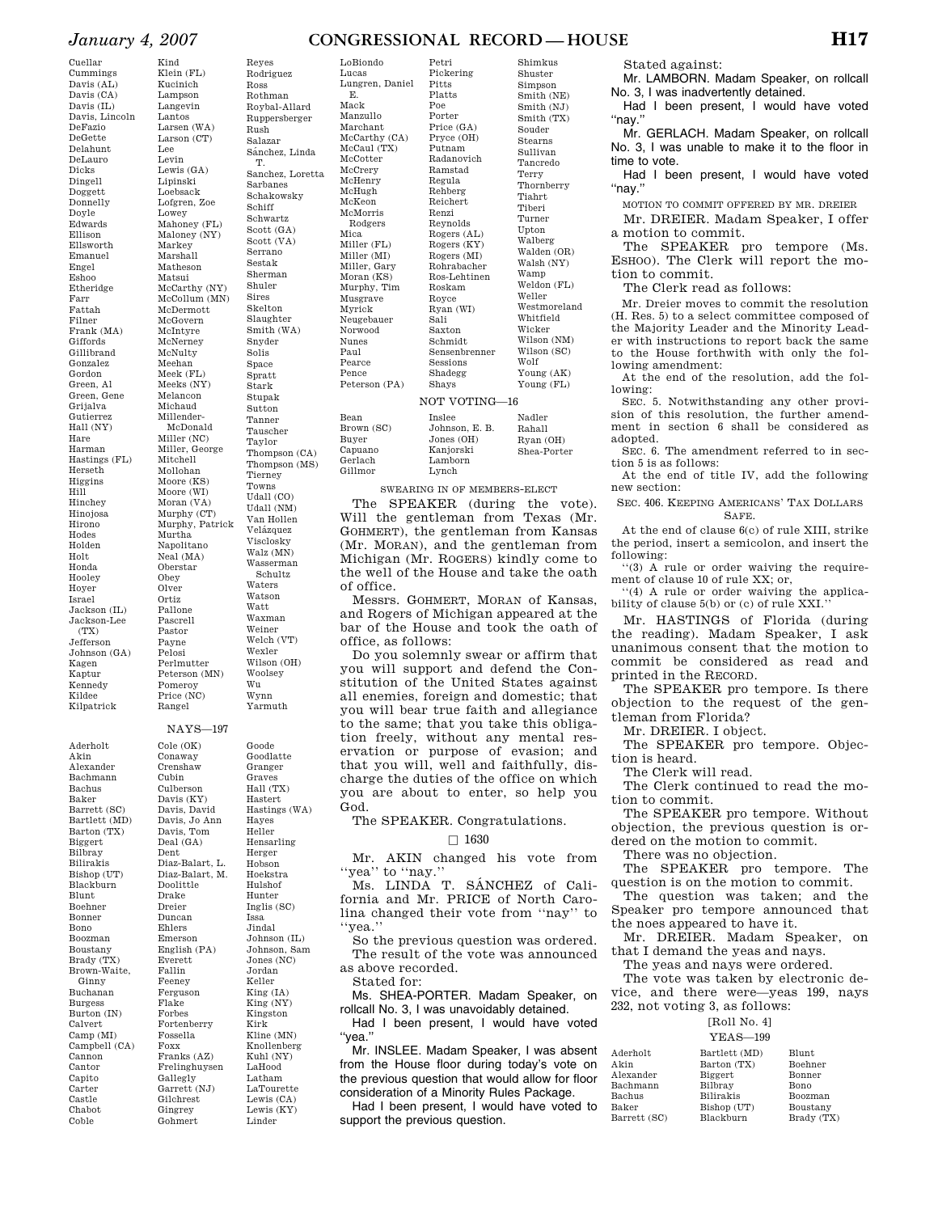Cuellar
Cummings
Davis (AL)
Davis (CA)
Davis (IL)
Davis, Lincoln
DeFazio
DeGette
Delahunt
DeLauro
Dicks
Dingell
Doggett
Donnelly
Doyle
Edwards
Ellison
Ellsworth
Emanuel
Engel
Eshoo
Etheridge
Farr
Fattah
Filner
Frank (MA)
Giffords
Gillibrand
Gonzalez
Gordon
Green, Al
Green, Gene
Grijalva
Gutierrez
Hall (NY)
Hare
Harman
Hastings (FL)
Herseth
Higgins
Hill
Hinchey
Hinojosa
Hirono
Hodes
Holden
Holt
Honda
Hooley
Hoyer
Israel
Jackson (IL)
Jackson-Lee (TX)
Jefferson
Johnson (GA)
Kagen
Kaptur
Kennedy
Kildee
Kilpatrick
Kind
Klein (FL)
Kucinich
Lampson
Langevin
Lantos
Larsen (WA)
Larson (CT)
Lee
Levin
Lewis (GA)
Lipinski
Loebsack
Lofgren, Zoe
Lowey
Mahoney (FL)
Maloney (NY)
Markey
Marshall
Matheson
Matsui
McCarthy (NY)
McCollum (MN)
McDermott
McGovern
McIntyre
McNerney
McNulty
Meehan
Meek (FL)
Meeks (NY)
Melancon
Michaud
Millender-McDonald
Miller (NC)
Miller, George
Mitchell
Mollohan
Moore (KS)
Moore (WI)
Moran (VA)
Murphy (CT)
Murphy, Patrick
Murtha
Napolitano
Neal (MA)
Oberstar
Obey
Olver
Ortiz
Pallone
Pascrell
Pastor
Payne
Pelosi
Perlmutter
Peterson (MN)
Pomeroy
Price (NC)
Rangel
Reyes
Rodriguez
Ross
Rothman
Roybal-Allard
Ruppersberger
Rush
Salazar
Sánchez, Linda T.
Sanchez, Loretta
Sarbanes
Schakowsky
Schiff
Schwartz
Scott (GA)
Scott (VA)
Serrano
Sestak
Sherman
Shuler
Sires
Skelton
Slaughter
Smith (WA)
Snyder
Solis
Space
Spratt
Stark
Stupak
Sutton
Tanner
Tauscher
Taylor
Thompson (CA)
Thompson (MS)
Tierney
Towns
Udall (CO)
Udall (NM)
Van Hollen
Velázquez
Visclosky
Walz (MN)
Wasserman Schultz
Waters
Watson
Watt
Waxman
Weiner
Welch (VT)
Wexler
Wilson (OH)
Woolsey
Wu
Wynn
Yarmuth

NAYS—197

Aderholt
Akin
Alexander
Bachmann
Bachus
Baker
Barrett (SC)
Bartlett (MD)
Barton (TX)
Biggert
Bilbray
Bilirakis
Bishop (UT)
Blackburn
Blunt
Boehner
Bonner
Bono
Boozman
Boustany
Brady (TX)
Brown-Waite, Ginny
Buchanan
Burgess
Burton (IN)
Calvert
Camp (MI)
Campbell (CA)
Cannon
Cantor
Capito
Carter
Castle
Chabot
Coble
Cole (OK)
Conaway
Crenshaw
Cubin
Culberson
Davis (KY)
Davis, David
Davis, Jo Ann
Davis, Tom
Deal (GA)
Dent
Diaz-Balart, L.
Diaz-Balart, M.
Doolittle
Drake
Dreier
Duncan
Ehlers
Emerson
English (PA)
Everett
Fallin
Feeney
Ferguson
Flake
Forbes
Fortenberry
Fossella
Foxx
Franks (AZ)
Frelinghuysen
Gallegly
Garrett (NJ)
Gilchrest
Gingrey
Gohmert
Goode
Goodlatte
Granger
Graves
Hall (TX)
Hastert
Hastings (WA)
Hayes
Heller
Hensarling
Herger
Hobson
Hoekstra
Hulshof
Hunter
Inglis (SC)
Issa
Jindal
Johnson (IL)
Johnson, Sam
Jones (NC)
Jordan
Keller
King (IA)
King (NY)
Kingston
Kirk
Kline (MN)
Knollenberg
Kuhl (NY)
LaHood
Latham
LaTourette
Lewis (CA)
Lewis (KY)
Linder
LoBiondo
Lucas
Lungren, Daniel E.
Mack
Manzullo
Marchant
McCarthy (CA)
McCaul (TX)
McCotter
McCrery
McHenry
McHugh
McKeon
McMorris Rodgers
Mica
Miller (FL)
Miller (MI)
Miller, Gary
Moran (KS)
Murphy, Tim
Musgrave
Myrick
Neugebauer
Norwood
Nunes
Paul
Pearce
Pence
Peterson (PA)
Petri
Pickering
Pitts
Platts
Poe
Porter
Price (GA)
Pryce (OH)
Putnam
Radanovich
Ramstad
Regula
Rehberg
Reichert
Renzi
Reynolds
Rogers (AL)
Rogers (KY)
Rogers (MI)
Rohrabacher
Ros-Lehtinen
Roskam
Royce
Ryan (WI)
Sali
Saxton
Schmidt
Sensenbrenner
Sessions
Shadegg
Shays
Shimkus
Shuster
Simpson
Smith (NE)
Smith (NJ)
Smith (TX)
Souder
Stearns
Sullivan
Tancredo
Terry
Thornberry
Tiahrt
Tiberi
Turner
Upton
Walberg
Walden (OR)
Walsh (NY)
Wamp
Weldon (FL)
Weller
Westmoreland
Whitfield
Wicker
Wilson (NM)
Wilson (SC)
Wolf
Young (AK)
Young (FL)

NOT VOTING—16

Bean
Brown (SC)
Buyer
Capuano
Gerlach
Gillmor
Inslee
Johnson, E. B.
Jones (OH)
Kanjorski
Lamborn
Lynch
Nadler
Rahall
Ryan (OH)
Shea-Porter

SWEARING IN OF MEMBERS-ELECT

The SPEAKER (during the vote). Will the gentleman from Texas (Mr. GOHMERT), the gentleman from Kansas (Mr. MORAN), and the gentleman from Michigan (Mr. ROGERS) kindly come to the well of the House and take the oath of office.

Messrs. GOHMERT, MORAN of Kansas, and Rogers of Michigan appeared at the bar of the House and took the oath of office, as follows:

Do you solemnly swear or affirm that you will support and defend the Constitution of the United States against all enemies, foreign and domestic; that you will bear true faith and allegiance to the same; that you take this obligation freely, without any mental reservation or purpose of evasion; and that you will, well and faithfully, discharge the duties of the office on which you are about to enter, so help you God.

The SPEAKER. Congratulations.

☐ 1630

Mr. AKIN changed his vote from ''yea'' to ''nay.''

Ms. LINDA T. SÁNCHEZ of California and Mr. PRICE of North Carolina changed their vote from ''nay'' to ''yea.''

So the previous question was ordered.

The result of the vote was announced as above recorded.

Stated for:

Ms. SHEA-PORTER. Madam Speaker, on rollcall No. 3, I was unavoidably detained.

Had I been present, I would have voted "yea."

Mr. INSLEE. Madam Speaker, I was absent from the House floor during today's vote on the previous question that would allow for floor consideration of a Minority Rules Package.

Had I been present, I would have voted to support the previous question.

Stated against:

Mr. LAMBORN. Madam Speaker, on rollcall No. 3, I was inadvertently detained.

Had I been present, I would have voted "nay."

Mr. GERLACH. Madam Speaker, on rollcall No. 3, I was unable to make it to the floor in time to vote.

Had I been present, I would have voted "nay."

MOTION TO COMMIT OFFERED BY MR. DREIER

Mr. DREIER. Madam Speaker, I offer a motion to commit.

The SPEAKER pro tempore (Ms. ESHOO). The Clerk will report the motion to commit.

The Clerk read as follows:

Mr. Dreier moves to commit the resolution (H. Res. 5) to a select committee composed of the Majority Leader and the Minority Leader with instructions to report back the same to the House forthwith with only the following amendment:

At the end of the resolution, add the following:

SEC. 5. Notwithstanding any other provision of this resolution, the further amendment in section 6 shall be considered as adopted.

SEC. 6. The amendment referred to in section 5 is as follows:

At the end of title IV, add the following new section:

SEC. 406. KEEPING AMERICANS' TAX DOLLARS SAFE.

At the end of clause 6(c) of rule XIII, strike the period, insert a semicolon, and insert the following:

''(3) A rule or order waiving the requirement of clause 10 of rule XX; or,

''(4) A rule or order waiving the applicability of clause 5(b) or (c) of rule XXI.''

Mr. HASTINGS of Florida (during the reading). Madam Speaker, I ask unanimous consent that the motion to commit be considered as read and printed in the RECORD.

The SPEAKER pro tempore. Is there objection to the request of the gentleman from Florida?

Mr. DREIER. I object.

The SPEAKER pro tempore. Objection is heard.

The Clerk will read.

The Clerk continued to read the motion to commit.

The SPEAKER pro tempore. Without objection, the previous question is ordered on the motion to commit.

There was no objection.

The SPEAKER pro tempore. The question is on the motion to commit.

The question was taken; and the Speaker pro tempore announced that the noes appeared to have it.

Mr. DREIER. Madam Speaker, on that I demand the yeas and nays.

The yeas and nays were ordered.

The vote was taken by electronic device, and there were—yeas 199, nays 232, not voting 3, as follows:

[Roll No. 4]

YEAS—199

Aderholt
Akin
Alexander
Bachmann
Bachus
Baker
Barrett (SC)
Bartlett (MD)
Barton (TX)
Biggert
Bilbray
Bilirakis
Bishop (UT)
Blackburn
Blunt
Boehner
Bonner
Bono
Boozman
Boustany
Brady (TX)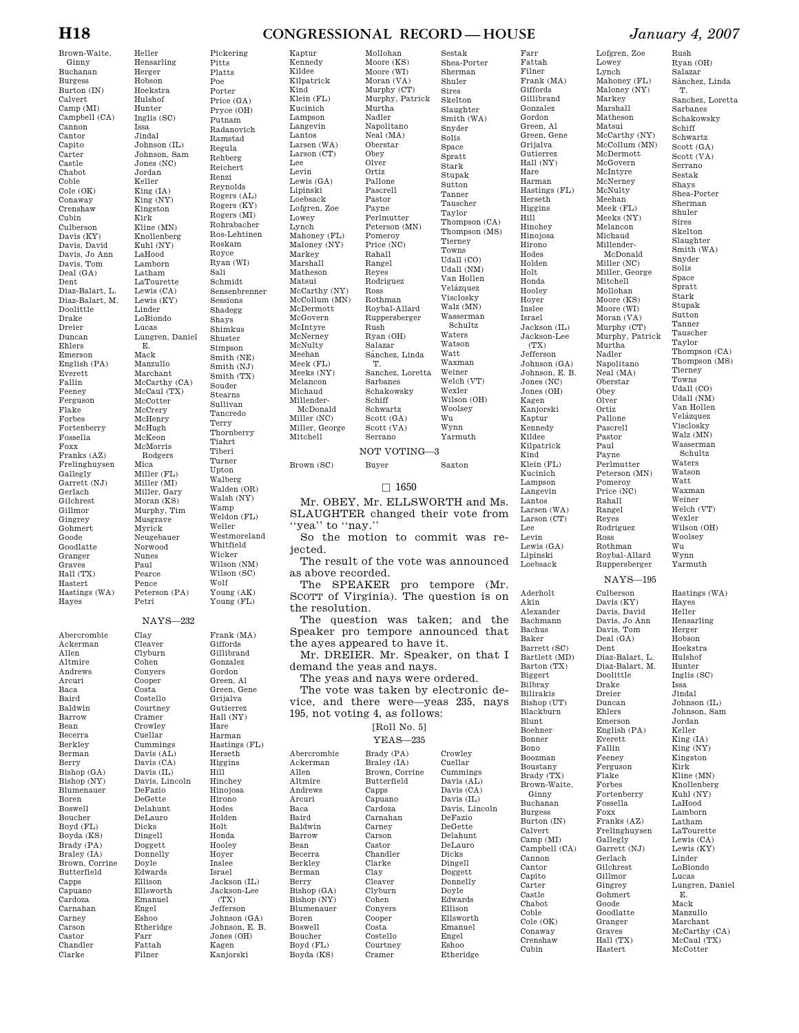Brown-Waite, Ginny
Buchanan
Burgess
Burton (IN)
Calvert
Camp (MI)
Campbell (CA)
Cannon
Cantor
Capito
Carter
Castle
Chabot
Coble
Cole (OK)
Conaway
Crenshaw
Cubin
Culberson
Davis (KY)
Davis, David
Davis, Jo Ann
Davis, Tom
Deal (GA)
Dent
Diaz-Balart, L.
Diaz-Balart, M.
Doolittle
Drake
Dreier
Duncan
Ehlers
Emerson
English (PA)
Everett
Fallin
Feeney
Ferguson
Flake
Forbes
Fortenberry
Fossella
Foxx
Franks (AZ)
Frelinghuysen
Gallegly
Garrett (NJ)
Gerlach
Gilchrest
Gillmor
Gingrey
Gohmert
Goode
Goodlatte
Granger
Graves
Hall (TX)
Hastert
Hastings (WA)
Hayes
Heller
Hensarling
Herger
Hobson
Hoekstra
Hulshof
Hunter
Inglis (SC)
Issa
Jindal
Johnson (IL)
Johnson, Sam
Jones (NC)
Jordan
Keller
King (IA)
King (NY)
Kingston
Kirk
Kline (MN)
Knollenberg
Kuhl (NY)
LaHood
Lamborn
Latham
LaTourette
Lewis (CA)
Lewis (KY)
Linder
LoBiondo
Lucas
Lungren, Daniel E.
Mack
Manzullo
Marchant
McCarthy (CA)
McCaul (TX)
McCotter
McCrery
McHenry
McHugh
McKeon
McMorris Rodgers
Mica
Miller (FL)
Miller (MI)
Miller, Gary
Moran (KS)
Murphy, Tim
Musgrave
Myrick
Neugebauer
Norwood
Nunes
Paul
Pearce
Pence
Peterson (PA)
Petri
Pickering
Pitts
Platts
Poe
Porter
Price (GA)
Pryce (OH)
Putnam
Radanovich
Ramstad
Regula
Rehberg
Reichert
Renzi
Reynolds
Rogers (AL)
Rogers (KY)
Rogers (MI)
Rohrabacher
Ros-Lehtinen
Roskam
Royce
Ryan (WI)
Sali
Schmidt
Sensenbrenner
Sessions
Shadegg
Shays
Shimkus
Shuster
Simpson
Smith (NE)
Smith (NJ)
Smith (TX)
Souder
Stearns
Sullivan
Tancredo
Terry
Thornberry
Tiahrt
Tiberi
Turner
Upton
Walberg
Walden (OR)
Walsh (NY)
Wamp
Weldon (FL)
Weller
Westmoreland
Whitfield
Wicker
Wilson (NM)
Wilson (SC)
Wolf
Young (AK)
Young (FL)

NAYS—232

Abercrombie
Ackerman
Allen
Altmire
Andrews
Arcuri
Baca
Baird
Baldwin
Barrow
Bean
Becerra
Berkley
Berman
Berry
Bishop (GA)
Bishop (NY)
Blumenauer
Boren
Boswell
Boucher
Boyd (FL)
Boyda (KS)
Brady (PA)
Braley (IA)
Brown, Corrine
Butterfield
Capps
Capuano
Cardoza
Carnahan
Carney
Carson
Castor
Chandler
Clarke
Clay
Cleaver
Clyburn
Cohen
Conyers
Cooper
Costa
Costello
Courtney
Cramer
Crowley
Cuellar
Cummings
Davis (AL)
Davis (CA)
Davis (IL)
Davis, Lincoln
DeFazio
DeGette
Delahunt
DeLauro
Dicks
Dingell
Doggett
Donnelly
Doyle
Edwards
Ellison
Ellsworth
Emanuel
Engel
Eshoo
Etheridge
Farr
Fattah
Filner
Frank (MA)
Giffords
Gillibrand
Gonzalez
Gordon
Green, Al
Green, Gene
Grijalva
Gutierrez
Hall (NY)
Hare
Harman
Hastings (FL)
Herseth
Higgins
Hill
Hinchey
Hinojosa
Hirono
Hodes
Holden
Holt
Honda
Hooley
Hoyer
Inslee
Israel
Jackson (IL)
Jackson-Lee (TX)
Jefferson
Johnson (GA)
Johnson, E. B.
Jones (OH)
Kagen
Kanjorski
Kaptur
Kennedy
Kildee
Kilpatrick
Kind
Klein (FL)
Kucinich
Lampson
Langevin
Lantos
Larsen (WA)
Larson (CT)
Lee
Levin
Lewis (GA)
Lipinski
Loebsack
Lofgren, Zoe
Lowey
Lynch
Mahoney (FL)
Maloney (NY)
Markey
Marshall
Matheson
Matsui
McCarthy (NY)
McCollum (MN)
McDermott
McGovern
McIntyre
McNerney
McNulty
Meehan
Meek (FL)
Meeks (NY)
Melancon
Michaud
Millender-McDonald
Miller (NC)
Miller, George
Mitchell
Mollohan
Moore (KS)
Moore (WI)
Moran (VA)
Murphy (CT)
Murphy, Patrick
Murtha
Nadler
Napolitano
Neal (MA)
Oberstar
Obey
Olver
Ortiz
Pallone
Pascrell
Pastor
Payne
Perlmutter
Peterson (MN)
Pomeroy
Price (NC)
Rahall
Rangel
Reyes
Rodriguez
Ross
Rothman
Roybal-Allard
Ruppersberger
Rush
Ryan (OH)
Salazar
Sánchez, Linda T.
Sanchez, Loretta
Sarbanes
Schakowsky
Schiff
Schwartz
Scott (GA)
Scott (VA)
Serrano
Sestak
Shea-Porter
Sherman
Shuler
Sires
Skelton
Slaughter
Smith (WA)
Snyder
Solis
Space
Spratt
Stark
Stupak
Sutton
Tanner
Tauscher
Taylor
Thompson (CA)
Thompson (MS)
Tierney
Towns
Udall (CO)
Udall (NM)
Van Hollen
Velázquez
Visclosky
Walz (MN)
Wasserman Schultz
Waters
Watson
Watt
Waxman
Weiner
Welch (VT)
Wexler
Wilson (OH)
Woolsey
Wu
Wynn
Yarmuth

NOT VOTING—3

Brown (SC)
Buyer
Saxton

□ 1650

Mr. OBEY, Mr. ELLSWORTH and Ms. SLAUGHTER changed their vote from "yea" to "nay."

So the motion to commit was rejected.

The result of the vote was announced as above recorded.

The SPEAKER pro tempore (Mr. SCOTT of Virginia). The question is on the resolution.

The question was taken; and the Speaker pro tempore announced that the ayes appeared to have it.

Mr. DREIER. Mr. Speaker, on that I demand the yeas and nays.

The yeas and nays were ordered.

The vote was taken by electronic device, and there were—yeas 235, nays 195, not voting 4, as follows:

[Roll No. 5]

YEAS—235

Abercrombie
Ackerman
Allen
Altmire
Andrews
Arcuri
Baca
Baird
Baldwin
Barrow
Bean
Becerra
Berkley
Berman
Berry
Bishop (GA)
Bishop (NY)
Blumenauer
Boren
Boswell
Boucher
Boyd (FL)
Boyda (KS)
Brady (PA)
Braley (IA)
Brown, Corrine
Butterfield
Capps
Capuano
Cardoza
Carnahan
Carney
Carson
Castor
Chandler
Clarke
Clay
Cleaver
Clyburn
Cohen
Conyers
Cooper
Costa
Costello
Courtney
Cramer
Crowley
Cuellar
Cummings
Davis (AL)
Davis (CA)
Davis (IL)
Davis, Lincoln
DeFazio
DeGette
Delahunt
DeLauro
Dicks
Dingell
Doggett
Donnelly
Doyle
Edwards
Ellison
Ellsworth
Emanuel
Engel
Eshoo
Etheridge
Farr
Fattah
Filner
Frank (MA)
Giffords
Gillibrand
Gonzalez
Gordon
Green, Al
Green, Gene
Grijalva
Gutierrez
Hall (NY)
Hare
Harman
Hastings (FL)
Herseth
Higgins
Hill
Hinchey
Hinojosa
Hirono
Hodes
Holden
Holt
Honda
Hooley
Hoyer
Inslee
Israel
Jackson (IL)
Jackson-Lee (TX)
Jefferson
Johnson (GA)
Johnson, E. B.
Jones (NC)
Jones (OH)
Kagen
Kanjorski
Kaptur
Kennedy
Kildee
Kilpatrick
Kind
Klein (FL)
Kucinich
Lampson
Langevin
Lantos
Larsen (WA)
Larson (CT)
Lee
Levin
Lewis (GA)
Lipinski
Loebsack
Lofgren, Zoe
Lowey
Lynch
Mahoney (FL)
Maloney (NY)
Markey
Marshall
Matheson
Matsui
McCarthy (NY)
McCollum (MN)
McDermott
McGovern
McIntyre
McNerney
McNulty
Meehan
Meek (FL)
Meeks (NY)
Melancon
Michaud
Millender-McDonald
Miller (NC)
Miller, George
Mitchell
Mollohan
Moore (KS)
Moore (WI)
Moran (VA)
Murphy (CT)
Murphy, Patrick
Murtha
Nadler
Napolitano
Neal (MA)
Oberstar
Obey
Olver
Ortiz
Pallone
Pascrell
Pastor
Paul
Payne
Perlmutter
Peterson (MN)
Pomeroy
Price (NC)
Rahall
Rangel
Reyes
Rodriguez
Ross
Rothman
Roybal-Allard
Ruppersberger
Rush
Ryan (OH)
Salazar
Sánchez, Linda T.
Sanchez, Loretta
Sarbanes
Schakowsky
Schiff
Schwartz
Scott (GA)
Scott (VA)
Serrano
Sestak
Shays
Shea-Porter
Sherman
Shuler
Sires
Skelton
Slaughter
Smith (WA)
Snyder
Solis
Space
Spratt
Stark
Stupak
Sutton
Tanner
Tauscher
Taylor
Thompson (CA)
Thompson (MS)
Tierney
Towns
Udall (CO)
Udall (NM)
Van Hollen
Velázquez
Visclosky
Walz (MN)
Wasserman Schultz
Waters
Watson
Watt
Waxman
Weiner
Welch (VT)
Wexler
Wilson (OH)
Woolsey
Wu
Wynn
Yarmuth

NAYS—195

Aderholt
Akin
Alexander
Bachmann
Bachus
Baker
Barrett (SC)
Bartlett (MD)
Barton (TX)
Biggert
Bilbray
Bilirakis
Bishop (UT)
Blackburn
Blunt
Boehner
Bonner
Bono
Boozman
Boustany
Brady (TX)
Brown-Waite, Ginny
Buchanan
Burgess
Burton (IN)
Calvert
Camp (MI)
Campbell (CA)
Cannon
Cantor
Capito
Carter
Castle
Chabot
Coble
Cole (OK)
Conaway
Crenshaw
Cubin
Culberson
Davis (KY)
Davis, David
Davis, Jo Ann
Davis, Tom
Deal (GA)
Dent
Diaz-Balart, L.
Diaz-Balart, M.
Doolittle
Drake
Dreier
Duncan
Ehlers
Emerson
English (PA)
Everett
Fallin
Feeney
Ferguson
Flake
Forbes
Fortenberry
Fossella
Foxx
Franks (AZ)
Frelinghuysen
Gallegly
Garrett (NJ)
Gerlach
Gilchrest
Gillmor
Gingrey
Gohmert
Goode
Goodlatte
Granger
Graves
Hall (TX)
Hastert
Hastings (WA)
Hayes
Heller
Hensarling
Herger
Hobson
Hoekstra
Hulshof
Hunter
Inglis (SC)
Issa
Jindal
Johnson (IL)
Johnson, Sam
Jordan
Keller
King (IA)
King (NY)
Kingston
Kirk
Kline (MN)
Knollenberg
Kuhl (NY)
LaHood
Lamborn
Latham
LaTourette
Lewis (CA)
Lewis (KY)
Linder
LoBiondo
Lucas
Lungren, Daniel E.
Mack
Manzullo
Marchant
McCarthy (CA)
McCaul (TX)
McCotter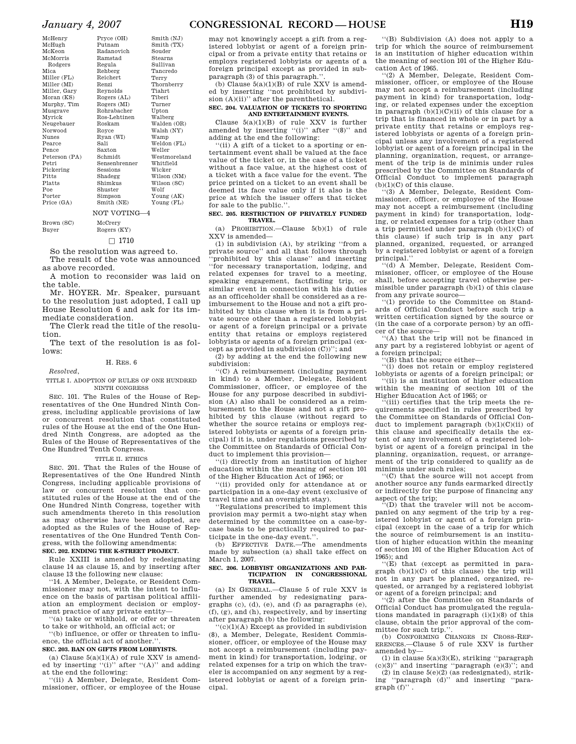McHenry
McHugh
McKeon
McMorris Rodgers
Mica
Miller (FL)
Miller (MI)
Miller, Gary
Moran (KS)
Murphy, Tim
Musgrave
Myrick
Neugebauer
Norwood
Nunes
Pearce
Pence
Peterson (PA)
Petri
Pickering
Pitts
Platts
Poe
Porter
Price (GA)
Pryce (OH)
Putnam
Radanovich
Ramstad
Regula
Rehberg
Reichert
Renzi
Reynolds
Rogers (AL)
Rogers (MI)
Rohrabacher
Ros-Lehtinen
Roskam
Royce
Ryan (WI)
Sali
Saxton
Schmidt
Sensenbrenner
Sessions
Shadegg
Shimkus
Shuster
Simpson
Smith (NE)
Smith (NJ)
Smith (TX)
Souder
Stearns
Sullivan
Tancredo
Terry
Thornberry
Tiahrt
Tiberi
Turner
Upton
Walberg
Walden (OR)
Walsh (NY)
Wamp
Weldon (FL)
Weller
Westmoreland
Whitfield
Wicker
Wilson (NM)
Wilson (SC)
Wolf
Young (AK)
Young (FL)

NOT VOTING—4

Brown (SC)
Buyer
McCrery
Rogers (KY)

□ 1710

So the resolution was agreed to.

The result of the vote was announced as above recorded.

A motion to reconsider was laid on the table.

Mr. HOYER. Mr. Speaker, pursuant to the resolution just adopted, I call up House Resolution 6 and ask for its immediate consideration.

The Clerk read the title of the resolution.

The text of the resolution is as follows:

H. RES. 6

*Resolved*,

TITLE I. ADOPTION OF RULES OF ONE HUNDRED NINTH CONGRESS

SEC. 101. The Rules of the House of Representatives of the One Hundred Ninth Congress, including applicable provisions of law or concurrent resolution that constituted rules of the House at the end of the One Hundred Ninth Congress, are adopted as the Rules of the House of Representatives of the One Hundred Tenth Congress.

TITLE II. ETHICS

SEC. 201. That the Rules of the House of Representatives of the One Hundred Ninth Congress, including applicable provisions of law or concurrent resolution that constituted rules of the House at the end of the One Hundred Ninth Congress, together with such amendments thereto in this resolution as may otherwise have been adopted, are adopted as the Rules of the House of Representatives of the One Hundred Tenth Congress, with the following amendments:

**SEC. 202. ENDING THE K-STREET PROJECT.**

Rule XXIII is amended by redesignating clause 14 as clause 15, and by inserting after clause 13 the following new clause:

''14. A Member, Delegate, or Resident Commissioner may not, with the intent to influence on the basis of partisan political affiliation an employment decision or employment practice of any private entity—

''(a) take or withhold, or offer or threaten to take or withhold, an official act; or

''(b) influence, or offer or threaten to influence, the official act of another.''.

**SEC. 203. BAN ON GIFTS FROM LOBBYISTS.**

(a) Clause 5(a)(1)(A) of rule XXV is amended by inserting ''(i)'' after ''(A)'' and adding at the end the following:

''(ii) A Member, Delegate, Resident Commissioner, officer, or employee of the House may not knowingly accept a gift from a registered lobbyist or agent of a foreign principal or from a private entity that retains or employs registered lobbyists or agents of a foreign principal except as provided in subparagraph (3) of this paragraph.''.

(b) Clause 5(a)(1)(B) of rule XXV is amended by inserting ''not prohibited by subdivision (A)(ii)'' after the parenthetical.

**SEC. 204. VALUATION OF TICKETS TO SPORTING AND ENTERTAINMENT EVENTS.**

Clause 5(a)(1)(B) of rule XXV is further amended by inserting ''(i)'' after ''(8)'' and adding at the end the following:

''(ii) A gift of a ticket to a sporting or entertainment event shall be valued at the face value of the ticket or, in the case of a ticket without a face value, at the highest cost of a ticket with a face value for the event. The price printed on a ticket to an event shall be deemed its face value only if it also is the price at which the issuer offers that ticket for sale to the public.''.

**SEC. 205. RESTRICTION OF PRIVATELY FUNDED TRAVEL.**

(a) PROHIBITION.—Clause 5(b)(1) of rule XXV is amended—

(1) in subdivision (A), by striking ''from a private source'' and all that follows through ''prohibited by this clause'' and inserting ''for necessary transportation, lodging, and related expenses for travel to a meeting, speaking engagement, factfinding trip, or similar event in connection with his duties as an officeholder shall be considered as a reimbursement to the House and not a gift prohibited by this clause when it is from a private source other than a registered lobbyist or agent of a foreign principal or a private entity that retains or employs registered lobbyists or agents of a foreign principal (except as provided in subdivision (C))''; and

(2) by adding at the end the following new subdivision:

''(C) A reimbursement (including payment in kind) to a Member, Delegate, Resident Commissioner, officer, or employee of the House for any purpose described in subdivision (A) also shall be considered as a reimbursement to the House and not a gift prohibited by this clause (without regard to whether the source retains or employs registered lobbyists or agents of a foreign principal) if it is, under regulations prescribed by the Committee on Standards of Official Conduct to implement this provision—

''(i) directly from an institution of higher education within the meaning of section 101 of the Higher Education Act of 1965; or

''(ii) provided only for attendance at or participation in a one-day event (exclusive of travel time and an overnight stay).

''Regulations prescribed to implement this provision may permit a two-night stay when determined by the committee on a case-by-case basis to be practically required to participate in the one-day event.''.

(b) EFFECTIVE DATE.—The amendments made by subsection (a) shall take effect on March 1, 2007.

**SEC. 206. LOBBYIST ORGANIZATIONS AND PARTICIPATION IN CONGRESSIONAL TRAVEL.**

(a) IN GENERAL.—Clause 5 of rule XXV is further amended by redesignating paragraphs (c), (d), (e), and (f) as paragraphs (e), (f), (g), and (h), respectively, and by inserting after paragraph (b) the following:

''(c)(1)(A) Except as provided in subdivision (8), a Member, Delegate, Resident Commissioner, officer, or employee of the House may not accept a reimbursement (including payment in kind) for transportation, lodging, or related expenses for a trip on which the traveler is accompanied on any segment by a registered lobbyist or agent of a foreign principal.

''(B) Subdivision (A) does not apply to a trip for which the source of reimbursement is an institution of higher education within the meaning of section 101 of the Higher Education Act of 1965.

''(2) A Member, Delegate, Resident Commissioner, officer, or employee of the House may not accept a reimbursement (including payment in kind) for transportation, lodging, or related expenses under the exception in paragraph (b)(1)(C)(ii) of this clause for a trip that is financed in whole or in part by a private entity that retains or employs registered lobbyists or agents of a foreign principal unless any involvement of a registered lobbyist or agent of a foreign principal in the planning, organization, request, or arrangement of the trip is de minimis under rules prescribed by the Committee on Standards of Official Conduct to implement paragraph (b)(1)(C) of this clause.

''(3) A Member, Delegate, Resident Commissioner, officer, or employee of the House may not accept a reimbursement (including payment in kind) for transportation, lodging, or related expenses for a trip (other than a trip permitted under paragraph (b)(1)(C) of this clause) if such trip is in any part planned, organized, requested, or arranged by a registered lobbyist or agent of a foreign principal.''

''(d) A Member, Delegate, Resident Commissioner, officer, or employee of the House shall, before accepting travel otherwise permissible under paragraph (b)(1) of this clause from any private source—

''(1) provide to the Committee on Standards of Official Conduct before such trip a written certification signed by the source or (in the case of a corporate person) by an officer of the source—

''(A) that the trip will not be financed in any part by a registered lobbyist or agent of a foreign principal;

''(B) that the source either—

''(i) does not retain or employ registered lobbyists or agents of a foreign principal; or

''(ii) is an institution of higher education within the meaning of section 101 of the Higher Education Act of 1965; or

''(iii) certifies that the trip meets the requirements specified in rules prescribed by the Committee on Standards of Official Conduct to implement paragraph (b)(1)(C)(ii) of this clause and specifically details the extent of any involvement of a registered lobbyist or agent of a foreign principal in the planning, organization, request, or arrangement of the trip considered to qualify as de minimis under such rules;

''(C) that the source will not accept from another source any funds earmarked directly or indirectly for the purpose of financing any aspect of the trip;

''(D) that the traveler will not be accompanied on any segment of the trip by a registered lobbyist or agent of a foreign principal (except in the case of a trip for which the source of reimbursement is an institution of higher education within the meaning of section 101 of the Higher Education Act of 1965); and

''(E) that (except as permitted in paragraph (b)(1)(C) of this clause) the trip will not in any part be planned, organized, requested, or arranged by a registered lobbyist or agent of a foreign principal; and

''(2) after the Committee on Standards of Official Conduct has promulgated the regulations mandated in paragraph (i)(1)(8) of this clause, obtain the prior approval of the committee for such trip.''.

(b) CONFORMING CHANGES IN CROSS-REFERENCES.—Clause 5 of rule XXV is further amended by—

(1) in clause 5(a)(3)(E), striking ''paragraph (c)(3)'' and inserting ''paragraph (e)(3)''; and

(2) in clause 5(e)(2) (as redesignated), striking ''paragraph (d)'' and inserting ''paragraph (f)''.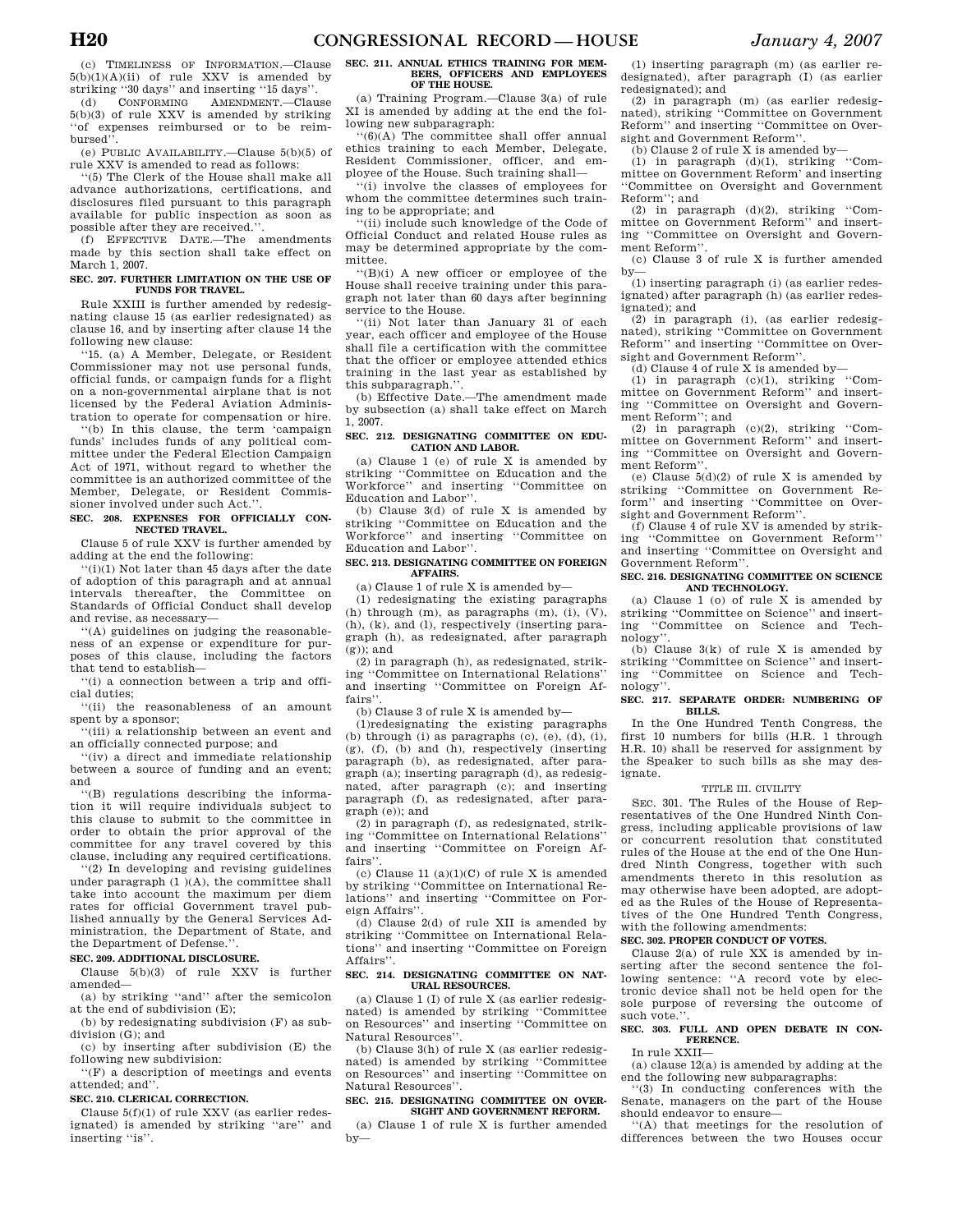(c) TIMELINESS OF INFORMATION.—Clause 5(b)(1)(A)(ii) of rule XXV is amended by striking ''30 days'' and inserting ''15 days''.

(d) CONFORMING AMENDMENT.—Clause 5(b)(3) of rule XXV is amended by striking ''of expenses reimbursed or to be reimbursed''.

(e) PUBLIC AVAILABILITY.—Clause 5(b)(5) of rule XXV is amended to read as follows:

''(5) The Clerk of the House shall make all advance authorizations, certifications, and disclosures filed pursuant to this paragraph available for public inspection as soon as possible after they are received.''.

(f) EFFECTIVE DATE.—The amendments made by this section shall take effect on March 1, 2007.

**SEC. 207. FURTHER LIMITATION ON THE USE OF FUNDS FOR TRAVEL.**

Rule XXIII is further amended by redesignating clause 15 (as earlier redesignated) as clause 16, and by inserting after clause 14 the following new clause:

''15. (a) A Member, Delegate, or Resident Commissioner may not use personal funds, official funds, or campaign funds for a flight on a non-governmental airplane that is not licensed by the Federal Aviation Administration to operate for compensation or hire.

''(b) In this clause, the term 'campaign funds' includes funds of any political committee under the Federal Election Campaign Act of 1971, without regard to whether the committee is an authorized committee of the Member, Delegate, or Resident Commissioner involved under such Act.''.

**SEC. 208. EXPENSES FOR OFFICIALLY CONNECTED TRAVEL.**

Clause 5 of rule XXV is further amended by adding at the end the following:

''(i)(1) Not later than 45 days after the date of adoption of this paragraph and at annual intervals thereafter, the Committee on Standards of Official Conduct shall develop and revise, as necessary—

''(A) guidelines on judging the reasonableness of an expense or expenditure for purposes of this clause, including the factors that tend to establish—

''(i) a connection between a trip and official duties;

''(ii) the reasonableness of an amount spent by a sponsor;

''(iii) a relationship between an event and an officially connected purpose; and

''(iv) a direct and immediate relationship between a source of funding and an event; and

''(B) regulations describing the information it will require individuals subject to this clause to submit to the committee in order to obtain the prior approval of the committee for any travel covered by this clause, including any required certifications.

''(2) In developing and revising guidelines under paragraph (1 )(A), the committee shall take into account the maximum per diem rates for official Government travel published annually by the General Services Administration, the Department of State, and the Department of Defense.''.

**SEC. 209. ADDITIONAL DISCLOSURE.**

Clause 5(b)(3) of rule XXV is further amended—

(a) by striking ''and'' after the semicolon at the end of subdivision (E);

(b) by redesignating subdivision (F) as subdivision (G); and

(c) by inserting after subdivision (E) the following new subdivision:

''(F) a description of meetings and events attended; and''.

**SEC. 210. CLERICAL CORRECTION.**

Clause 5(f)(1) of rule XXV (as earlier redesignated) is amended by striking ''are'' and inserting ''is''.

**SEC. 211. ANNUAL ETHICS TRAINING FOR MEMBERS, OFFICERS AND EMPLOYEES OF THE HOUSE.**

(a) Training Program.—Clause 3(a) of rule XI is amended by adding at the end the following new subparagraph:

''(6)(A) The committee shall offer annual ethics training to each Member, Delegate, Resident Commissioner, officer, and employee of the House. Such training shall—

''(i) involve the classes of employees for whom the committee determines such training to be appropriate; and

''(ii) include such knowledge of the Code of Official Conduct and related House rules as may be determined appropriate by the committee.

''(B)(i) A new officer or employee of the House shall receive training under this paragraph not later than 60 days after beginning service to the House.

''(ii) Not later than January 31 of each year, each officer and employee of the House shall file a certification with the committee that the officer or employee attended ethics training in the last year as established by this subparagraph.''.

(b) Effective Date.—The amendment made by subsection (a) shall take effect on March 1, 2007.

**SEC. 212. DESIGNATING COMMITTEE ON EDUCATION AND LABOR.**

(a) Clause 1 (e) of rule X is amended by striking ''Committee on Education and the Workforce'' and inserting ''Committee on Education and Labor''.

(b) Clause 3(d) of rule X is amended by striking ''Committee on Education and the Workforce'' and inserting ''Committee on Education and Labor''.

**SEC. 213. DESIGNATING COMMITTEE ON FOREIGN AFFAIRS.**

(a) Clause 1 of rule X is amended by—

(1) redesignating the existing paragraphs (h) through (m), as paragraphs (m), (i), (V), (h), (k), and (l), respectively (inserting paragraph (h), as redesignated, after paragraph (g)); and

(2) in paragraph (h), as redesignated, striking ''Committee on International Relations'' and inserting ''Committee on Foreign Affairs''.

(b) Clause 3 of rule X is amended by—

(1)redesignating the existing paragraphs (b) through (i) as paragraphs (c), (e), (d), (i), (g), (f), (b) and (h), respectively (inserting paragraph (b), as redesignated, after paragraph (a); inserting paragraph (d), as redesignated, after paragraph (c); and inserting paragraph (f), as redesignated, after paragraph (e)); and

(2) in paragraph (f), as redesignated, striking ''Committee on International Relations'' and inserting ''Committee on Foreign Affairs''.

(c) Clause 11 (a)(1)(C) of rule X is amended by striking ''Committee on International Relations'' and inserting ''Committee on Foreign Affairs''.

(d) Clause 2(d) of rule XII is amended by striking ''Committee on International Relations'' and inserting ''Committee on Foreign Affairs''.

**SEC. 214. DESIGNATING COMMITTEE ON NATURAL RESOURCES.**

(a) Clause 1 (I) of rule X (as earlier redesignated) is amended by striking ''Committee on Resources'' and inserting ''Committee on Natural Resources''.

(b) Clause 3(h) of rule X (as earlier redesignated) is amended by striking ''Committee on Resources'' and inserting ''Committee on Natural Resources''.

**SEC. 215. DESIGNATING COMMITTEE ON OVERSIGHT AND GOVERNMENT REFORM.**

(a) Clause 1 of rule X is further amended by—

(1) inserting paragraph (m) (as earlier redesignated), after paragraph (I) (as earlier redesignated); and

(2) in paragraph (m) (as earlier redesignated), striking ''Committee on Government Reform'' and inserting ''Committee on Oversight and Government Reform''.

(b) Clause 2 of rule X is amended by—

(1) in paragraph (d)(1), striking ''Committee on Government Reform' and inserting ''Committee on Oversight and Government Reform''; and

(2) in paragraph (d)(2), striking ''Committee on Government Reform'' and inserting ''Committee on Oversight and Government Reform''.

(c) Clause 3 of rule X is further amended by—

(1) inserting paragraph (i) (as earlier redesignated) after paragraph (h) (as earlier redesignated); and

(2) in paragraph (i), (as earlier redesignated), striking ''Committee on Government Reform'' and inserting ''Committee on Oversight and Government Reform''.

(d) Clause 4 of rule X is amended by—

(1) in paragraph (c)(1), striking ''Committee on Government Reform'' and inserting ''Committee on Oversight and Government Reform''; and

(2) in paragraph (c)(2), striking ''Committee on Government Reform'' and inserting ''Committee on Oversight and Government Reform''.

(e) Clause 5(d)(2) of rule X is amended by striking ''Committee on Government Reform'' and inserting ''Committee on Oversight and Government Reform''.

(f) Clause 4 of rule XV is amended by striking ''Committee on Government Reform'' and inserting ''Committee on Oversight and Government Reform''.

**SEC. 216. DESIGNATING COMMITTEE ON SCIENCE AND TECHNOLOGY.**

(a) Clause 1 (o) of rule X is amended by striking ''Committee on Science'' and inserting ''Committee on Science and Technology''.

(b) Clause 3(k) of rule X is amended by striking ''Committee on Science'' and inserting ''Committee on Science and Technology''.

**SEC. 217. SEPARATE ORDER: NUMBERING OF BILLS.**

In the One Hundred Tenth Congress, the first 10 numbers for bills (H.R. 1 through H.R. 10) shall be reserved for assignment by the Speaker to such bills as she may designate.

TITLE III. CIVILITY

SEC. 301. The Rules of the House of Representatives of the One Hundred Ninth Congress, including applicable provisions of law or concurrent resolution that constituted rules of the House at the end of the One Hundred Ninth Congress, together with such amendments thereto in this resolution as may otherwise have been adopted, are adopted as the Rules of the House of Representatives of the One Hundred Tenth Congress, with the following amendments:

**SEC. 302. PROPER CONDUCT OF VOTES.**

Clause 2(a) of rule XX is amended by inserting after the second sentence the following sentence: ''A record vote by electronic device shall not be held open for the sole purpose of reversing the outcome of such vote.''.

**SEC. 303. FULL AND OPEN DEBATE IN CONFERENCE.**

In rule XXII—

(a) clause 12(a) is amended by adding at the end the following new subparagraphs:

''(3) In conducting conferences with the Senate, managers on the part of the House should endeavor to ensure—

''(A) that meetings for the resolution of differences between the two Houses occur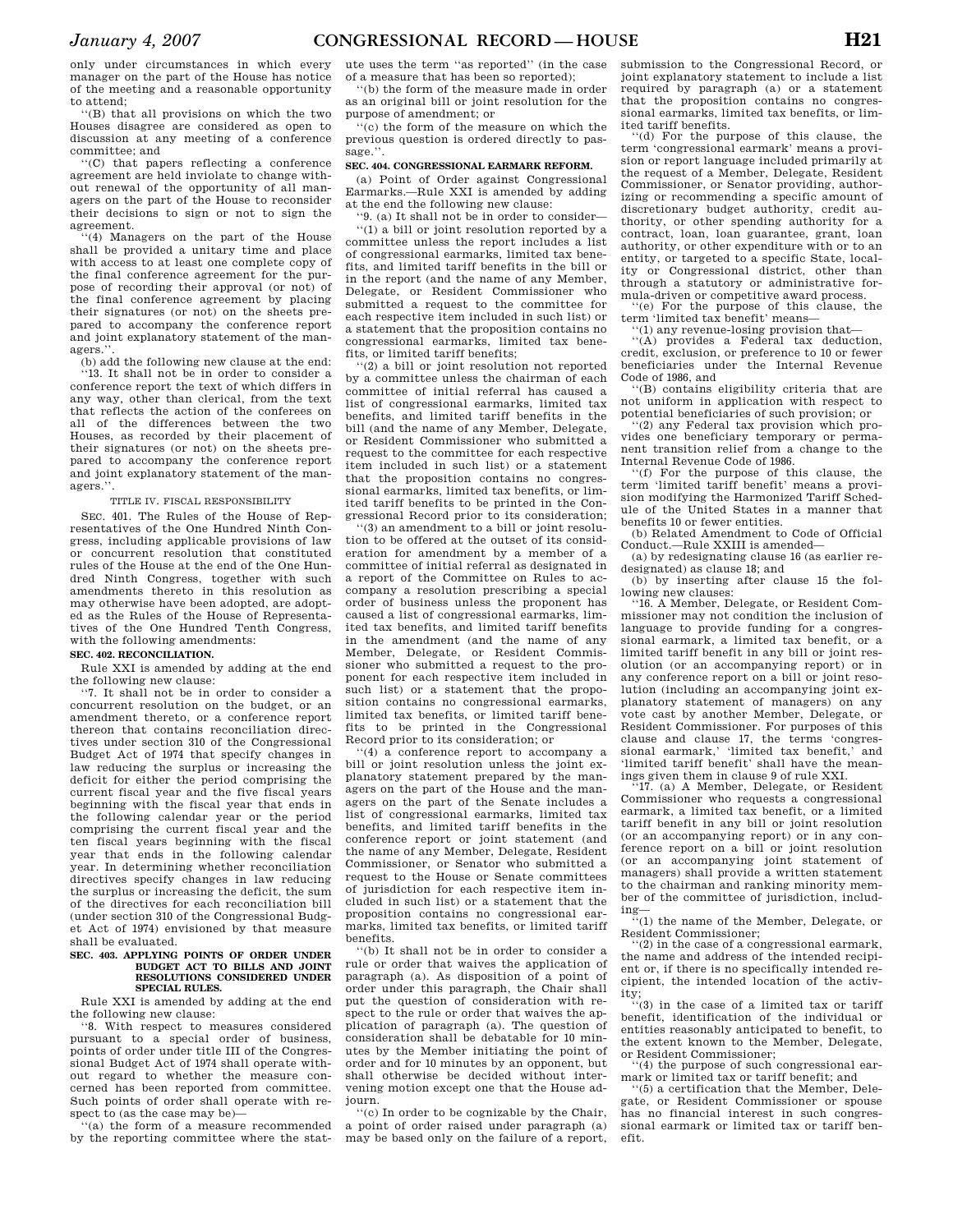only under circumstances in which every manager on the part of the House has notice of the meeting and a reasonable opportunity to attend;

''(B) that all provisions on which the two Houses disagree are considered as open to discussion at any meeting of a conference committee; and

''(C) that papers reflecting a conference agreement are held inviolate to change without renewal of the opportunity of all managers on the part of the House to reconsider their decisions to sign or not to sign the agreement.

''(4) Managers on the part of the House shall be provided a unitary time and place with access to at least one complete copy of the final conference agreement for the purpose of recording their approval (or not) of the final conference agreement by placing their signatures (or not) on the sheets prepared to accompany the conference report and joint explanatory statement of the managers.''.

(b) add the following new clause at the end:

''13. It shall not be in order to consider a conference report the text of which differs in any way, other than clerical, from the text that reflects the action of the conferees on all of the differences between the two Houses, as recorded by their placement of their signatures (or not) on the sheets prepared to accompany the conference report and joint explanatory statement of the managers.''.

TITLE IV. FISCAL RESPONSIBILITY

SEC. 401. The Rules of the House of Representatives of the One Hundred Ninth Congress, including applicable provisions of law or concurrent resolution that constituted rules of the House at the end of the One Hundred Ninth Congress, together with such amendments thereto in this resolution as may otherwise have been adopted, are adopted as the Rules of the House of Representatives of the One Hundred Tenth Congress, with the following amendments:

**SEC. 402. RECONCILIATION.**

Rule XXI is amended by adding at the end the following new clause:

''7. It shall not be in order to consider a concurrent resolution on the budget, or an amendment thereto, or a conference report thereon that contains reconciliation directives under section 310 of the Congressional Budget Act of 1974 that specify changes in law reducing the surplus or increasing the deficit for either the period comprising the current fiscal year and the five fiscal years beginning with the fiscal year that ends in the following calendar year or the period comprising the current fiscal year and the ten fiscal years beginning with the fiscal year that ends in the following calendar year. In determining whether reconciliation directives specify changes in law reducing the surplus or increasing the deficit, the sum of the directives for each reconciliation bill (under section 310 of the Congressional Budget Act of 1974) envisioned by that measure shall be evaluated.

**SEC. 403. APPLYING POINTS OF ORDER UNDER BUDGET ACT TO BILLS AND JOINT RESOLUTIONS CONSIDERED UNDER SPECIAL RULES.**

Rule XXI is amended by adding at the end the following new clause:

''8. With respect to measures considered pursuant to a special order of business, points of order under title III of the Congressional Budget Act of 1974 shall operate without regard to whether the measure concerned has been reported from committee. Such points of order shall operate with respect to (as the case may be)—

''(a) the form of a measure recommended by the reporting committee where the statute uses the term ''as reported'' (in the case of a measure that has been so reported);

''(b) the form of the measure made in order as an original bill or joint resolution for the purpose of amendment; or

''(c) the form of the measure on which the previous question is ordered directly to passage.''.

**SEC. 404. CONGRESSIONAL EARMARK REFORM.**

(a) Point of Order against Congressional Earmarks.—Rule XXI is amended by adding at the end the following new clause:

''9. (a) It shall not be in order to consider—

''(1) a bill or joint resolution reported by a committee unless the report includes a list of congressional earmarks, limited tax benefits, and limited tariff benefits in the bill or in the report (and the name of any Member, Delegate, or Resident Commissioner who submitted a request to the committee for each respective item included in such list) or a statement that the proposition contains no congressional earmarks, limited tax benefits, or limited tariff benefits;

''(2) a bill or joint resolution not reported by a committee unless the chairman of each committee of initial referral has caused a list of congressional earmarks, limited tax benefits, and limited tariff benefits in the bill (and the name of any Member, Delegate, or Resident Commissioner who submitted a request to the committee for each respective item included in such list) or a statement that the proposition contains no congressional earmarks, limited tax benefits, or limited tariff benefits to be printed in the Congressional Record prior to its consideration;

''(3) an amendment to a bill or joint resolution to be offered at the outset of its consideration for amendment by a member of a committee of initial referral as designated in a report of the Committee on Rules to accompany a resolution prescribing a special order of business unless the proponent has caused a list of congressional earmarks, limited tax benefits, and limited tariff benefits in the amendment (and the name of any Member, Delegate, or Resident Commissioner who submitted a request to the proponent for each respective item included in such list) or a statement that the proposition contains no congressional earmarks, limited tax benefits, or limited tariff benefits to be printed in the Congressional Record prior to its consideration; or

''(4) a conference report to accompany a bill or joint resolution unless the joint explanatory statement prepared by the managers on the part of the House and the managers on the part of the Senate includes a list of congressional earmarks, limited tax benefits, and limited tariff benefits in the conference report or joint statement (and the name of any Member, Delegate, Resident Commissioner, or Senator who submitted a request to the House or Senate committees of jurisdiction for each respective item included in such list) or a statement that the proposition contains no congressional earmarks, limited tax benefits, or limited tariff benefits.

''(b) It shall not be in order to consider a rule or order that waives the application of paragraph (a). As disposition of a point of order under this paragraph, the Chair shall put the question of consideration with respect to the rule or order that waives the application of paragraph (a). The question of consideration shall be debatable for 10 minutes by the Member initiating the point of order and for 10 minutes by an opponent, but shall otherwise be decided without intervening motion except one that the House adjourn.

''(c) In order to be cognizable by the Chair, a point of order raised under paragraph (a) may be based only on the failure of a report, submission to the Congressional Record, or joint explanatory statement to include a list required by paragraph (a) or a statement that the proposition contains no congressional earmarks, limited tax benefits, or limited tariff benefits.

''(d) For the purpose of this clause, the term 'congressional earmark' means a provision or report language included primarily at the request of a Member, Delegate, Resident Commissioner, or Senator providing, authorizing or recommending a specific amount of discretionary budget authority, credit authority, or other spending authority for a contract, loan, loan guarantee, grant, loan authority, or other expenditure with or to an entity, or targeted to a specific State, locality or Congressional district, other than through a statutory or administrative formula-driven or competitive award process.

''(e) For the purpose of this clause, the term 'limited tax benefit' means—

''(1) any revenue-losing provision that—

''(A) provides a Federal tax deduction, credit, exclusion, or preference to 10 or fewer beneficiaries under the Internal Revenue Code of 1986, and

''(B) contains eligibility criteria that are not uniform in application with respect to potential beneficiaries of such provision; or

''(2) any Federal tax provision which provides one beneficiary temporary or permanent transition relief from a change to the Internal Revenue Code of 1986.

''(f) For the purpose of this clause, the term 'limited tariff benefit' means a provision modifying the Harmonized Tariff Schedule of the United States in a manner that benefits 10 or fewer entities.

(b) Related Amendment to Code of Official Conduct.—Rule XXIII is amended—

(a) by redesignating clause 16 (as earlier redesignated) as clause 18; and

(b) by inserting after clause 15 the following new clauses:

''16. A Member, Delegate, or Resident Commissioner may not condition the inclusion of language to provide funding for a congressional earmark, a limited tax benefit, or a limited tariff benefit in any bill or joint resolution (or an accompanying report) or in any conference report on a bill or joint resolution (including an accompanying joint explanatory statement of managers) on any vote cast by another Member, Delegate, or Resident Commissioner. For purposes of this clause and clause 17, the terms 'congressional earmark,' 'limited tax benefit,' and 'limited tariff benefit' shall have the meanings given them in clause 9 of rule XXI.

''17. (a) A Member, Delegate, or Resident Commissioner who requests a congressional earmark, a limited tax benefit, or a limited tariff benefit in any bill or joint resolution (or an accompanying report) or in any conference report on a bill or joint resolution (or an accompanying joint statement of managers) shall provide a written statement to the chairman and ranking minority member of the committee of jurisdiction, including—

''(1) the name of the Member, Delegate, or Resident Commissioner;

''(2) in the case of a congressional earmark, the name and address of the intended recipient or, if there is no specifically intended recipient, the intended location of the activity;

''(3) in the case of a limited tax or tariff benefit, identification of the individual or entities reasonably anticipated to benefit, to the extent known to the Member, Delegate, or Resident Commissioner;

''(4) the purpose of such congressional earmark or limited tax or tariff benefit; and

''(5) a certification that the Member, Delegate, or Resident Commissioner or spouse has no financial interest in such congressional earmark or limited tax or tariff benefit.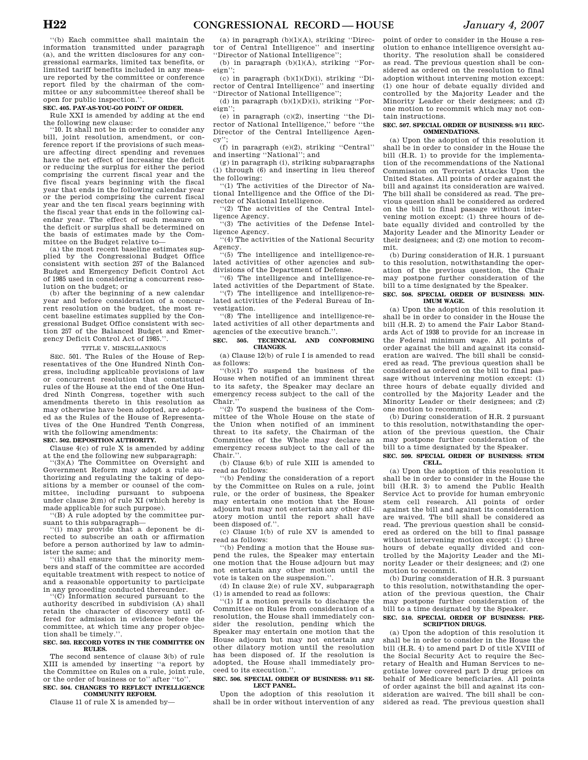"(b) Each committee shall maintain the information transmitted under paragraph (a), and the written disclosures for any congressional earmarks, limited tax benefits, or limited tariff benefits included in any measure reported by the committee or conference report filed by the chairman of the committee or any subcommittee thereof shall be open for public inspection.".

**SEC. 405. PAY-AS-YOU-GO POINT OF ORDER.**

Rule XXI is amended by adding at the end the following new clause:

"10. It shall not be in order to consider any bill, joint resolution, amendment, or conference report if the provisions of such measure affecting direct spending and revenues have the net effect of increasing the deficit or reducing the surplus for either the period comprising the current fiscal year and the five fiscal years beginning with the fiscal year that ends in the following calendar year or the period comprising the current fiscal year and the ten fiscal years beginning with the fiscal year that ends in the following calendar year. The effect of such measure on the deficit or surplus shall be determined on the basis of estimates made by the Committee on the Budget relative to—

(a) the most recent baseline estimates supplied by the Congressional Budget Office consistent with section 257 of the Balanced Budget and Emergency Deficit Control Act of 1985 used in considering a concurrent resolution on the budget; or

(b) after the beginning of a new calendar year and before consideration of a concurrent resolution on the budget, the most recent baseline estimates supplied by the Congressional Budget Office consistent with section 257 of the Balanced Budget and Emergency Deficit Control Act of 1985.".

TITLE V. MISCELLANEOUS

SEC. 501. The Rules of the House of Representatives of the One Hundred Ninth Congress, including applicable provisions of law or concurrent resolution that constituted rules of the House at the end of the One Hundred Ninth Congress, together with such amendments thereto in this resolution as may otherwise have been adopted, are adopted as the Rules of the House of Representatives of the One Hundred Tenth Congress, with the following amendments:

**SEC. 502. DEPOSITION AUTHORITY.**

Clause 4(c) of rule X is amended by adding at the end the following new subparagraph:

"(3)(A) The Committee on Oversight and Government Reform may adopt a rule authorizing and regulating the taking of depositions by a member or counsel of the committee, including pursuant to subpoena under clause 2(m) of rule XI (which hereby is made applicable for such purpose).

"(B) A rule adopted by the committee pursuant to this subparagraph—

"(i) may provide that a deponent be directed to subscribe an oath or affirmation before a person authorized by law to administer the same; and

"(ii) shall ensure that the minority members and staff of the committee are accorded equitable treatment with respect to notice of and a reasonable opportunity to participate in any proceeding conducted thereunder.

"(C) Information secured pursuant to the authority described in subdivision (A) shall retain the character of discovery until offered for admission in evidence before the committee, at which time any proper objection shall be timely.".

**SEC. 503. RECORD VOTES IN THE COMMITTEE ON RULES.**

The second sentence of clause 3(b) of rule XIII is amended by inserting "a report by the Committee on Rules on a rule, joint rule, or the order of business or to" after "to".

**SEC. 504. CHANGES TO REFLECT INTELLIGENCE COMMUNITY REFORM.**

Clause 11 of rule X is amended by—

(a) in paragraph (b)(1)(A), striking "Director of Central Intelligence" and inserting "Director of National Intelligence";

(b) in paragraph (b)(1)(A), striking "Foreign";

(c) in paragraph (b)(1)(D)(i), striking "Director of Central Intelligence" and inserting "Director of National Intelligence";

(d) in paragraph (b)(1)(D)(i), striking "Foreign";

(e) in paragraph (c)(2), inserting "the Director of National Intelligence," before "the Director of the Central Intelligence Agency";

(f) in paragraph (e)(2), striking "Central" and inserting "National"; and

(g) in paragraph (i), striking subparagraphs (1) through (6) and inserting in lieu thereof the following:

"(1) The activities of the Director of National Intelligence and the Office of the Director of National Intelligence.

"(2) The activities of the Central Intelligence Agency.

"(3) The activities of the Defense Intelligence Agency.

"(4) The activities of the National Security Agency.

"(5) The intelligence and intelligence-related activities of other agencies and subdivisions of the Department of Defense.

"(6) The intelligence and intelligence-related activities of the Department of State.

"(7) The intelligence and intelligence-related activities of the Federal Bureau of Investigation.

"(8) The intelligence and intelligence-related activities of all other departments and agencies of the executive branch.".

**SEC. 505. TECHNICAL AND CONFORMING CHANGES.**

(a) Clause 12(b) of rule I is amended to read as follows:

"(b)(1) To suspend the business of the House when notified of an imminent threat to its safety, the Speaker may declare an emergency recess subject to the call of the Chair."

"(2) To suspend the business of the Committee of the Whole House on the state of the Union when notified of an imminent threat to its safety, the Chairman of the Committee of the Whole may declare an emergency recess subject to the call of the Chair.".

(b) Clause 6(b) of rule XIII is amended to read as follows:

"(b) Pending the consideration of a report by the Committee on Rules on a rule, joint rule, or the order of business, the Speaker may entertain one motion that the House adjourn but may not entertain any other dilatory motion until the report shall have been disposed of.".

(c) Clause 1(b) of rule XV is amended to read as follows:

"(b) Pending a motion that the House suspend the rules, the Speaker may entertain one motion that the House adjourn but may not entertain any other motion until the vote is taken on the suspension.".

(d) In clause 2(e) of rule XV, subparagraph (1) is amended to read as follows:

"(1) If a motion prevails to discharge the Committee on Rules from consideration of a resolution, the House shall immediately consider the resolution, pending which the Speaker may entertain one motion that the House adjourn but may not entertain any other dilatory motion until the resolution has been disposed of. If the resolution is adopted, the House shall immediately proceed to its execution.".

**SEC. 506. SPECIAL ORDER OF BUSINESS: 9/11 SELECT PANEL.**

Upon the adoption of this resolution it shall be in order without intervention of any point of order to consider in the House a resolution to enhance intelligence oversight authority. The resolution shall be considered as read. The previous question shall be considered as ordered on the resolution to final adoption without intervening motion except: (1) one hour of debate equally divided and controlled by the Majority Leader and the Minority Leader or their designees; and (2) one motion to recommit which may not contain instructions.

**SEC. 507. SPECIAL ORDER OF BUSINESS: 9/11 RECOMMENDATIONS.**

(a) Upon the adoption of this resolution it shall be in order to consider in the House the bill (H.R. 1) to provide for the implementation of the recommendations of the National Commission on Terrorist Attacks Upon the United States. All points of order against the bill and against its consideration are waived. The bill shall be considered as read. The previous question shall be considered as ordered on the bill to final passage without intervening motion except: (1) three hours of debate equally divided and controlled by the Majority Leader and the Minority Leader or their designees; and (2) one motion to recommit.

(b) During consideration of H.R. 1 pursuant to this resolution, notwithstanding the operation of the previous question, the Chair may postpone further consideration of the bill to a time designated by the Speaker.

**SEC. 508. SPECIAL ORDER OF BUSINESS: MINIMUM WAGE.**

(a) Upon the adoption of this resolution it shall be in order to consider in the House the bill (H.R. 2) to amend the Fair Labor Standards Act of 1938 to provide for an increase in the Federal minimum wage. All points of order against the bill and against its consideration are waived. The bill shall be considered as read. The previous question shall be considered as ordered on the bill to final passage without intervening motion except: (1) three hours of debate equally divided and controlled by the Majority Leader and the Minority Leader or their designees; and (2) one motion to recommit.

(b) During consideration of H.R. 2 pursuant to this resolution, notwithstanding the operation of the previous question, the Chair may postpone further consideration of the bill to a time designated by the Speaker.

**SEC. 509. SPECIAL ORDER OF BUSINESS: STEM CELL.**

(a) Upon the adoption of this resolution it shall be in order to consider in the House the bill (H.R. 3) to amend the Public Health Service Act to provide for human embryonic stem cell research. All points of order against the bill and against its consideration are waived. The bill shall be considered as read. The previous question shall be considered as ordered on the bill to final passage without intervening motion except: (1) three hours of debate equally divided and controlled by the Majority Leader and the Minority Leader or their designees; and (2) one motion to recommit.

(b) During consideration of H.R. 3 pursuant to this resolution, notwithstanding the operation of the previous question, the Chair may postpone further consideration of the bill to a time designated by the Speaker.

**SEC. 510. SPECIAL ORDER OF BUSINESS: PRESCRIPTION DRUGS.**

(a) Upon the adoption of this resolution it shall be in order to consider in the House the bill (H.R. 4) to amend part D of title XVIII of the Social Security Act to require the Secretary of Health and Human Services to negotiate lower covered part D drug prices on behalf of Medicare beneficiaries. All points of order against the bill and against its consideration are waived. The bill shall be considered as read. The previous question shall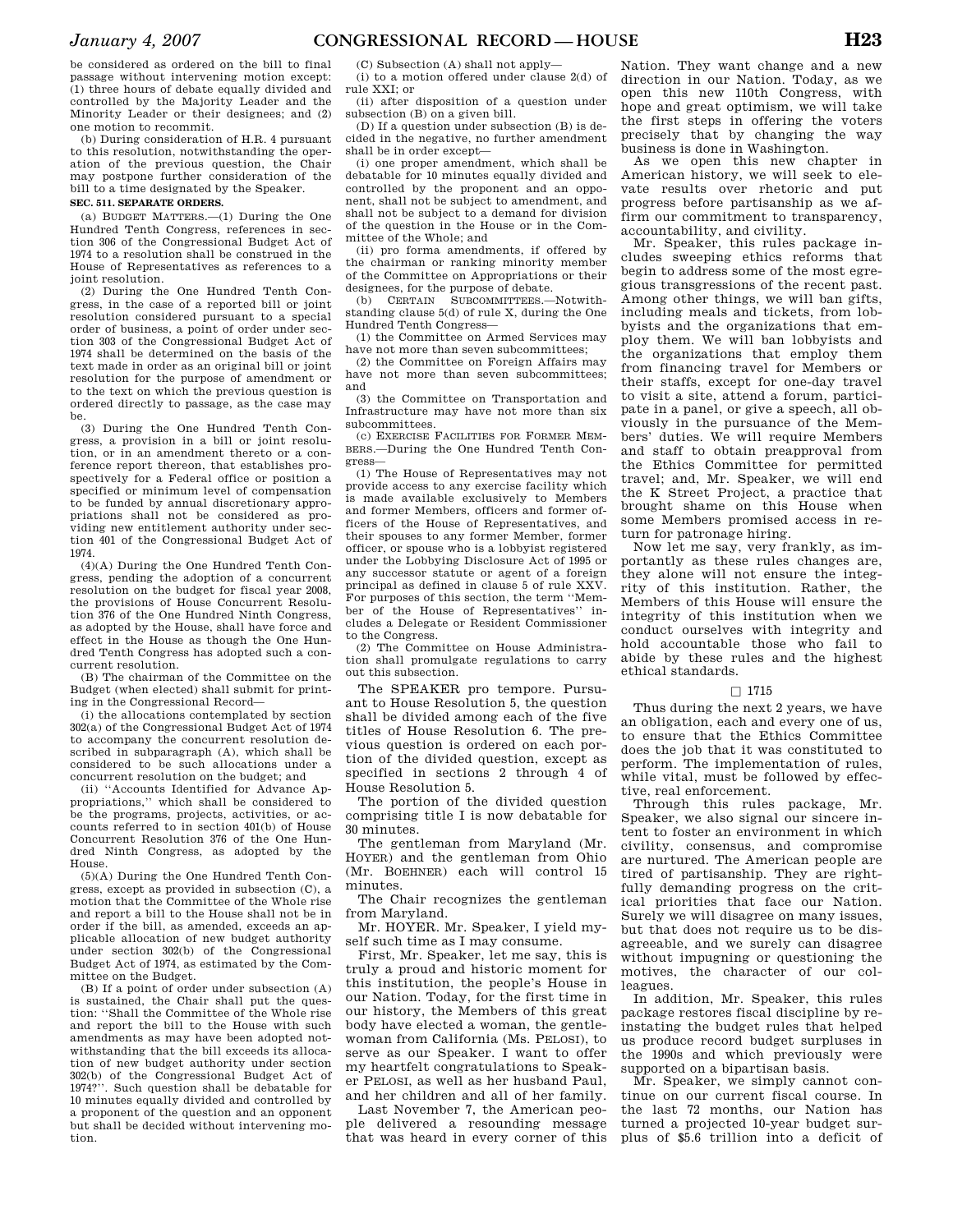be considered as ordered on the bill to final passage without intervening motion except: (1) three hours of debate equally divided and controlled by the Majority Leader and the Minority Leader or their designees; and (2) one motion to recommit.

(b) During consideration of H.R. 4 pursuant to this resolution, notwithstanding the operation of the previous question, the Chair may postpone further consideration of the bill to a time designated by the Speaker.

**SEC. 511. SEPARATE ORDERS.**

(a) BUDGET MATTERS.—(1) During the One Hundred Tenth Congress, references in section 306 of the Congressional Budget Act of 1974 to a resolution shall be construed in the House of Representatives as references to a joint resolution.

(2) During the One Hundred Tenth Congress, in the case of a reported bill or joint resolution considered pursuant to a special order of business, a point of order under section 303 of the Congressional Budget Act of 1974 shall be determined on the basis of the text made in order as an original bill or joint resolution for the purpose of amendment or to the text on which the previous question is ordered directly to passage, as the case may be.

(3) During the One Hundred Tenth Congress, a provision in a bill or joint resolution, or in an amendment thereto or a conference report thereon, that establishes prospectively for a Federal office or position a specified or minimum level of compensation to be funded by annual discretionary appropriations shall not be considered as providing new entitlement authority under section 401 of the Congressional Budget Act of 1974.

(4)(A) During the One Hundred Tenth Congress, pending the adoption of a concurrent resolution on the budget for fiscal year 2008, the provisions of House Concurrent Resolution 376 of the One Hundred Ninth Congress, as adopted by the House, shall have force and effect in the House as though the One Hundred Tenth Congress has adopted such a concurrent resolution.

(B) The chairman of the Committee on the Budget (when elected) shall submit for printing in the Congressional Record—

(i) the allocations contemplated by section 302(a) of the Congressional Budget Act of 1974 to accompany the concurrent resolution described in subparagraph (A), which shall be considered to be such allocations under a concurrent resolution on the budget; and

(ii) ''Accounts Identified for Advance Appropriations,'' which shall be considered to be the programs, projects, activities, or accounts referred to in section 401(b) of House Concurrent Resolution 376 of the One Hundred Ninth Congress, as adopted by the House.

(5)(A) During the One Hundred Tenth Congress, except as provided in subsection (C), a motion that the Committee of the Whole rise and report a bill to the House shall not be in order if the bill, as amended, exceeds an applicable allocation of new budget authority under section 302(b) of the Congressional Budget Act of 1974, as estimated by the Committee on the Budget.

(B) If a point of order under subsection (A) is sustained, the Chair shall put the question: ''Shall the Committee of the Whole rise and report the bill to the House with such amendments as may have been adopted notwithstanding that the bill exceeds its allocation of new budget authority under section 302(b) of the Congressional Budget Act of 1974?''. Such question shall be debatable for 10 minutes equally divided and controlled by a proponent of the question and an opponent but shall be decided without intervening motion.

(C) Subsection (A) shall not apply—

(i) to a motion offered under clause 2(d) of rule XXI; or

(ii) after disposition of a question under subsection (B) on a given bill.

(D) If a question under subsection (B) is decided in the negative, no further amendment shall be in order except—

(i) one proper amendment, which shall be debatable for 10 minutes equally divided and controlled by the proponent and an opponent, shall not be subject to amendment, and shall not be subject to a demand for division of the question in the House or in the Committee of the Whole; and

(ii) pro forma amendments, if offered by the chairman or ranking minority member of the Committee on Appropriations or their designees, for the purpose of debate.

(b) CERTAIN SUBCOMMITTEES.—Notwithstanding clause 5(d) of rule X, during the One Hundred Tenth Congress—

(1) the Committee on Armed Services may have not more than seven subcommittees;

(2) the Committee on Foreign Affairs may have not more than seven subcommittees; and

(3) the Committee on Transportation and Infrastructure may have not more than six subcommittees.

(c) EXERCISE FACILITIES FOR FORMER MEMBERS.—During the One Hundred Tenth Congress—

(1) The House of Representatives may not provide access to any exercise facility which is made available exclusively to Members and former Members, officers and former officers of the House of Representatives, and their spouses to any former Member, former officer, or spouse who is a lobbyist registered under the Lobbying Disclosure Act of 1995 or any successor statute or agent of a foreign principal as defined in clause 5 of rule XXV. For purposes of this section, the term ''Member of the House of Representatives'' includes a Delegate or Resident Commissioner to the Congress.

(2) The Committee on House Administration shall promulgate regulations to carry out this subsection.

The SPEAKER pro tempore. Pursuant to House Resolution 5, the question shall be divided among each of the five titles of House Resolution 6. The previous question is ordered on each portion of the divided question, except as specified in sections 2 through 4 of House Resolution 5.

The portion of the divided question comprising title I is now debatable for 30 minutes.

The gentleman from Maryland (Mr. HOYER) and the gentleman from Ohio (Mr. BOEHNER) each will control 15 minutes.

The Chair recognizes the gentleman from Maryland.

Mr. HOYER. Mr. Speaker, I yield myself such time as I may consume.

First, Mr. Speaker, let me say, this is truly a proud and historic moment for this institution, the people's House in our Nation. Today, for the first time in our history, the Members of this great body have elected a woman, the gentlewoman from California (Ms. PELOSI), to serve as our Speaker. I want to offer my heartfelt congratulations to Speaker PELOSI, as well as her husband Paul, and her children and all of her family.

Last November 7, the American people delivered a resounding message that was heard in every corner of this Nation. They want change and a new direction in our Nation. Today, as we open this new 110th Congress, with hope and great optimism, we will take the first steps in offering the voters precisely that by changing the way business is done in Washington.

As we open this new chapter in American history, we will seek to elevate results over rhetoric and put progress before partisanship as we affirm our commitment to transparency, accountability, and civility.

Mr. Speaker, this rules package includes sweeping ethics reforms that begin to address some of the most egregious transgressions of the recent past. Among other things, we will ban gifts, including meals and tickets, from lobbyists and the organizations that employ them. We will ban lobbyists and the organizations that employ them from financing travel for Members or their staffs, except for one-day travel to visit a site, attend a forum, participate in a panel, or give a speech, all obviously in the pursuance of the Members' duties. We will require Members and staff to obtain preapproval from the Ethics Committee for permitted travel; and, Mr. Speaker, we will end the K Street Project, a practice that brought shame on this House when some Members promised access in return for patronage hiring.

Now let me say, very frankly, as importantly as these rules changes are, they alone will not ensure the integrity of this institution. Rather, the Members of this House will ensure the integrity of this institution when we conduct ourselves with integrity and hold accountable those who fail to abide by these rules and the highest ethical standards.

□ 1715

Thus during the next 2 years, we have an obligation, each and every one of us, to ensure that the Ethics Committee does the job that it was constituted to perform. The implementation of rules, while vital, must be followed by effective, real enforcement.

Through this rules package, Mr. Speaker, we also signal our sincere intent to foster an environment in which civility, consensus, and compromise are nurtured. The American people are tired of partisanship. They are rightfully demanding progress on the critical priorities that face our Nation. Surely we will disagree on many issues, but that does not require us to be disagreeable, and we surely can disagree without impugning or questioning the motives, the character of our colleagues.

In addition, Mr. Speaker, this rules package restores fiscal discipline by reinstating the budget rules that helped us produce record budget surpluses in the 1990s and which previously were supported on a bipartisan basis.

Mr. Speaker, we simply cannot continue on our current fiscal course. In the last 72 months, our Nation has turned a projected 10-year budget surplus of $5.6 trillion into a deficit of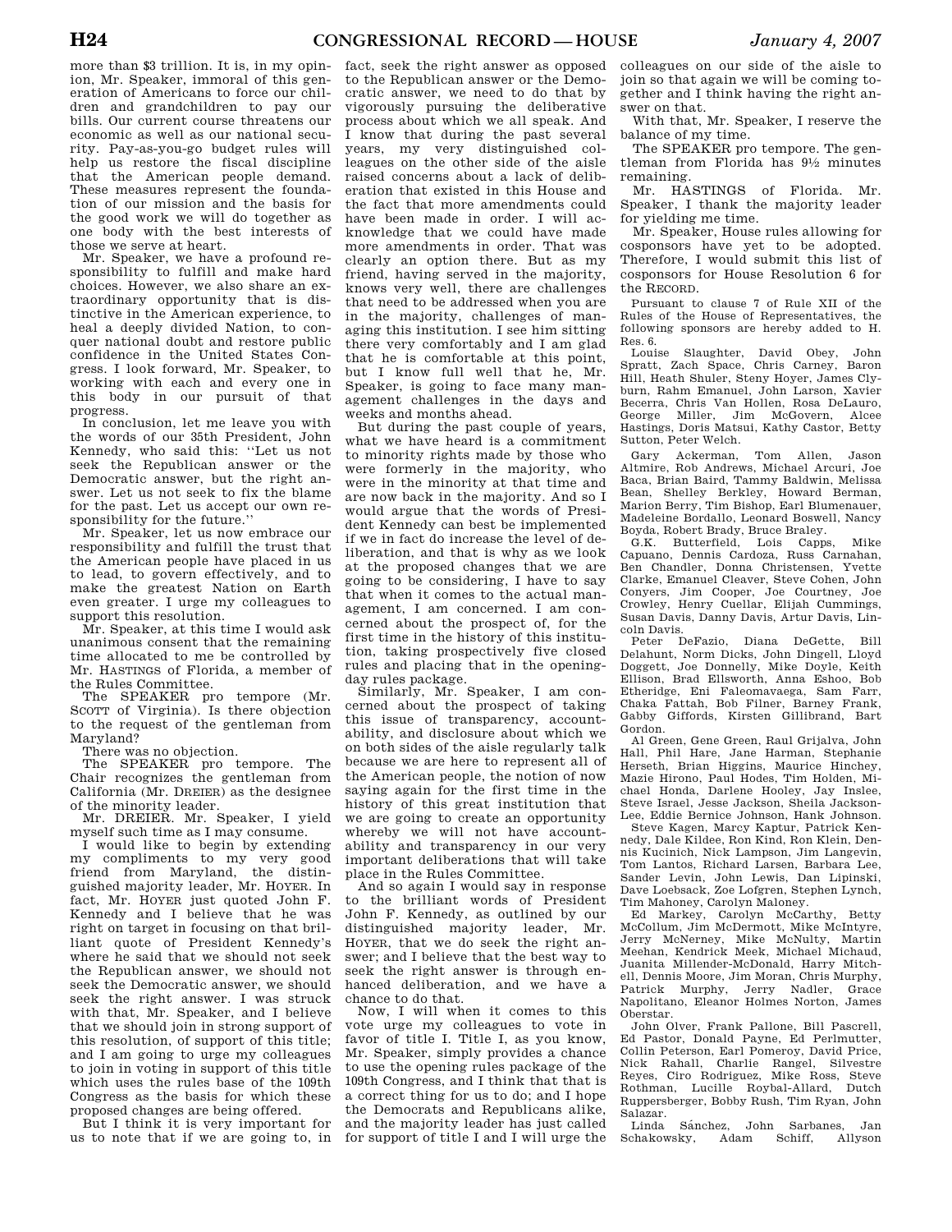more than $3 trillion. It is, in my opinion, Mr. Speaker, immoral of this generation of Americans to force our children and grandchildren to pay our bills. Our current course threatens our economic as well as our national security. Pay-as-you-go budget rules will help us restore the fiscal discipline that the American people demand. These measures represent the foundation of our mission and the basis for the good work we will do together as one body with the best interests of those we serve at heart.

Mr. Speaker, we have a profound responsibility to fulfill and make hard choices. However, we also share an extraordinary opportunity that is distinctive in the American experience, to heal a deeply divided Nation, to conquer national doubt and restore public confidence in the United States Congress. I look forward, Mr. Speaker, to working with each and every one in this body in our pursuit of that progress.

In conclusion, let me leave you with the words of our 35th President, John Kennedy, who said this: ''Let us not seek the Republican answer or the Democratic answer, but the right answer. Let us not seek to fix the blame for the past. Let us accept our own responsibility for the future.''

Mr. Speaker, let us now embrace our responsibility and fulfill the trust that the American people have placed in us to lead, to govern effectively, and to make the greatest Nation on Earth even greater. I urge my colleagues to support this resolution.

Mr. Speaker, at this time I would ask unanimous consent that the remaining time allocated to me be controlled by Mr. HASTINGS of Florida, a member of the Rules Committee.

The SPEAKER pro tempore (Mr. SCOTT of Virginia). Is there objection to the request of the gentleman from Maryland?

There was no objection.

The SPEAKER pro tempore. The Chair recognizes the gentleman from California (Mr. DREIER) as the designee of the minority leader.

Mr. DREIER. Mr. Speaker, I yield myself such time as I may consume.

I would like to begin by extending my compliments to my very good friend from Maryland, the distinguished majority leader, Mr. HOYER. In fact, Mr. HOYER just quoted John F. Kennedy and I believe that he was right on target in focusing on that brilliant quote of President Kennedy's where he said that we should not seek the Republican answer, we should not seek the Democratic answer, we should seek the right answer. I was struck with that, Mr. Speaker, and I believe that we should join in strong support of this resolution, of support of this title; and I am going to urge my colleagues to join in voting in support of this title which uses the rules base of the 109th Congress as the basis for which these proposed changes are being offered.

But I think it is very important for us to note that if we are going to, in fact, seek the right answer as opposed to the Republican answer or the Democratic answer, we need to do that by vigorously pursuing the deliberative process about which we all speak. And I know that during the past several years, my very distinguished colleagues on the other side of the aisle raised concerns about a lack of deliberation that existed in this House and the fact that more amendments could have been made in order. I will acknowledge that we could have made more amendments in order. That was clearly an option there. But as my friend, having served in the majority, knows very well, there are challenges that need to be addressed when you are in the majority, challenges of managing this institution. I see him sitting there very comfortably and I am glad that he is comfortable at this point, but I know full well that he, Mr. Speaker, is going to face many management challenges in the days and weeks and months ahead.

But during the past couple of years, what we have heard is a commitment to minority rights made by those who were formerly in the majority, who were in the minority at that time and are now back in the majority. And so I would argue that the words of President Kennedy can best be implemented if we in fact do increase the level of deliberation, and that is why as we look at the proposed changes that we are going to be considering, I have to say that when it comes to the actual management, I am concerned. I am concerned about the prospect of, for the first time in the history of this institution, taking prospectively five closed rules and placing that in the opening-day rules package.

Similarly, Mr. Speaker, I am concerned about the prospect of taking this issue of transparency, accountability, and disclosure about which we on both sides of the aisle regularly talk because we are here to represent all of the American people, the notion of now saying again for the first time in the history of this great institution that we are going to create an opportunity whereby we will not have accountability and transparency in our very important deliberations that will take place in the Rules Committee.

And so again I would say in response to the brilliant words of President John F. Kennedy, as outlined by our distinguished majority leader, Mr. HOYER, that we do seek the right answer; and I believe that the best way to seek the right answer is through enhanced deliberation, and we have a chance to do that.

Now, I will when it comes to this vote urge my colleagues to vote in favor of title I. Title I, as you know, Mr. Speaker, simply provides a chance to use the opening rules package of the 109th Congress, and I think that that is a correct thing for us to do; and I hope the Democrats and Republicans alike, and the majority leader has just called for support of title I and I will urge the colleagues on our side of the aisle to join so that again we will be coming together and I think having the right answer on that.

With that, Mr. Speaker, I reserve the balance of my time.

The SPEAKER pro tempore. The gentleman from Florida has 9½ minutes remaining.

Mr. HASTINGS of Florida. Mr. Speaker, I thank the majority leader for yielding me time.

Mr. Speaker, House rules allowing for cosponsors have yet to be adopted. Therefore, I would submit this list of cosponsors for House Resolution 6 for the RECORD.

Pursuant to clause 7 of Rule XII of the Rules of the House of Representatives, the following sponsors are hereby added to H. Res. 6.

Louise Slaughter, David Obey, John Spratt, Zach Space, Chris Carney, Baron Hill, Heath Shuler, Steny Hoyer, James Clyburn, Rahm Emanuel, John Larson, Xavier Becerra, Chris Van Hollen, Rosa DeLauro, George Miller, Jim McGovern, Alcee Hastings, Doris Matsui, Kathy Castor, Betty Sutton, Peter Welch.

Gary Ackerman, Tom Allen, Jason Altmire, Rob Andrews, Michael Arcuri, Joe Baca, Brian Baird, Tammy Baldwin, Melissa Bean, Shelley Berkley, Howard Berman, Marion Berry, Tim Bishop, Earl Blumenauer, Madeleine Bordallo, Leonard Boswell, Nancy Boyda, Robert Brady, Bruce Braley.

G.K. Butterfield, Lois Capps, Mike Capuano, Dennis Cardoza, Russ Carnahan, Ben Chandler, Donna Christensen, Yvette Clarke, Emanuel Cleaver, Steve Cohen, John Conyers, Jim Cooper, Joe Courtney, Joe Crowley, Henry Cuellar, Elijah Cummings, Susan Davis, Danny Davis, Artur Davis, Lincoln Davis.

Peter DeFazio, Diana DeGette, Bill Delahunt, Norm Dicks, John Dingell, Lloyd Doggett, Joe Donnelly, Mike Doyle, Keith Ellison, Brad Ellsworth, Anna Eshoo, Bob Etheridge, Eni Faleomavaega, Sam Farr, Chaka Fattah, Bob Filner, Barney Frank, Gabby Giffords, Kirsten Gillibrand, Bart Gordon.

Al Green, Gene Green, Raul Grijalva, John Hall, Phil Hare, Jane Harman, Stephanie Herseth, Brian Higgins, Maurice Hinchey, Mazie Hirono, Paul Hodes, Tim Holden, Michael Honda, Darlene Hooley, Jay Inslee, Steve Israel, Jesse Jackson, Sheila Jackson-Lee, Eddie Bernice Johnson, Hank Johnson.

Steve Kagen, Marcy Kaptur, Patrick Kennedy, Dale Kildee, Ron Kind, Ron Klein, Dennis Kucinich, Nick Lampson, Jim Langevin, Tom Lantos, Richard Larsen, Barbara Lee, Sander Levin, John Lewis, Dan Lipinski, Dave Loebsack, Zoe Lofgren, Stephen Lynch, Tim Mahoney, Carolyn Maloney.

Ed Markey, Carolyn McCarthy, Betty McCollum, Jim McDermott, Mike McIntyre, Jerry McNerney, Mike McNulty, Martin Meehan, Kendrick Meek, Michael Michaud, Juanita Millender-McDonald, Harry Mitchell, Dennis Moore, Jim Moran, Chris Murphy, Patrick Murphy, Jerry Nadler, Grace Napolitano, Eleanor Holmes Norton, James Oberstar.

John Olver, Frank Pallone, Bill Pascrell, Ed Pastor, Donald Payne, Ed Perlmutter, Collin Peterson, Earl Pomeroy, David Price, Nick Rahall, Charlie Rangel, Silvestre Reyes, Ciro Rodriguez, Mike Ross, Steve Rothman, Lucille Roybal-Allard, Dutch Ruppersberger, Bobby Rush, Tim Ryan, John Salazar.

Linda Sánchez, John Sarbanes, Jan Schakowsky, Adam Schiff, Allyson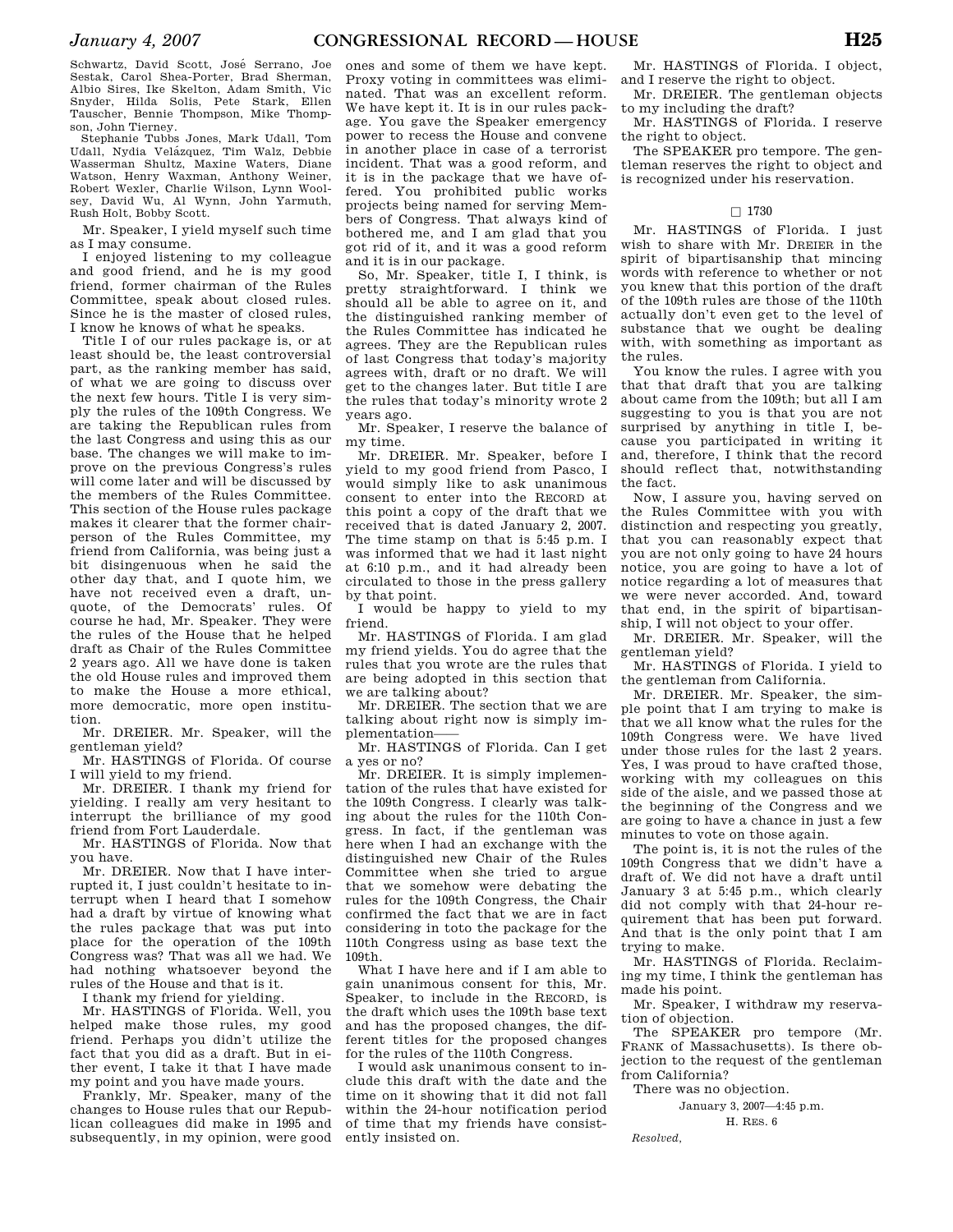Schwartz, David Scott, José Serrano, Joe Sestak, Carol Shea-Porter, Brad Sherman, Albio Sires, Ike Skelton, Adam Smith, Vic Snyder, Hilda Solis, Pete Stark, Ellen Tauscher, Bennie Thompson, Mike Thompson, John Tierney.

Stephanie Tubbs Jones, Mark Udall, Tom Udall, Nydia Velázquez, Tim Walz, Debbie Wasserman Shultz, Maxine Waters, Diane Watson, Henry Waxman, Anthony Weiner, Robert Wexler, Charlie Wilson, Lynn Woolsey, David Wu, Al Wynn, John Yarmuth, Rush Holt, Bobby Scott.

Mr. Speaker, I yield myself such time as I may consume.

I enjoyed listening to my colleague and good friend, and he is my good friend, former chairman of the Rules Committee, speak about closed rules. Since he is the master of closed rules, I know he knows of what he speaks.

Title I of our rules package is, or at least should be, the least controversial part, as the ranking member has said, of what we are going to discuss over the next few hours. Title I is very simply the rules of the 109th Congress. We are taking the Republican rules from the last Congress and using this as our base. The changes we will make to improve on the previous Congress's rules will come later and will be discussed by the members of the Rules Committee. This section of the House rules package makes it clearer that the former chairperson of the Rules Committee, my friend from California, was being just a bit disingenuous when he said the other day that, and I quote him, we have not received even a draft, unquote, of the Democrats' rules. Of course he had, Mr. Speaker. They were the rules of the House that he helped draft as Chair of the Rules Committee 2 years ago. All we have done is taken the old House rules and improved them to make the House a more ethical, more democratic, more open institution.

Mr. DREIER. Mr. Speaker, will the gentleman yield?

Mr. HASTINGS of Florida. Of course I will yield to my friend.

Mr. DREIER. I thank my friend for yielding. I really am very hesitant to interrupt the brilliance of my good friend from Fort Lauderdale.

Mr. HASTINGS of Florida. Now that you have.

Mr. DREIER. Now that I have interrupted it, I just couldn't hesitate to interrupt when I heard that I somehow had a draft by virtue of knowing what the rules package that was put into place for the operation of the 109th Congress was? That was all we had. We had nothing whatsoever beyond the rules of the House and that is it.

I thank my friend for yielding.

Mr. HASTINGS of Florida. Well, you helped make those rules, my good friend. Perhaps you didn't utilize the fact that you did as a draft. But in either event, I take it that I have made my point and you have made yours.

Frankly, Mr. Speaker, many of the changes to House rules that our Republican colleagues did make in 1995 and subsequently, in my opinion, were good ones and some of them we have kept. Proxy voting in committees was eliminated. That was an excellent reform. We have kept it. It is in our rules package. You gave the Speaker emergency power to recess the House and convene in another place in case of a terrorist incident. That was a good reform, and it is in the package that we have offered. You prohibited public works projects being named for serving Members of Congress. That always kind of bothered me, and I am glad that you got rid of it, and it was a good reform and it is in our package.

So, Mr. Speaker, title I, I think, is pretty straightforward. I think we should all be able to agree on it, and the distinguished ranking member of the Rules Committee has indicated he agrees. They are the Republican rules of last Congress that today's majority agrees with, draft or no draft. We will get to the changes later. But title I are the rules that today's minority wrote 2 years ago.

Mr. Speaker, I reserve the balance of my time.

Mr. DREIER. Mr. Speaker, before I yield to my good friend from Pasco, I would simply like to ask unanimous consent to enter into the RECORD at this point a copy of the draft that we received that is dated January 2, 2007. The time stamp on that is 5:45 p.m. I was informed that we had it last night at 6:10 p.m., and it had already been circulated to those in the press gallery by that point.

I would be happy to yield to my friend.

Mr. HASTINGS of Florida. I am glad my friend yields. You do agree that the rules that you wrote are the rules that are being adopted in this section that we are talking about?

Mr. DREIER. The section that we are talking about right now is simply implementation——

Mr. HASTINGS of Florida. Can I get a yes or no?

Mr. DREIER. It is simply implementation of the rules that have existed for the 109th Congress. I clearly was talking about the rules for the 110th Congress. In fact, if the gentleman was here when I had an exchange with the distinguished new Chair of the Rules Committee when she tried to argue that we somehow were debating the rules for the 109th Congress, the Chair confirmed the fact that we are in fact considering in toto the package for the 110th Congress using as base text the 109th.

What I have here and if I am able to gain unanimous consent for this, Mr. Speaker, to include in the RECORD, is the draft which uses the 109th base text and has the proposed changes, the different titles for the proposed changes for the rules of the 110th Congress.

I would ask unanimous consent to include this draft with the date and the time on it showing that it did not fall within the 24-hour notification period of time that my friends have consistently insisted on.

Mr. HASTINGS of Florida. I object, and I reserve the right to object.

Mr. DREIER. The gentleman objects to my including the draft?

Mr. HASTINGS of Florida. I reserve the right to object.

The SPEAKER pro tempore. The gentleman reserves the right to object and is recognized under his reservation.

□ 1730

Mr. HASTINGS of Florida. I just wish to share with Mr. DREIER in the spirit of bipartisanship that mincing words with reference to whether or not you knew that this portion of the draft of the 109th rules are those of the 110th actually don't even get to the level of substance that we ought to be dealing with, with something as important as the rules.

You know the rules. I agree with you that that draft that you are talking about came from the 109th; but all I am suggesting to you is that you are not surprised by anything in title I, because you participated in writing it and, therefore, I think that the record should reflect that, notwithstanding the fact.

Now, I assure you, having served on the Rules Committee with you with distinction and respecting you greatly, that you can reasonably expect that you are not only going to have 24 hours notice, you are going to have a lot of notice regarding a lot of measures that we were never accorded. And, toward that end, in the spirit of bipartisanship, I will not object to your offer.

Mr. DREIER. Mr. Speaker, will the gentleman yield?

Mr. HASTINGS of Florida. I yield to the gentleman from California.

Mr. DREIER. Mr. Speaker, the simple point that I am trying to make is that we all know what the rules for the 109th Congress were. We have lived under those rules for the last 2 years. Yes, I was proud to have crafted those, working with my colleagues on this side of the aisle, and we passed those at the beginning of the Congress and we are going to have a chance in just a few minutes to vote on those again.

The point is, it is not the rules of the 109th Congress that we didn't have a draft of. We did not have a draft until January 3 at 5:45 p.m., which clearly did not comply with that 24-hour requirement that has been put forward. And that is the only point that I am trying to make.

Mr. HASTINGS of Florida. Reclaiming my time, I think the gentleman has made his point.

Mr. Speaker, I withdraw my reservation of objection.

The SPEAKER pro tempore (Mr. FRANK of Massachusetts). Is there objection to the request of the gentleman from California?

There was no objection.

January 3, 2007—4:45 p.m.

H. RES. 6

*Resolved,*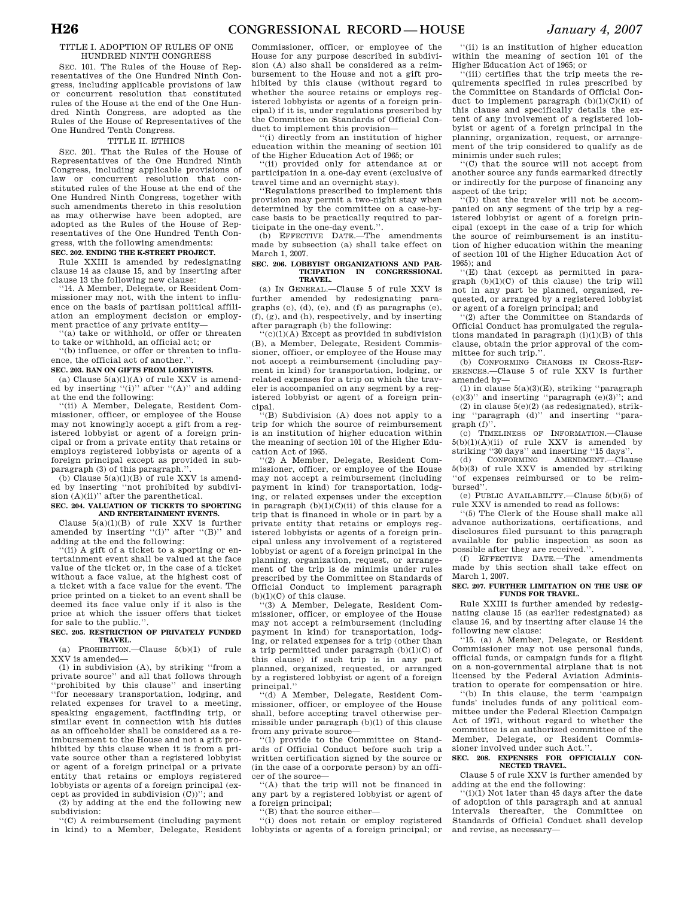TITLE I. ADOPTION OF RULES OF ONE HUNDRED NINTH CONGRESS

SEC. 101. The Rules of the House of Representatives of the One Hundred Ninth Congress, including applicable provisions of law or concurrent resolution that constituted rules of the House at the end of the One Hundred Ninth Congress, are adopted as the Rules of the House of Representatives of the One Hundred Tenth Congress.

TITLE II. ETHICS

SEC. 201. That the Rules of the House of Representatives of the One Hundred Ninth Congress, including applicable provisions of law or concurrent resolution that constituted rules of the House at the end of the One Hundred Ninth Congress, together with such amendments thereto in this resolution as may otherwise have been adopted, are adopted as the Rules of the House of Representatives of the One Hundred Tenth Congress, with the following amendments:

**SEC. 202. ENDING THE K-STREET PROJECT.**

Rule XXIII is amended by redesignating clause 14 as clause 15, and by inserting after clause 13 the following new clause:

''14. A Member, Delegate, or Resident Commissioner may not, with the intent to influence on the basis of partisan political affiliation an employment decision or employment practice of any private entity—

''(a) take or withhold, or offer or threaten to take or withhold, an official act; or

''(b) influence, or offer or threaten to influence, the official act of another.''.

**SEC. 203. BAN ON GIFTS FROM LOBBYISTS.**

(a) Clause 5(a)(1)(A) of rule XXV is amended by inserting ''(i)'' after ''(A)'' and adding at the end the following:

''(ii) A Member, Delegate, Resident Commissioner, officer, or employee of the House may not knowingly accept a gift from a registered lobbyist or agent of a foreign principal or from a private entity that retains or employs registered lobbyists or agents of a foreign principal except as provided in subparagraph (3) of this paragraph.''.

(b) Clause 5(a)(1)(B) of rule XXV is amended by inserting ''not prohibited by subdivision (A)(ii)'' after the parenthetical.

**SEC. 204. VALUATION OF TICKETS TO SPORTING AND ENTERTAINMENT EVENTS.**

Clause 5(a)(1)(B) of rule XXV is further amended by inserting ''(i)'' after ''(B)'' and adding at the end the following:

''(ii) A gift of a ticket to a sporting or entertainment event shall be valued at the face value of the ticket or, in the case of a ticket without a face value, at the highest cost of a ticket with a face value for the event. The price printed on a ticket to an event shall be deemed its face value only if it also is the price at which the issuer offers that ticket for sale to the public.''.

**SEC. 205. RESTRICTION OF PRIVATELY FUNDED TRAVEL.**

(a) PROHIBITION.—Clause 5(b)(1) of rule XXV is amended—

(1) in subdivision (A), by striking ''from a private source'' and all that follows through ''prohibited by this clause'' and inserting ''for necessary transportation, lodging, and related expenses for travel to a meeting, speaking engagement, factfinding trip, or similar event in connection with his duties as an officeholder shall be considered as a reimbursement to the House and not a gift prohibited by this clause when it is from a private source other than a registered lobbyist or agent of a foreign principal or a private entity that retains or employs registered lobbyists or agents of a foreign principal (except as provided in subdivision (C))''; and

(2) by adding at the end the following new subdivision:

''(C) A reimbursement (including payment in kind) to a Member, Delegate, Resident Commissioner, officer, or employee of the House for any purpose described in subdivision (A) also shall be considered as a reimbursement to the House and not a gift prohibited by this clause (without regard to whether the source retains or employs registered lobbyists or agents of a foreign principal) if it is, under regulations prescribed by the Committee on Standards of Official Conduct to implement this provision—

''(i) directly from an institution of higher education within the meaning of section 101 of the Higher Education Act of 1965; or

''(ii) provided only for attendance at or participation in a one-day event (exclusive of travel time and an overnight stay).

''Regulations prescribed to implement this provision may permit a two-night stay when determined by the committee on a case-by-case basis to be practically required to participate in the one-day event.''.

(b) EFFECTIVE DATE.—The amendments made by subsection (a) shall take effect on March 1, 2007.

**SEC. 206. LOBBYIST ORGANIZATIONS AND PARTICIPATION IN CONGRESSIONAL TRAVEL.**

(a) IN GENERAL.—Clause 5 of rule XXV is further amended by redesignating paragraphs (c), (d), (e), and (f) as paragraphs (e), (f), (g), and (h), respectively, and by inserting after paragraph (b) the following:

''(c)(1)(A) Except as provided in subdivision (B), a Member, Delegate, Resident Commissioner, officer, or employee of the House may not accept a reimbursement (including payment in kind) for transportation, lodging, or related expenses for a trip on which the traveler is accompanied on any segment by a registered lobbyist or agent of a foreign principal.

''(B) Subdivision (A) does not apply to a trip for which the source of reimbursement is an institution of higher education within the meaning of section 101 of the Higher Education Act of 1965.

''(2) A Member, Delegate, Resident Commissioner, officer, or employee of the House may not accept a reimbursement (including payment in kind) for transportation, lodging, or related expenses under the exception in paragraph (b)(1)(C)(ii) of this clause for a trip that is financed in whole or in part by a private entity that retains or employs registered lobbyists or agents of a foreign principal unless any involvement of a registered lobbyist or agent of a foreign principal in the planning, organization, request, or arrangement of the trip is de minimis under rules prescribed by the Committee on Standards of Official Conduct to implement paragraph (b)(1)(C) of this clause.

''(3) A Member, Delegate, Resident Commissioner, officer, or employee of the House may not accept a reimbursement (including payment in kind) for transportation, lodging, or related expenses for a trip (other than a trip permitted under paragraph (b)(1)(C) of this clause) if such trip is in any part planned, organized, requested, or arranged by a registered lobbyist or agent of a foreign principal.''

''(d) A Member, Delegate, Resident Commissioner, officer, or employee of the House shall, before accepting travel otherwise permissible under paragraph (b)(1) of this clause from any private source—

''(1) provide to the Committee on Standards of Official Conduct before such trip a written certification signed by the source or (in the case of a corporate person) by an officer of the source—

''(A) that the trip will not be financed in any part by a registered lobbyist or agent of a foreign principal;

''(B) that the source either—

''(i) does not retain or employ registered lobbyists or agents of a foreign principal; or

''(ii) is an institution of higher education within the meaning of section 101 of the Higher Education Act of 1965; or

''(iii) certifies that the trip meets the requirements specified in rules prescribed by the Committee on Standards of Official Conduct to implement paragraph (b)(1)(C)(ii) of this clause and specifically details the extent of any involvement of a registered lobbyist or agent of a foreign principal in the planning, organization, request, or arrangement of the trip considered to qualify as de minimis under such rules;

''(C) that the source will not accept from another source any funds earmarked directly or indirectly for the purpose of financing any aspect of the trip;

''(D) that the traveler will not be accompanied on any segment of the trip by a registered lobbyist or agent of a foreign principal (except in the case of a trip for which the source of reimbursement is an institution of higher education within the meaning of section 101 of the Higher Education Act of 1965); and

''(E) that (except as permitted in paragraph (b)(1)(C) of this clause) the trip will not in any part be planned, organized, requested, or arranged by a registered lobbyist or agent of a foreign principal; and

''(2) after the Committee on Standards of Official Conduct has promulgated the regulations mandated in paragraph (i)(1)(B) of this clause, obtain the prior approval of the committee for such trip.''.

(b) CONFORMING CHANGES IN CROSS-REFERENCES.—Clause 5 of rule XXV is further amended by—

(1) in clause 5(a)(3)(E), striking ''paragraph (c)(3)'' and inserting ''paragraph (e)(3)''; and

(2) in clause 5(e)(2) (as redesignated), striking ''paragraph (d)'' and inserting ''paragraph (f)''.

(c) TIMELINESS OF INFORMATION.—Clause 5(b)(1)(A)(ii) of rule XXV is amended by striking ''30 days'' and inserting ''15 days''.

(d) CONFORMING AMENDMENT.—Clause 5(b)(3) of rule XXV is amended by striking ''of expenses reimbursed or to be reimbursed''.

(e) PUBLIC AVAILABILITY.—Clause 5(b)(5) of rule XXV is amended to read as follows:

''(5) The Clerk of the House shall make all advance authorizations, certifications, and disclosures filed pursuant to this paragraph available for public inspection as soon as possible after they are received.''.

(f) EFFECTIVE DATE.—The amendments made by this section shall take effect on March 1, 2007.

**SEC. 207. FURTHER LIMITATION ON THE USE OF FUNDS FOR TRAVEL.**

Rule XXIII is further amended by redesignating clause 15 (as earlier redesignated) as clause 16, and by inserting after clause 14 the following new clause:

''15. (a) A Member, Delegate, or Resident Commissioner may not use personal funds, official funds, or campaign funds for a flight on a non-governmental airplane that is not licensed by the Federal Aviation Administration to operate for compensation or hire.

''(b) In this clause, the term 'campaign funds' includes funds of any political committee under the Federal Election Campaign Act of 1971, without regard to whether the committee is an authorized committee of the Member, Delegate, or Resident Commissioner involved under such Act.''.

**SEC. 208. EXPENSES FOR OFFICIALLY CONNECTED TRAVEL.**

Clause 5 of rule XXV is further amended by adding at the end the following:

''(i)(1) Not later than 45 days after the date of adoption of this paragraph and at annual intervals thereafter, the Committee on Standards of Official Conduct shall develop and revise, as necessary—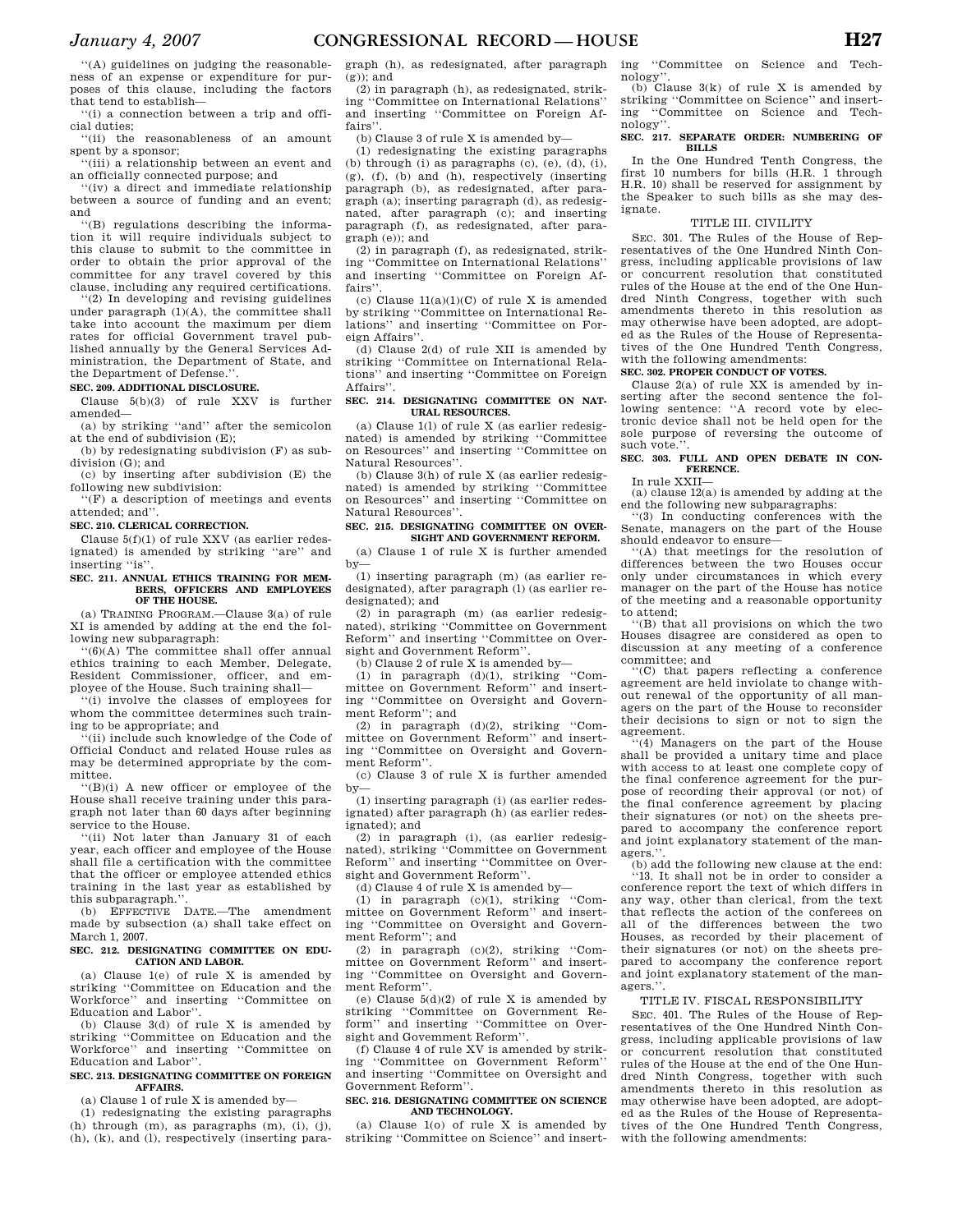"(A) guidelines on judging the reasonableness of an expense or expenditure for purposes of this clause, including the factors that tend to establish—

"(i) a connection between a trip and official duties;

"(ii) the reasonableness of an amount spent by a sponsor;

"(iii) a relationship between an event and an officially connected purpose; and

"(iv) a direct and immediate relationship between a source of funding and an event; and

"(B) regulations describing the information it will require individuals subject to this clause to submit to the committee in order to obtain the prior approval of the committee for any travel covered by this clause, including any required certifications.

"(2) In developing and revising guidelines under paragraph (1)(A), the committee shall take into account the maximum per diem rates for official Government travel published annually by the General Services Administration, the Department of State, and the Department of Defense.".

**SEC. 209. ADDITIONAL DISCLOSURE.**

Clause 5(b)(3) of rule XXV is further amended—

(a) by striking "and" after the semicolon at the end of subdivision (E);

(b) by redesignating subdivision (F) as subdivision (G); and

(c) by inserting after subdivision (E) the following new subdivision:

"(F) a description of meetings and events attended; and".

**SEC. 210. CLERICAL CORRECTION.**

Clause 5(f)(1) of rule XXV (as earlier redesignated) is amended by striking "are" and inserting "is".

**SEC. 211. ANNUAL ETHICS TRAINING FOR MEMBERS, OFFICERS AND EMPLOYEES OF THE HOUSE.**

(a) TRAINING PROGRAM.—Clause 3(a) of rule XI is amended by adding at the end the following new subparagraph:

"(6)(A) The committee shall offer annual ethics training to each Member, Delegate, Resident Commissioner, officer, and employee of the House. Such training shall—

"(i) involve the classes of employees for whom the committee determines such training to be appropriate; and

"(ii) include such knowledge of the Code of Official Conduct and related House rules as may be determined appropriate by the committee.

"(B)(i) A new officer or employee of the House shall receive training under this paragraph not later than 60 days after beginning service to the House.

"(ii) Not later than January 31 of each year, each officer and employee of the House shall file a certification with the committee that the officer or employee attended ethics training in the last year as established by this subparagraph.".

(b) EFFECTIVE DATE.—The amendment made by subsection (a) shall take effect on March 1, 2007.

**SEC. 212. DESIGNATING COMMITTEE ON EDUCATION AND LABOR.**

(a) Clause 1(e) of rule X is amended by striking "Committee on Education and the Workforce" and inserting "Committee on Education and Labor".

(b) Clause 3(d) of rule X is amended by striking "Committee on Education and the Workforce" and inserting "Committee on Education and Labor".

**SEC. 213. DESIGNATING COMMITTEE ON FOREIGN AFFAIRS.**

(a) Clause 1 of rule X is amended by—

(1) redesignating the existing paragraphs (h) through (m), as paragraphs (m), (i), (j), (h), (k), and (l), respectively (inserting paragraph (h), as redesignated, after paragraph (g)); and

(2) in paragraph (h), as redesignated, striking "Committee on International Relations" and inserting "Committee on Foreign Affairs".

(b) Clause 3 of rule X is amended by—

(1) redesignating the existing paragraphs (b) through (i) as paragraphs (c), (e), (d), (i), (g), (f), (b) and (h), respectively (inserting paragraph (b), as redesignated, after paragraph (a); inserting paragraph (d), as redesignated, after paragraph (c); and inserting paragraph (f), as redesignated, after paragraph (e)); and

(2) in paragraph (f), as redesignated, striking "Committee on International Relations" and inserting "Committee on Foreign Affairs".

(c) Clause 11(a)(1)(C) of rule X is amended by striking "Committee on International Relations" and inserting "Committee on Foreign Affairs".

(d) Clause 2(d) of rule XII is amended by striking "Committee on International Relations" and inserting "Committee on Foreign Affairs".

**SEC. 214. DESIGNATING COMMITTEE ON NATURAL RESOURCES.**

(a) Clause 1(l) of rule X (as earlier redesignated) is amended by striking "Committee on Resources" and inserting "Committee on Natural Resources".

(b) Clause 3(h) of rule X (as earlier redesignated) is amended by striking "Committee on Resources" and inserting "Committee on Natural Resources".

**SEC. 215. DESIGNATING COMMITTEE ON OVERSIGHT AND GOVERNMENT REFORM.**

(a) Clause 1 of rule X is further amended by—

(1) inserting paragraph (m) (as earlier redesignated), after paragraph (l) (as earlier redesignated); and

(2) in paragraph (m) (as earlier redesignated), striking "Committee on Government Reform" and inserting "Committee on Oversight and Government Reform".

(b) Clause 2 of rule X is amended by—

(1) in paragraph (d)(1), striking "Committee on Government Reform" and inserting "Committee on Oversight and Government Reform"; and

(2) in paragraph (d)(2), striking "Committee on Government Reform" and inserting "Committee on Oversight and Government Reform".

(c) Clause 3 of rule X is further amended by—

(1) inserting paragraph (i) (as earlier redesignated) after paragraph (h) (as earlier redesignated); and

(2) in paragraph (i), (as earlier redesignated), striking "Committee on Government Reform" and inserting "Committee on Oversight and Government Reform".

(d) Clause 4 of rule X is amended by—

(1) in paragraph (c)(1), striking "Committee on Government Reform" and inserting "Committee on Oversight and Government Reform"; and

(2) in paragraph (c)(2), striking "Committee on Government Reform" and inserting "Committee on Oversight and Government Reform".

(e) Clause 5(d)(2) of rule X is amended by striking "Committee on Government Reform" and inserting "Committee on Oversight and Government Reform".

(f) Clause 4 of rule XV is amended by striking "Committee on Government Reform" and inserting "Committee on Oversight and Government Reform".

**SEC. 216. DESIGNATING COMMITTEE ON SCIENCE AND TECHNOLOGY.**

(a) Clause 1(o) of rule X is amended by striking "Committee on Science" and inserting "Committee on Science and Technology".

(b) Clause 3(k) of rule X is amended by striking "Committee on Science" and inserting "Committee on Science and Technology".

**SEC. 217. SEPARATE ORDER: NUMBERING OF BILLS**

In the One Hundred Tenth Congress, the first 10 numbers for bills (H.R. 1 through H.R. 10) shall be reserved for assignment by the Speaker to such bills as she may designate.

## TITLE III. CIVILITY

SEC. 301. The Rules of the House of Representatives of the One Hundred Ninth Congress, including applicable provisions of law or concurrent resolution that constituted rules of the House at the end of the One Hundred Ninth Congress, together with such amendments thereto in this resolution as may otherwise have been adopted, are adopted as the Rules of the House of Representatives of the One Hundred Tenth Congress, with the following amendments:

**SEC. 302. PROPER CONDUCT OF VOTES.**

Clause 2(a) of rule XX is amended by inserting after the second sentence the following sentence: "A record vote by electronic device shall not be held open for the sole purpose of reversing the outcome of such vote.".

**SEC. 303. FULL AND OPEN DEBATE IN CONFERENCE.**

In rule XXII—

(a) clause 12(a) is amended by adding at the end the following new subparagraphs:

"(3) In conducting conferences with the Senate, managers on the part of the House should endeavor to ensure—

"(A) that meetings for the resolution of differences between the two Houses occur only under circumstances in which every manager on the part of the House has notice of the meeting and a reasonable opportunity to attend;

"(B) that all provisions on which the two Houses disagree are considered as open to discussion at any meeting of a conference committee; and

"(C) that papers reflecting a conference agreement are held inviolate to change without renewal of the opportunity of all managers on the part of the House to reconsider their decisions to sign or not to sign the agreement.

"(4) Managers on the part of the House shall be provided a unitary time and place with access to at least one complete copy of the final conference agreement for the purpose of recording their approval (or not) of the final conference agreement by placing their signatures (or not) on the sheets prepared to accompany the conference report and joint explanatory statement of the managers.".

(b) add the following new clause at the end:

"13. It shall not be in order to consider a conference report the text of which differs in any way, other than clerical, from the text that reflects the action of the conferees on all of the differences between the two Houses, as recorded by their placement of their signatures (or not) on the sheets prepared to accompany the conference report and joint explanatory statement of the managers.".

## TITLE IV. FISCAL RESPONSIBILITY

SEC. 401. The Rules of the House of Representatives of the One Hundred Ninth Congress, including applicable provisions of law or concurrent resolution that constituted rules of the House at the end of the One Hundred Ninth Congress, together with such amendments thereto in this resolution as may otherwise have been adopted, are adopted as the Rules of the House of Representatives of the One Hundred Tenth Congress, with the following amendments: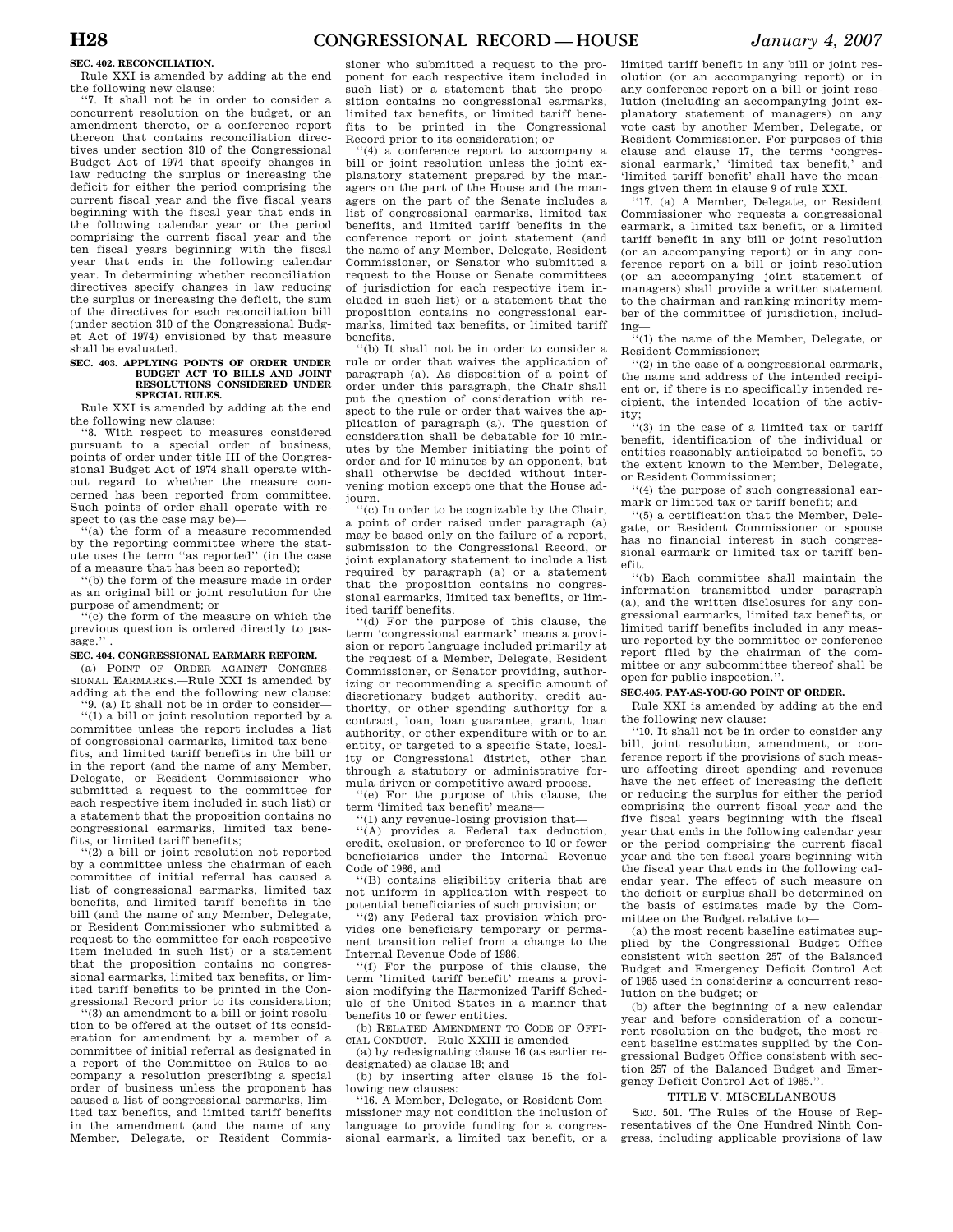**SEC. 402. RECONCILIATION.**

Rule XXI is amended by adding at the end the following new clause:

"7. It shall not be in order to consider a concurrent resolution on the budget, or an amendment thereto, or a conference report thereon that contains reconciliation directives under section 310 of the Congressional Budget Act of 1974 that specify changes in law reducing the surplus or increasing the deficit for either the period comprising the current fiscal year and the five fiscal years beginning with the fiscal year that ends in the following calendar year or the period comprising the current fiscal year and the ten fiscal years beginning with the fiscal year that ends in the following calendar year. In determining whether reconciliation directives specify changes in law reducing the surplus or increasing the deficit, the sum of the directives for each reconciliation bill (under section 310 of the Congressional Budget Act of 1974) envisioned by that measure shall be evaluated.

**SEC. 403. APPLYING POINTS OF ORDER UNDER BUDGET ACT TO BILLS AND JOINT RESOLUTIONS CONSIDERED UNDER SPECIAL RULES.**

Rule XXI is amended by adding at the end the following new clause:

"8. With respect to measures considered pursuant to a special order of business, points of order under title III of the Congressional Budget Act of 1974 shall operate without regard to whether the measure concerned has been reported from committee. Such points of order shall operate with respect to (as the case may be)—

"(a) the form of a measure recommended by the reporting committee where the statute uses the term "as reported" (in the case of a measure that has been so reported);

"(b) the form of the measure made in order as an original bill or joint resolution for the purpose of amendment; or

"(c) the form of the measure on which the previous question is ordered directly to passage." .

**SEC. 404. CONGRESSIONAL EARMARK REFORM.**

(a) POINT OF ORDER AGAINST CONGRESSIONAL EARMARKS.—Rule XXI is amended by adding at the end the following new clause:

"9. (a) It shall not be in order to consider—

"(1) a bill or joint resolution reported by a committee unless the report includes a list of congressional earmarks, limited tax benefits, and limited tariff benefits in the bill or in the report (and the name of any Member, Delegate, or Resident Commissioner who submitted a request to the committee for each respective item included in such list) or a statement that the proposition contains no congressional earmarks, limited tax benefits, or limited tariff benefits;

"(2) a bill or joint resolution not reported by a committee unless the chairman of each committee of initial referral has caused a list of congressional earmarks, limited tax benefits, and limited tariff benefits in the bill (and the name of any Member, Delegate, or Resident Commissioner who submitted a request to the committee for each respective item included in such list) or a statement that the proposition contains no congressional earmarks, limited tax benefits, or limited tariff benefits to be printed in the Congressional Record prior to its consideration;

"(3) an amendment to a bill or joint resolution to be offered at the outset of its consideration for amendment by a member of a committee of initial referral as designated in a report of the Committee on Rules to accompany a resolution prescribing a special order of business unless the proponent has caused a list of congressional earmarks, limited tax benefits, and limited tariff benefits in the amendment (and the name of any Member, Delegate, or Resident Commissioner who submitted a request to the proponent for each respective item included in such list) or a statement that the proposition contains no congressional earmarks, limited tax benefits, or limited tariff benefits to be printed in the Congressional Record prior to its consideration; or

"(4) a conference report to accompany a bill or joint resolution unless the joint explanatory statement prepared by the managers on the part of the House and the managers on the part of the Senate includes a list of congressional earmarks, limited tax benefits, and limited tariff benefits in the conference report or joint statement (and the name of any Member, Delegate, Resident Commissioner, or Senator who submitted a request to the House or Senate committees of jurisdiction for each respective item included in such list) or a statement that the proposition contains no congressional earmarks, limited tax benefits, or limited tariff benefits.

"(b) It shall not be in order to consider a rule or order that waives the application of paragraph (a). As disposition of a point of order under this paragraph, the Chair shall put the question of consideration with respect to the rule or order that waives the application of paragraph (a). The question of consideration shall be debatable for 10 minutes by the Member initiating the point of order and for 10 minutes by an opponent, but shall otherwise be decided without intervening motion except one that the House adjourn.

"(c) In order to be cognizable by the Chair, a point of order raised under paragraph (a) may be based only on the failure of a report, submission to the Congressional Record, or joint explanatory statement to include a list required by paragraph (a) or a statement that the proposition contains no congressional earmarks, limited tax benefits, or limited tariff benefits.

"(d) For the purpose of this clause, the term 'congressional earmark' means a provision or report language included primarily at the request of a Member, Delegate, Resident Commissioner, or Senator providing, authorizing or recommending a specific amount of discretionary budget authority, credit authority, or other spending authority for a contract, loan, loan guarantee, grant, loan authority, or other expenditure with or to an entity, or targeted to a specific State, locality or Congressional district, other than through a statutory or administrative formula-driven or competitive award process.

"(e) For the purpose of this clause, the term 'limited tax benefit' means—

"(1) any revenue-losing provision that—

"(A) provides a Federal tax deduction, credit, exclusion, or preference to 10 or fewer beneficiaries under the Internal Revenue Code of 1986, and

"(B) contains eligibility criteria that are not uniform in application with respect to potential beneficiaries of such provision; or

"(2) any Federal tax provision which provides one beneficiary temporary or permanent transition relief from a change to the Internal Revenue Code of 1986.

"(f) For the purpose of this clause, the term 'limited tariff benefit' means a provision modifying the Harmonized Tariff Schedule of the United States in a manner that benefits 10 or fewer entities.

(b) RELATED AMENDMENT TO CODE OF OFFICIAL CONDUCT.—Rule XXIII is amended—

(a) by redesignating clause 16 (as earlier redesignated) as clause 18; and

(b) by inserting after clause 15 the following new clauses:

"16. A Member, Delegate, or Resident Commissioner may not condition the inclusion of language to provide funding for a congressional earmark, a limited tax benefit, or a limited tariff benefit in any bill or joint resolution (or an accompanying report) or in any conference report on a bill or joint resolution (including an accompanying joint explanatory statement of managers) on any vote cast by another Member, Delegate, or Resident Commissioner. For purposes of this clause and clause 17, the terms 'congressional earmark,' 'limited tax benefit,' and 'limited tariff benefit' shall have the meanings given them in clause 9 of rule XXI.

"17. (a) A Member, Delegate, or Resident Commissioner who requests a congressional earmark, a limited tax benefit, or a limited tariff benefit in any bill or joint resolution (or an accompanying report) or in any conference report on a bill or joint resolution (or an accompanying joint statement of managers) shall provide a written statement to the chairman and ranking minority member of the committee of jurisdiction, including—

"(1) the name of the Member, Delegate, or Resident Commissioner;

"(2) in the case of a congressional earmark, the name and address of the intended recipient or, if there is no specifically intended recipient, the intended location of the activity;

"(3) in the case of a limited tax or tariff benefit, identification of the individual or entities reasonably anticipated to benefit, to the extent known to the Member, Delegate, or Resident Commissioner;

"(4) the purpose of such congressional earmark or limited tax or tariff benefit; and

"(5) a certification that the Member, Delegate, or Resident Commissioner or spouse has no financial interest in such congressional earmark or limited tax or tariff benefit.

"(b) Each committee shall maintain the information transmitted under paragraph (a), and the written disclosures for any congressional earmarks, limited tax benefits, or limited tariff benefits included in any measure reported by the committee or conference report filed by the chairman of the committee or any subcommittee thereof shall be open for public inspection.".

**SEC.405. PAY-AS-YOU-GO POINT OF ORDER.**

Rule XXI is amended by adding at the end the following new clause:

"10. It shall not be in order to consider any bill, joint resolution, amendment, or conference report if the provisions of such measure affecting direct spending and revenues have the net effect of increasing the deficit or reducing the surplus for either the period comprising the current fiscal year and the five fiscal years beginning with the fiscal year that ends in the following calendar year or the period comprising the current fiscal year and the ten fiscal years beginning with the fiscal year that ends in the following calendar year. The effect of such measure on the deficit or surplus shall be determined on the basis of estimates made by the Committee on the Budget relative to—

(a) the most recent baseline estimates supplied by the Congressional Budget Office consistent with section 257 of the Balanced Budget and Emergency Deficit Control Act of 1985 used in considering a concurrent resolution on the budget; or

(b) after the beginning of a new calendar year and before consideration of a concurrent resolution on the budget, the most recent baseline estimates supplied by the Congressional Budget Office consistent with section 257 of the Balanced Budget and Emergency Deficit Control Act of 1985.".

TITLE V. MISCELLANEOUS

SEC. 501. The Rules of the House of Representatives of the One Hundred Ninth Congress, including applicable provisions of law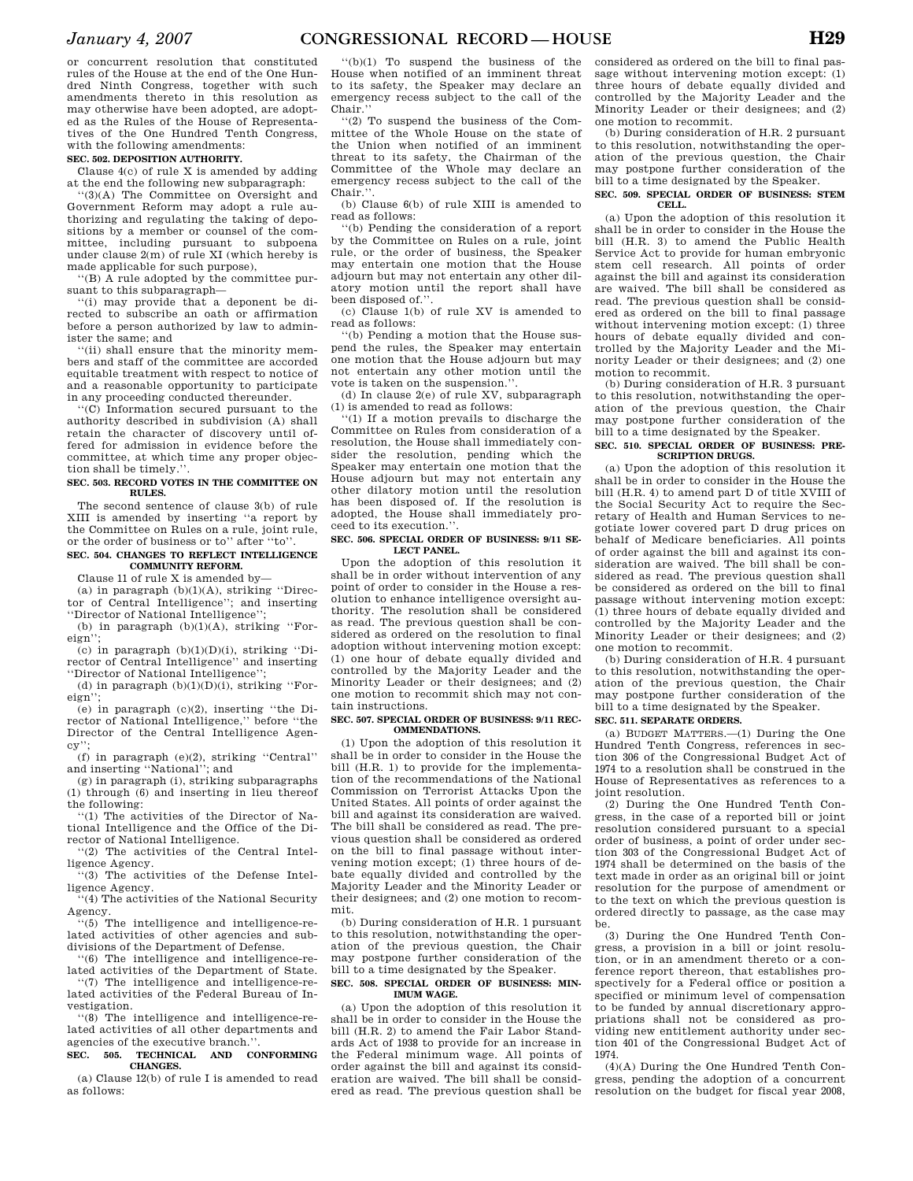or concurrent resolution that constituted rules of the House at the end of the One Hundred Ninth Congress, together with such amendments thereto in this resolution as may otherwise have been adopted, are adopted as the Rules of the House of Representatives of the One Hundred Tenth Congress, with the following amendments:

**SEC. 502. DEPOSITION AUTHORITY.**

Clause 4(c) of rule X is amended by adding at the end the following new subparagraph:

''(3)(A) The Committee on Oversight and Government Reform may adopt a rule authorizing and regulating the taking of depositions by a member or counsel of the committee, including pursuant to subpoena under clause 2(m) of rule XI (which hereby is made applicable for such purpose),

''(B) A rule adopted by the committee pursuant to this subparagraph—

''(i) may provide that a deponent be directed to subscribe an oath or affirmation before a person authorized by law to administer the same; and

''(ii) shall ensure that the minority members and staff of the committee are accorded equitable treatment with respect to notice of and a reasonable opportunity to participate in any proceeding conducted thereunder.

''(C) Information secured pursuant to the authority described in subdivision (A) shall retain the character of discovery until offered for admission in evidence before the committee, at which time any proper objection shall be timely.''.

**SEC. 503. RECORD VOTES IN THE COMMITTEE ON RULES.**

The second sentence of clause 3(b) of rule XIII is amended by inserting ''a report by the Committee on Rules on a rule, joint rule, or the order of business or to'' after ''to''.

**SEC. 504. CHANGES TO REFLECT INTELLIGENCE COMMUNITY REFORM.**

Clause 11 of rule X is amended by—

(a) in paragraph (b)(1)(A), striking ''Director of Central Intelligence''; and inserting ''Director of National Intelligence'';

(b) in paragraph (b)(1)(A), striking ''Foreign'';

(c) in paragraph (b)(1)(D)(i), striking ''Director of Central Intelligence'' and inserting ''Director of National Intelligence'';

(d) in paragraph (b)(1)(D)(i), striking ''Foreign'';

(e) in paragraph (c)(2), inserting ''the Director of National Intelligence,'' before ''the Director of the Central Intelligence Agency'';

(f) in paragraph (e)(2), striking ''Central'' and inserting ''National''; and

(g) in paragraph (i), striking subparagraphs (1) through (6) and inserting in lieu thereof the following:

''(1) The activities of the Director of National Intelligence and the Office of the Director of National Intelligence.

''(2) The activities of the Central Intelligence Agency.

''(3) The activities of the Defense Intelligence Agency.

''(4) The activities of the National Security Agency.

''(5) The intelligence and intelligence-related activities of other agencies and subdivisions of the Department of Defense.

''(6) The intelligence and intelligence-related activities of the Department of State.

''(7) The intelligence and intelligence-related activities of the Federal Bureau of Investigation.

''(8) The intelligence and intelligence-related activities of all other departments and agencies of the executive branch.''.

**SEC. 505. TECHNICAL AND CONFORMING CHANGES.**

(a) Clause 12(b) of rule I is amended to read as follows:

''(b)(1) To suspend the business of the House when notified of an imminent threat to its safety, the Speaker may declare an emergency recess subject to the call of the Chair.''

''(2) To suspend the business of the Committee of the Whole House on the state of the Union when notified of an imminent threat to its safety, the Chairman of the Committee of the Whole may declare an emergency recess subject to the call of the Chair.''.

(b) Clause 6(b) of rule XIII is amended to read as follows:

''(b) Pending the consideration of a report by the Committee on Rules on a rule, joint rule, or the order of business, the Speaker may entertain one motion that the House adjourn but may not entertain any other dilatory motion until the report shall have been disposed of.''.

(c) Clause 1(b) of rule XV is amended to read as follows:

''(b) Pending a motion that the House suspend the rules, the Speaker may entertain one motion that the House adjourn but may not entertain any other motion until the vote is taken on the suspension.''.

(d) In clause 2(e) of rule XV, subparagraph (1) is amended to read as follows:

''(1) If a motion prevails to discharge the Committee on Rules from consideration of a resolution, the House shall immediately consider the resolution, pending which the Speaker may entertain one motion that the House adjourn but may not entertain any other dilatory motion until the resolution has been disposed of. If the resolution is adopted, the House shall immediately proceed to its execution.''.

**SEC. 506. SPECIAL ORDER OF BUSINESS: 9/11 SELECT PANEL.**

Upon the adoption of this resolution it shall be in order without intervention of any point of order to consider in the House a resolution to enhance intelligence oversight authority. The resolution shall be considered as read. The previous question shall be considered as ordered on the resolution to final adoption without intervening motion except: (1) one hour of debate equally divided and controlled by the Majority Leader and the Minority Leader or their designees; and (2) one motion to recommit shich may not contain instructions.

**SEC. 507. SPECIAL ORDER OF BUSINESS: 9/11 RECOMMENDATIONS.**

(1) Upon the adoption of this resolution it shall be in order to consider in the House the bill (H.R. 1) to provide for the implementation of the recommendations of the National Commission on Terrorist Attacks Upon the United States. All points of order against the bill and against its consideration are waived. The bill shall be considered as read. The previous question shall be considered as ordered on the bill to final passage without intervening motion except; (1) three hours of debate equally divided and controlled by the Majority Leader and the Minority Leader or their designees; and (2) one motion to recommit.

(b) During consideration of H.R. 1 pursuant to this resolution, notwithstanding the operation of the previous question, the Chair may postpone further consideration of the bill to a time designated by the Speaker.

**SEC. 508. SPECIAL ORDER OF BUSINESS: MINIMUM WAGE.**

(a) Upon the adoption of this resolution it shall be in order to consider in the House the bill (H.R. 2) to amend the Fair Labor Standards Act of 1938 to provide for an increase in the Federal minimum wage. All points of order against the bill and against its consideration are waived. The bill shall be considered as read. The previous question shall be considered as ordered on the bill to final passage without intervening motion except: (1) three hours of debate equally divided and controlled by the Majority Leader and the Minority Leader or their designees; and (2) one motion to recommit.

(b) During consideration of H.R. 2 pursuant to this resolution, notwithstanding the operation of the previous question, the Chair may postpone further consideration of the bill to a time designated by the Speaker.

**SEC. 509. SPECIAL ORDER OF BUSINESS: STEM CELL.**

(a) Upon the adoption of this resolution it shall be in order to consider in the House the bill (H.R. 3) to amend the Public Health Service Act to provide for human embryonic stem cell research. All points of order against the bill and against its consideration are waived. The bill shall be considered as read. The previous question shall be considered as ordered on the bill to final passage without intervening motion except: (1) three hours of debate equally divided and controlled by the Majority Leader and the Minority Leader or their designees; and (2) one motion to recommit.

(b) During consideration of H.R. 3 pursuant to this resolution, notwithstanding the operation of the previous question, the Chair may postpone further consideration of the bill to a time designated by the Speaker.

**SEC. 510. SPECIAL ORDER OF BUSINESS: PRESCRIPTION DRUGS.**

(a) Upon the adoption of this resolution it shall be in order to consider in the House the bill (H.R. 4) to amend part D of title XVIII of the Social Security Act to require the Secretary of Health and Human Services to negotiate lower covered part D drug prices on behalf of Medicare beneficiaries. All points of order against the bill and against its consideration are waived. The bill shall be considered as read. The previous question shall be considered as ordered on the bill to final passage without intervening motion except: (1) three hours of debate equally divided and controlled by the Majority Leader and the Minority Leader or their designees; and (2) one motion to recommit.

(b) During consideration of H.R. 4 pursuant to this resolution, notwithstanding the operation of the previous question, the Chair may postpone further consideration of the bill to a time designated by the Speaker.

**SEC. 511. SEPARATE ORDERS.**

(a) BUDGET MATTERS.—(1) During the One Hundred Tenth Congress, references in section 306 of the Congressional Budget Act of 1974 to a resolution shall be construed in the House of Representatives as references to a joint resolution.

(2) During the One Hundred Tenth Congress, in the case of a reported bill or joint resolution considered pursuant to a special order of business, a point of order under section 303 of the Congressional Budget Act of 1974 shall be determined on the basis of the text made in order as an original bill or joint resolution for the purpose of amendment or to the text on which the previous question is ordered directly to passage, as the case may be.

(3) During the One Hundred Tenth Congress, a provision in a bill or joint resolution, or in an amendment thereto or a conference report thereon, that establishes prospectively for a Federal office or position a specified or minimum level of compensation to be funded by annual discretionary appropriations shall not be considered as providing new entitlement authority under section 401 of the Congressional Budget Act of 1974.

(4)(A) During the One Hundred Tenth Congress, pending the adoption of a concurrent resolution on the budget for fiscal year 2008,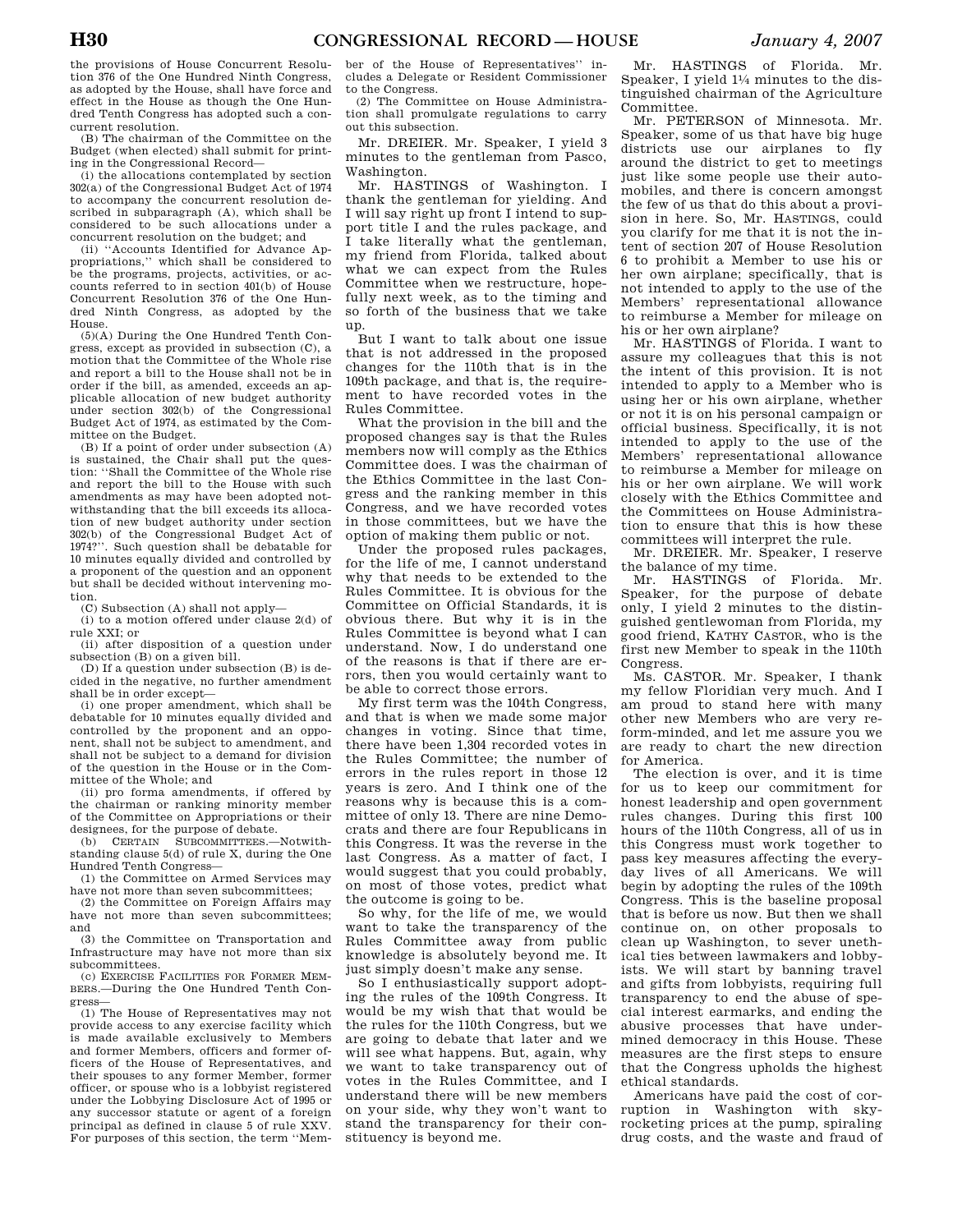the provisions of House Concurrent Resolution 376 of the One Hundred Ninth Congress, as adopted by the House, shall have force and effect in the House as though the One Hundred Tenth Congress has adopted such a concurrent resolution.

(B) The chairman of the Committee on the Budget (when elected) shall submit for printing in the Congressional Record—

(i) the allocations contemplated by section 302(a) of the Congressional Budget Act of 1974 to accompany the concurrent resolution described in subparagraph (A), which shall be considered to be such allocations under a concurrent resolution on the budget; and

(ii) ''Accounts Identified for Advance Appropriations,'' which shall be considered to be the programs, projects, activities, or accounts referred to in section 401(b) of House Concurrent Resolution 376 of the One Hundred Ninth Congress, as adopted by the House.

(5)(A) During the One Hundred Tenth Congress, except as provided in subsection (C), a motion that the Committee of the Whole rise and report a bill to the House shall not be in order if the bill, as amended, exceeds an applicable allocation of new budget authority under section 302(b) of the Congressional Budget Act of 1974, as estimated by the Committee on the Budget.

(B) If a point of order under subsection (A) is sustained, the Chair shall put the question: ''Shall the Committee of the Whole rise and report the bill to the House with such amendments as may have been adopted notwithstanding that the bill exceeds its allocation of new budget authority under section 302(b) of the Congressional Budget Act of 1974?''. Such question shall be debatable for 10 minutes equally divided and controlled by a proponent of the question and an opponent but shall be decided without intervening motion.

(C) Subsection (A) shall not apply—

(i) to a motion offered under clause 2(d) of rule XXI; or

(ii) after disposition of a question under subsection (B) on a given bill.

(D) If a question under subsection (B) is decided in the negative, no further amendment shall be in order except—

(i) one proper amendment, which shall be debatable for 10 minutes equally divided and controlled by the proponent and an opponent, shall not be subject to amendment, and shall not be subject to a demand for division of the question in the House or in the Committee of the Whole; and

(ii) pro forma amendments, if offered by the chairman or ranking minority member of the Committee on Appropriations or their designees, for the purpose of debate.

(b) CERTAIN SUBCOMMITTEES.—Notwithstanding clause 5(d) of rule X, during the One Hundred Tenth Congress—

(1) the Committee on Armed Services may have not more than seven subcommittees;

(2) the Committee on Foreign Affairs may have not more than seven subcommittees; and

(3) the Committee on Transportation and Infrastructure may have not more than six subcommittees.

(c) EXERCISE FACILITIES FOR FORMER MEMBERS.—During the One Hundred Tenth Congress—

(1) The House of Representatives may not provide access to any exercise facility which is made available exclusively to Members and former Members, officers and former officers of the House of Representatives, and their spouses to any former Member, former officer, or spouse who is a lobbyist registered under the Lobbying Disclosure Act of 1995 or any successor statute or agent of a foreign principal as defined in clause 5 of rule XXV. For purposes of this section, the term ''Member of the House of Representatives'' includes a Delegate or Resident Commissioner to the Congress.

(2) The Committee on House Administration shall promulgate regulations to carry out this subsection.

Mr. DREIER. Mr. Speaker, I yield 3 minutes to the gentleman from Pasco, Washington.

Mr. HASTINGS of Washington. I thank the gentleman for yielding. And I will say right up front I intend to support title I and the rules package, and I take literally what the gentleman, my friend from Florida, talked about what we can expect from the Rules Committee when we restructure, hopefully next week, as to the timing and so forth of the business that we take up.

But I want to talk about one issue that is not addressed in the proposed changes for the 110th that is in the 109th package, and that is, the requirement to have recorded votes in the Rules Committee.

What the provision in the bill and the proposed changes say is that the Rules members now will comply as the Ethics Committee does. I was the chairman of the Ethics Committee in the last Congress and the ranking member in this Congress, and we have recorded votes in those committees, but we have the option of making them public or not.

Under the proposed rules packages, for the life of me, I cannot understand why that needs to be extended to the Rules Committee. It is obvious for the Committee on Official Standards, it is obvious there. But why it is in the Rules Committee is beyond what I can understand. Now, I do understand one of the reasons is that if there are errors, then you would certainly want to be able to correct those errors.

My first term was the 104th Congress, and that is when we made some major changes in voting. Since that time, there have been 1,304 recorded votes in the Rules Committee; the number of errors in the rules report in those 12 years is zero. And I think one of the reasons why is because this is a committee of only 13. There are nine Democrats and there are four Republicans in this Congress. It was the reverse in the last Congress. As a matter of fact, I would suggest that you could probably, on most of those votes, predict what the outcome is going to be.

So why, for the life of me, we would want to take the transparency of the Rules Committee away from public knowledge is absolutely beyond me. It just simply doesn't make any sense.

So I enthusiastically support adopting the rules of the 109th Congress. It would be my wish that that would be the rules for the 110th Congress, but we are going to debate that later and we will see what happens. But, again, why we want to take transparency out of votes in the Rules Committee, and I understand there will be new members on your side, why they won't want to stand the transparency for their constituency is beyond me.

Mr. HASTINGS of Florida. Mr. Speaker, I yield 1¼ minutes to the distinguished chairman of the Agriculture Committee.

Mr. PETERSON of Minnesota. Mr. Speaker, some of us that have big huge districts use our airplanes to fly around the district to get to meetings just like some people use their automobiles, and there is concern amongst the few of us that do this about a provision in here. So, Mr. HASTINGS, could you clarify for me that it is not the intent of section 207 of House Resolution 6 to prohibit a Member to use his or her own airplane; specifically, that is not intended to apply to the use of the Members' representational allowance to reimburse a Member for mileage on his or her own airplane?

Mr. HASTINGS of Florida. I want to assure my colleagues that this is not the intent of this provision. It is not intended to apply to a Member who is using her or his own airplane, whether or not it is on his personal campaign or official business. Specifically, it is not intended to apply to the use of the Members' representational allowance to reimburse a Member for mileage on his or her own airplane. We will work closely with the Ethics Committee and the Committees on House Administration to ensure that this is how these committees will interpret the rule.

Mr. DREIER. Mr. Speaker, I reserve the balance of my time.

Mr. HASTINGS of Florida. Mr. Speaker, for the purpose of debate only, I yield 2 minutes to the distinguished gentlewoman from Florida, my good friend, KATHY CASTOR, who is the first new Member to speak in the 110th Congress.

Ms. CASTOR. Mr. Speaker, I thank my fellow Floridian very much. And I am proud to stand here with many other new Members who are very reform-minded, and let me assure you we are ready to chart the new direction for America.

The election is over, and it is time for us to keep our commitment for honest leadership and open government rules changes. During this first 100 hours of the 110th Congress, all of us in this Congress must work together to pass key measures affecting the everyday lives of all Americans. We will begin by adopting the rules of the 109th Congress. This is the baseline proposal that is before us now. But then we shall continue on, on other proposals to clean up Washington, to sever unethical ties between lawmakers and lobbyists. We will start by banning travel and gifts from lobbyists, requiring full transparency to end the abuse of special interest earmarks, and ending the abusive processes that have undermined democracy in this House. These measures are the first steps to ensure that the Congress upholds the highest ethical standards.

Americans have paid the cost of corruption in Washington with skyrocketing prices at the pump, spiraling drug costs, and the waste and fraud of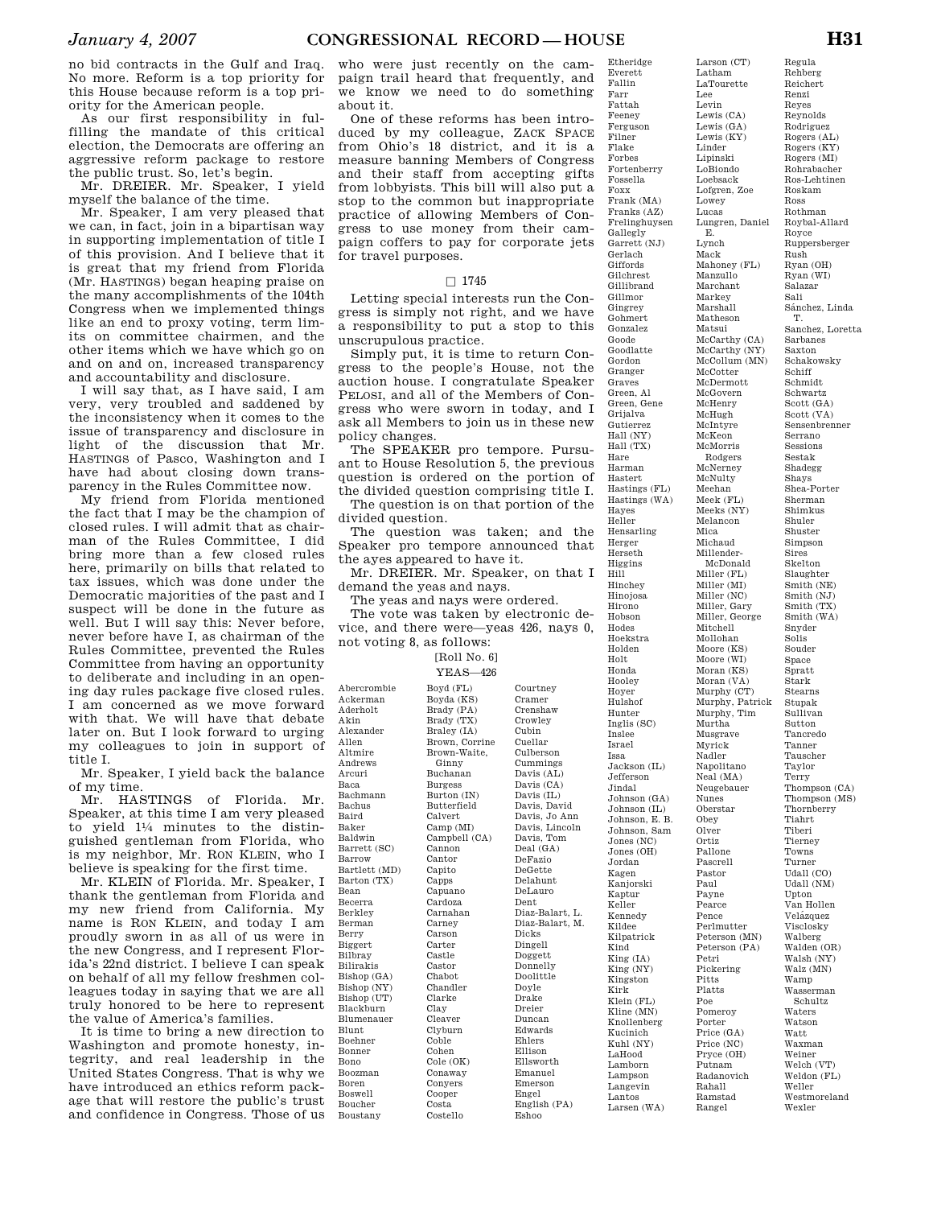no bid contracts in the Gulf and Iraq. No more. Reform is a top priority for this House because reform is a top priority for the American people.

As our first responsibility in fulfilling the mandate of this critical election, the Democrats are offering an aggressive reform package to restore the public trust. So, let's begin.

Mr. DREIER. Mr. Speaker, I yield myself the balance of the time.

Mr. Speaker, I am very pleased that we can, in fact, join in a bipartisan way in supporting implementation of title I of this provision. And I believe that it is great that my friend from Florida (Mr. HASTINGS) began heaping praise on the many accomplishments of the 104th Congress when we implemented things like an end to proxy voting, term limits on committee chairmen, and the other items which we have which go on and on and on, increased transparency and accountability and disclosure.

I will say that, as I have said, I am very, very troubled and saddened by the inconsistency when it comes to the issue of transparency and disclosure in light of the discussion that Mr. HASTINGS of Pasco, Washington and I have had about closing down transparency in the Rules Committee now.

My friend from Florida mentioned the fact that I may be the champion of closed rules. I will admit that as chairman of the Rules Committee, I did bring more than a few closed rules here, primarily on bills that related to tax issues, which was done under the Democratic majorities of the past and I suspect will be done in the future as well. But I will say this: Never before, never before have I, as chairman of the Rules Committee, prevented the Rules Committee from having an opportunity to deliberate and including in an opening day rules package five closed rules. I am concerned as we move forward with that. We will have that debate later on. But I look forward to urging my colleagues to join in support of title I.

Mr. Speaker, I yield back the balance of my time.

Mr. HASTINGS of Florida. Mr. Speaker, at this time I am very pleased to yield 1¼ minutes to the distinguished gentleman from Florida, who is my neighbor, Mr. RON KLEIN, who I believe is speaking for the first time.

Mr. KLEIN of Florida. Mr. Speaker, I thank the gentleman from Florida and my new friend from California. My name is RON KLEIN, and today I am proudly sworn in as all of us were in the new Congress, and I represent Florida's 22nd district. I believe I can speak on behalf of all my fellow freshmen colleagues today in saying that we are all truly honored to be here to represent the value of America's families.

It is time to bring a new direction to Washington and promote honesty, integrity, and real leadership in the United States Congress. That is why we have introduced an ethics reform package that will restore the public's trust and confidence in Congress. Those of us who were just recently on the campaign trail heard that frequently, and we know we need to do something about it.

One of these reforms has been introduced by my colleague, ZACK SPACE from Ohio's 18 district, and it is a measure banning Members of Congress and their staff from accepting gifts from lobbyists. This bill will also put a stop to the common but inappropriate practice of allowing Members of Congress to use money from their campaign coffers to pay for corporate jets for travel purposes.

□ 1745

Letting special interests run the Congress is simply not right, and we have a responsibility to put a stop to this unscrupulous practice.

Simply put, it is time to return Congress to the people's House, not the auction house. I congratulate Speaker PELOSI, and all of the Members of Congress who were sworn in today, and I ask all Members to join us in these new policy changes.

The SPEAKER pro tempore. Pursuant to House Resolution 5, the previous question is ordered on the portion of the divided question comprising title I.

The question is on that portion of the divided question.

The question was taken; and the Speaker pro tempore announced that the ayes appeared to have it.

Mr. DREIER. Mr. Speaker, on that I demand the yeas and nays.

The yeas and nays were ordered.

The vote was taken by electronic device, and there were—yeas 426, nays 0, not voting 8, as follows:

[Roll No. 6]

YEAS—426

Abercrombie
Ackerman
Aderholt
Akin
Alexander
Allen
Altmire
Andrews
Arcuri
Baca
Bachmann
Bachus
Baird
Baker
Baldwin
Barrett (SC)
Barrow
Bartlett (MD)
Barton (TX)
Bean
Becerra
Berkley
Berman
Berry
Biggert
Bilbray
Bilirakis
Bishop (GA)
Bishop (NY)
Bishop (UT)
Blackburn
Blumenauer
Blunt
Boehner
Bonner
Bono
Boozman
Boren
Boswell
Boucher
Boustany
Boyd (FL)
Boyda (KS)
Brady (PA)
Brady (TX)
Braley (IA)
Brown, Corrine
Brown-Waite, Ginny
Buchanan
Burgess
Burton (IN)
Butterfield
Calvert
Camp (MI)
Campbell (CA)
Cannon
Cantor
Capito
Capps
Capuano
Cardoza
Carnahan
Carney
Carson
Carter
Castle
Castor
Chabot
Chandler
Clarke
Clay
Cleaver
Clyburn
Coble
Cohen
Cole (OK)
Conaway
Conyers
Cooper
Costa
Costello
Courtney
Cramer
Crenshaw
Crowley
Cubin
Cuellar
Culberson
Cummings
Davis (AL)
Davis (CA)
Davis (IL)
Davis, David
Davis, Jo Ann
Davis, Lincoln
Davis, Tom
Deal (GA)
DeFazio
DeGette
Delahunt
DeLauro
Dent
Diaz-Balart, L.
Diaz-Balart, M.
Dicks
Dingell
Doggett
Donnelly
Doolittle
Doyle
Drake
Dreier
Duncan
Edwards
Ehlers
Ellison
Ellsworth
Emanuel
Emerson
Engel
English (PA)
Eshoo
Etheridge
Everett
Fallin
Farr
Fattah
Feeney
Ferguson
Filner
Flake
Forbes
Fortenberry
Fossella
Foxx
Frank (MA)
Franks (AZ)
Frelinghuysen
Gallegly
Garrett (NJ)
Gerlach
Giffords
Gilchrest
Gillibrand
Gillmor
Gingrey
Gohmert
Gonzalez
Goode
Goodlatte
Gordon
Granger
Graves
Green, Al
Green, Gene
Grijalva
Gutierrez
Hall (NY)
Hall (TX)
Hare
Harman
Hastert
Hastings (FL)
Hastings (WA)
Hayes
Heller
Hensarling
Herger
Herseth
Higgins
Hill
Hinchey
Hinojosa
Hirono
Hobson
Hodes
Hoekstra
Holden
Holt
Honda
Hooley
Hoyer
Hulshof
Hunter
Inglis (SC)
Inslee
Israel
Issa
Jackson (IL)
Jefferson
Jindal
Johnson (GA)
Johnson (IL)
Johnson, E. B.
Johnson, Sam
Jones (NC)
Jones (OH)
Jordan
Kagen
Kanjorski
Kaptur
Keller
Kennedy
Kildee
Kilpatrick
Kind
King (IA)
King (NY)
Kingston
Kirk
Klein (FL)
Kline (MN)
Knollenberg
Kucinich
Kuhl (NY)
LaHood
Lamborn
Lampson
Langevin
Lantos
Larsen (WA)
Larson (CT)
Latham
LaTourette
Lee
Levin
Lewis (CA)
Lewis (GA)
Lewis (KY)
Linder
Lipinski
LoBiondo
Loebsack
Lofgren, Zoe
Lowey
Lucas
Lungren, Daniel E.
Lynch
Mack
Mahoney (FL)
Manzullo
Marchant
Markey
Marshall
Matheson
Matsui
McCarthy (CA)
McCarthy (NY)
McCollum (MN)
McCotter
McDermott
McGovern
McHenry
McHugh
McIntyre
McKeon
McMorris Rodgers
McNerney
McNulty
Meehan
Meek (FL)
Meeks (NY)
Melancon
Mica
Michaud
Millender-McDonald
Miller (FL)
Miller (MI)
Miller (NC)
Miller, Gary
Miller, George
Mitchell
Mollohan
Moore (KS)
Moore (WI)
Moran (KS)
Moran (VA)
Murphy (CT)
Murphy, Patrick
Murphy, Tim
Murtha
Musgrave
Myrick
Nadler
Napolitano
Neal (MA)
Neugebauer
Nunes
Oberstar
Obey
Olver
Ortiz
Pallone
Pascrell
Pastor
Paul
Payne
Pearce
Pence
Perlmutter
Peterson (MN)
Peterson (PA)
Petri
Pickering
Pitts
Platts
Poe
Pomeroy
Porter
Price (GA)
Price (NC)
Pryce (OH)
Putnam
Radanovich
Rahall
Ramstad
Rangel
Regula
Rehberg
Reichert
Renzi
Reyes
Reynolds
Rodriguez
Rogers (AL)
Rogers (KY)
Rogers (MI)
Rohrabacher
Ros-Lehtinen
Roskam
Ross
Rothman
Roybal-Allard
Royce
Ruppersberger
Rush
Ryan (OH)
Ryan (WI)
Salazar
Sali
Sánchez, Linda T.
Sanchez, Loretta
Sarbanes
Saxton
Schakowsky
Schiff
Schmidt
Schwartz
Scott (GA)
Scott (VA)
Sensenbrenner
Serrano
Sessions
Sestak
Shadegg
Shays
Shea-Porter
Sherman
Shimkus
Shuler
Shuster
Simpson
Sires
Skelton
Slaughter
Smith (NE)
Smith (NJ)
Smith (TX)
Smith (WA)
Snyder
Solis
Souder
Space
Spratt
Stark
Stearns
Stupak
Sullivan
Sutton
Tancredo
Tanner
Tauscher
Taylor
Terry
Thompson (CA)
Thompson (MS)
Thornberry
Tiahrt
Tiberi
Tierney
Towns
Turner
Udall (CO)
Udall (NM)
Upton
Van Hollen
Velázquez
Visclosky
Walberg
Walden (OR)
Walsh (NY)
Walz (MN)
Wamp
Wasserman Schultz
Waters
Watson
Watt
Waxman
Weiner
Welch (VT)
Weldon (FL)
Weller
Westmoreland
Wexler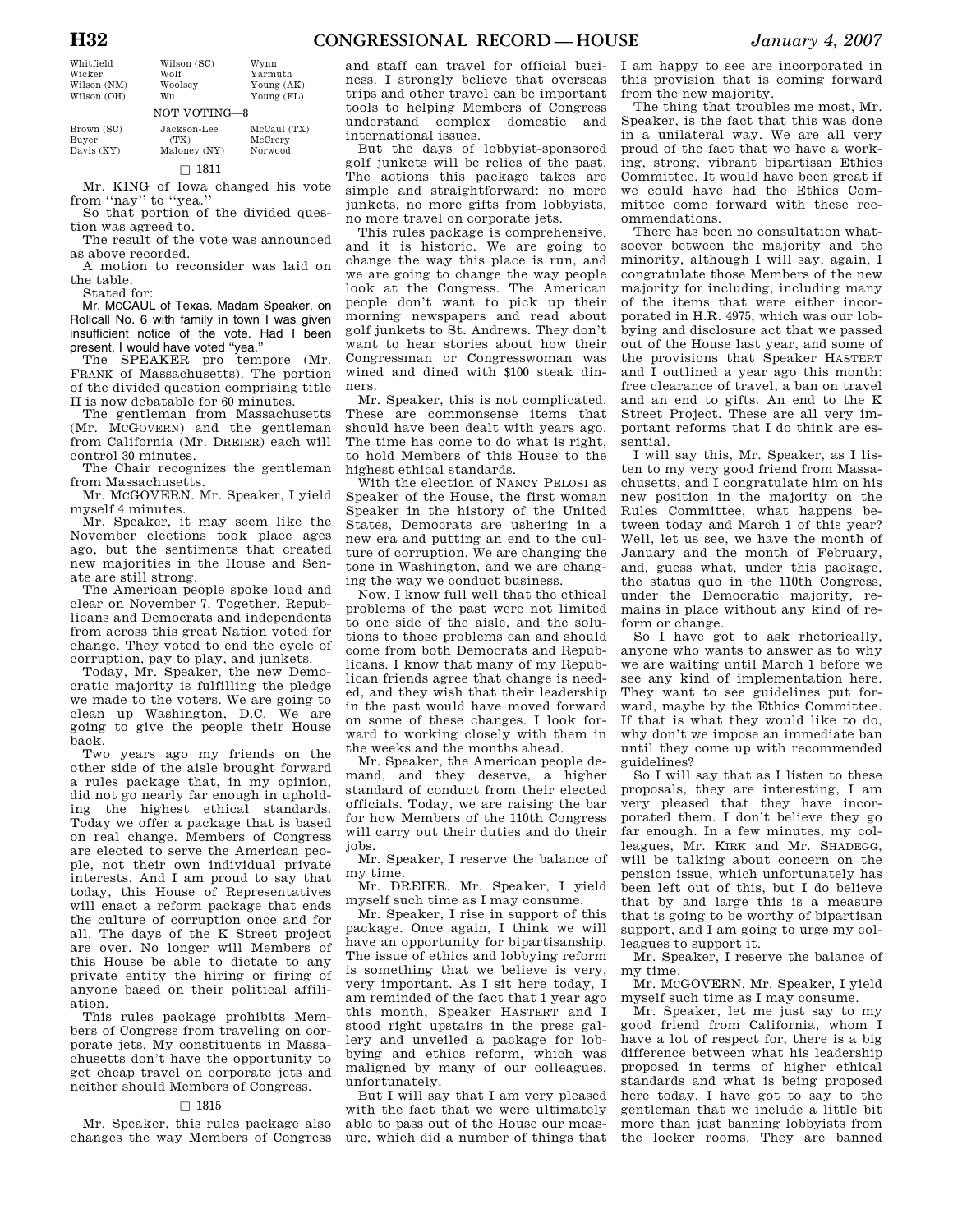| Whitfield | Wilson (SC) | Wynn |
|---|---|---|
| Wicker | Wolf | Yarmuth |
| Wilson (NM) | Woolsey | Young (AK) |
| Wilson (OH) | Wu | Young (FL) |

NOT VOTING—8

| Brown (SC) | Jackson-Lee (TX) | McCaul (TX) |
|---|---|---|
| Buyer | Maloney (NY) | McCrery |
| Davis (KY) | | Norwood |

□ 1811

Mr. KING of Iowa changed his vote from ''nay'' to ''yea.''

So that portion of the divided question was agreed to.

The result of the vote was announced as above recorded.

A motion to reconsider was laid on the table.

Stated for:

Mr. MCCAUL of Texas. Madam Speaker, on Rollcall No. 6 with family in town I was given insufficient notice of the vote. Had I been present, I would have voted ''yea.''

The SPEAKER pro tempore (Mr. FRANK of Massachusetts). The portion of the divided question comprising title II is now debatable for 60 minutes.

The gentleman from Massachusetts (Mr. MCGOVERN) and the gentleman from California (Mr. DREIER) each will control 30 minutes.

The Chair recognizes the gentleman from Massachusetts.

Mr. MCGOVERN. Mr. Speaker, I yield myself 4 minutes.

Mr. Speaker, it may seem like the November elections took place ages ago, but the sentiments that created new majorities in the House and Senate are still strong.

The American people spoke loud and clear on November 7. Together, Republicans and Democrats and independents from across this great Nation voted for change. They voted to end the cycle of corruption, pay to play, and junkets.

Today, Mr. Speaker, the new Democratic majority is fulfilling the pledge we made to the voters. We are going to clean up Washington, D.C. We are going to give the people their House back.

Two years ago my friends on the other side of the aisle brought forward a rules package that, in my opinion, did not go nearly far enough in upholding the highest ethical standards. Today we offer a package that is based on real change. Members of Congress are elected to serve the American people, not their own individual private interests. And I am proud to say that today, this House of Representatives will enact a reform package that ends the culture of corruption once and for all. The days of the K Street project are over. No longer will Members of this House be able to dictate to any private entity the hiring or firing of anyone based on their political affiliation.

This rules package prohibits Members of Congress from traveling on corporate jets. My constituents in Massachusetts don't have the opportunity to get cheap travel on corporate jets and neither should Members of Congress.

□ 1815

Mr. Speaker, this rules package also changes the way Members of Congress and staff can travel for official business. I strongly believe that overseas trips and other travel can be important tools to helping Members of Congress understand complex domestic and international issues.

But the days of lobbyist-sponsored golf junkets will be relics of the past. The actions this package takes are simple and straightforward: no more junkets, no more gifts from lobbyists, no more travel on corporate jets.

This rules package is comprehensive, and it is historic. We are going to change the way this place is run, and we are going to change the way people look at the Congress. The American people don't want to pick up their morning newspapers and read about golf junkets to St. Andrews. They don't want to hear stories about how their Congressman or Congresswoman was wined and dined with $100 steak dinners.

Mr. Speaker, this is not complicated. These are commonsense items that should have been dealt with years ago. The time has come to do what is right, to hold Members of this House to the highest ethical standards.

With the election of NANCY PELOSI as Speaker of the House, the first woman Speaker in the history of the United States, Democrats are ushering in a new era and putting an end to the culture of corruption. We are changing the tone in Washington, and we are changing the way we conduct business.

Now, I know full well that the ethical problems of the past were not limited to one side of the aisle, and the solutions to those problems can and should come from both Democrats and Republicans. I know that many of my Republican friends agree that change is needed, and they wish that their leadership in the past would have moved forward on some of these changes. I look forward to working closely with them in the weeks and the months ahead.

Mr. Speaker, the American people demand, and they deserve, a higher standard of conduct from their elected officials. Today, we are raising the bar for how Members of the 110th Congress will carry out their duties and do their jobs.

Mr. Speaker, I reserve the balance of my time.

Mr. DREIER. Mr. Speaker, I yield myself such time as I may consume.

Mr. Speaker, I rise in support of this package. Once again, I think we will have an opportunity for bipartisanship. The issue of ethics and lobbying reform is something that we believe is very, very important. As I sit here today, I am reminded of the fact that 1 year ago this month, Speaker HASTERT and I stood right upstairs in the press gallery and unveiled a package for lobbying and ethics reform, which was maligned by many of our colleagues, unfortunately.

But I will say that I am very pleased with the fact that we were ultimately able to pass out of the House our measure, which did a number of things that I am happy to see are incorporated in this provision that is coming forward from the new majority.

The thing that troubles me most, Mr. Speaker, is the fact that this was done in a unilateral way. We are all very proud of the fact that we have a working, strong, vibrant bipartisan Ethics Committee. It would have been great if we could have had the Ethics Committee come forward with these recommendations.

There has been no consultation whatsoever between the majority and the minority, although I will say, again, I congratulate those Members of the new majority for including, including many of the items that were either incorporated in H.R. 4975, which was our lobbying and disclosure act that we passed out of the House last year, and some of the provisions that Speaker HASTERT and I outlined a year ago this month: free clearance of travel, a ban on travel and an end to gifts. An end to the K Street Project. These are all very important reforms that I do think are essential.

I will say this, Mr. Speaker, as I listen to my very good friend from Massachusetts, and I congratulate him on his new position in the majority on the Rules Committee, what happens between today and March 1 of this year? Well, let us see, we have the month of January and the month of February, and, guess what, under this package, the status quo in the 110th Congress, under the Democratic majority, remains in place without any kind of reform or change.

So I have got to ask rhetorically, anyone who wants to answer as to why we are waiting until March 1 before we see any kind of implementation here. They want to see guidelines put forward, maybe by the Ethics Committee. If that is what they would like to do, why don't we impose an immediate ban until they come up with recommended guidelines?

So I will say that as I listen to these proposals, they are interesting, I am very pleased that they have incorporated them. I don't believe they go far enough. In a few minutes, my colleagues, Mr. KIRK and Mr. SHADEGG, will be talking about concern on the pension issue, which unfortunately has been left out of this, but I do believe that by and large this is a measure that is going to be worthy of bipartisan support, and I am going to urge my colleagues to support it.

Mr. Speaker, I reserve the balance of my time.

Mr. MCGOVERN. Mr. Speaker, I yield myself such time as I may consume.

Mr. Speaker, let me just say to my good friend from California, whom I have a lot of respect for, there is a big difference between what his leadership proposed in terms of higher ethical standards and what is being proposed here today. I have got to say to the gentleman that we include a little bit more than just banning lobbyists from the locker rooms. They are banned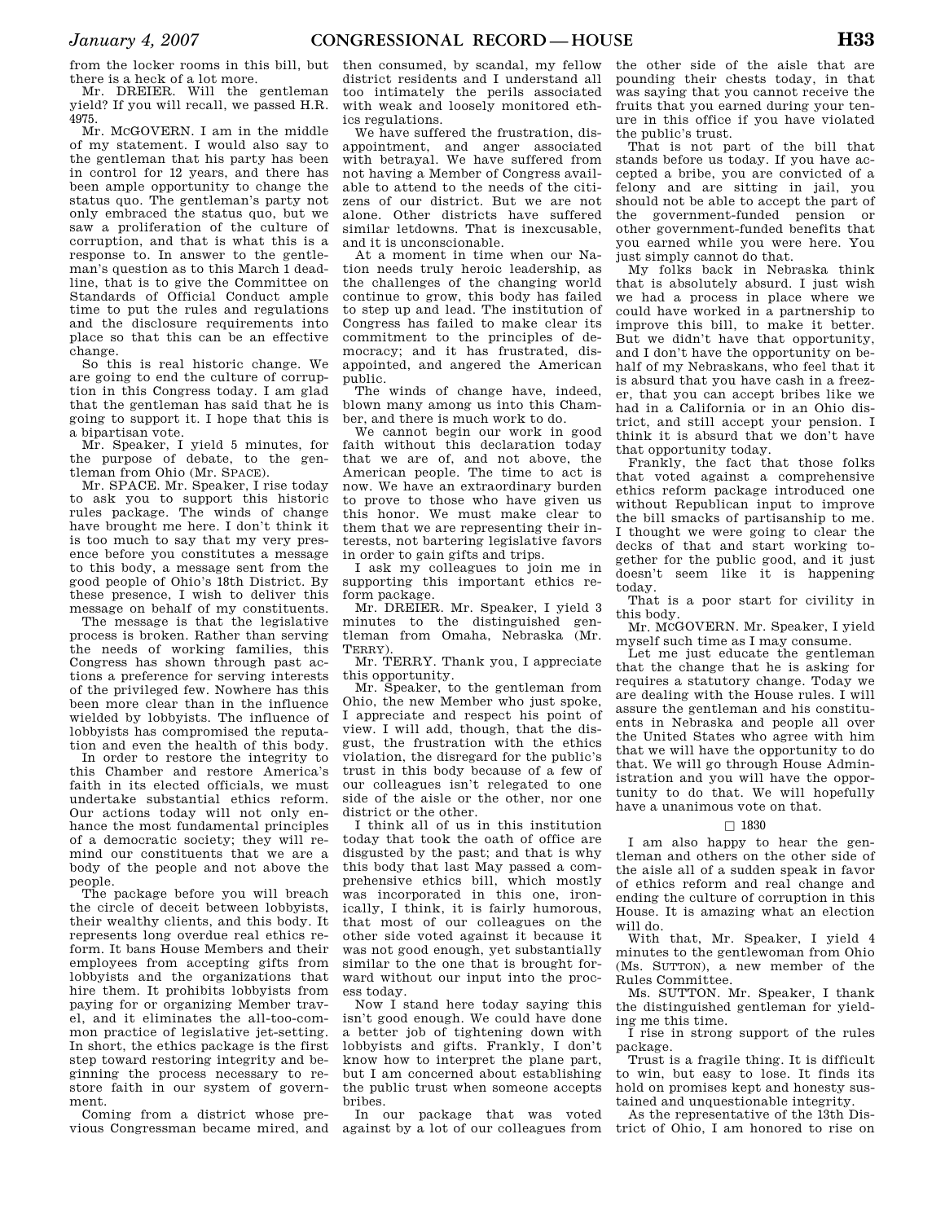from the locker rooms in this bill, but there is a heck of a lot more.

Mr. DREIER. Will the gentleman yield? If you will recall, we passed H.R. 4975.

Mr. MCGOVERN. I am in the middle of my statement. I would also say to the gentleman that his party has been in control for 12 years, and there has been ample opportunity to change the status quo. The gentleman's party not only embraced the status quo, but we saw a proliferation of the culture of corruption, and that is what this is a response to. In answer to the gentleman's question as to this March 1 deadline, that is to give the Committee on Standards of Official Conduct ample time to put the rules and regulations and the disclosure requirements into place so that this can be an effective change.

So this is real historic change. We are going to end the culture of corruption in this Congress today. I am glad that the gentleman has said that he is going to support it. I hope that this is a bipartisan vote.

Mr. Speaker, I yield 5 minutes, for the purpose of debate, to the gentleman from Ohio (Mr. SPACE).

Mr. SPACE. Mr. Speaker, I rise today to ask you to support this historic rules package. The winds of change have brought me here. I don't think it is too much to say that my very presence before you constitutes a message to this body, a message sent from the good people of Ohio's 18th District. By these presence, I wish to deliver this message on behalf of my constituents.

The message is that the legislative process is broken. Rather than serving the needs of working families, this Congress has shown through past actions a preference for serving interests of the privileged few. Nowhere has this been more clear than in the influence wielded by lobbyists. The influence of lobbyists has compromised the reputation and even the health of this body.

In order to restore the integrity to this Chamber and restore America's faith in its elected officials, we must undertake substantial ethics reform. Our actions today will not only enhance the most fundamental principles of a democratic society; they will remind our constituents that we are a body of the people and not above the people.

The package before you will breach the circle of deceit between lobbyists, their wealthy clients, and this body. It represents long overdue real ethics reform. It bans House Members and their employees from accepting gifts from lobbyists and the organizations that hire them. It prohibits lobbyists from paying for or organizing Member travel, and it eliminates the all-too-common practice of legislative jet-setting. In short, the ethics package is the first step toward restoring integrity and beginning the process necessary to restore faith in our system of government.

Coming from a district whose previous Congressman became mired, and then consumed, by scandal, my fellow district residents and I understand all too intimately the perils associated with weak and loosely monitored ethics regulations.

We have suffered the frustration, disappointment, and anger associated with betrayal. We have suffered from not having a Member of Congress available to attend to the needs of the citizens of our district. But we are not alone. Other districts have suffered similar letdowns. That is inexcusable, and it is unconscionable.

At a moment in time when our Nation needs truly heroic leadership, as the challenges of the changing world continue to grow, this body has failed to step up and lead. The institution of Congress has failed to make clear its commitment to the principles of democracy; and it has frustrated, disappointed, and angered the American public.

The winds of change have, indeed, blown many among us into this Chamber, and there is much work to do.

We cannot begin our work in good faith without this declaration today that we are of, and not above, the American people. The time to act is now. We have an extraordinary burden to prove to those who have given us this honor. We must make clear to them that we are representing their interests, not bartering legislative favors in order to gain gifts and trips.

I ask my colleagues to join me in supporting this important ethics reform package.

Mr. DREIER. Mr. Speaker, I yield 3 minutes to the distinguished gentleman from Omaha, Nebraska (Mr. TERRY).

Mr. TERRY. Thank you, I appreciate this opportunity.

Mr. Speaker, to the gentleman from Ohio, the new Member who just spoke, I appreciate and respect his point of view. I will add, though, that the disgust, the frustration with the ethics violation, the disregard for the public's trust in this body because of a few of our colleagues isn't relegated to one side of the aisle or the other, nor one district or the other.

I think all of us in this institution today that took the oath of office are disgusted by the past; and that is why this body that last May passed a comprehensive ethics bill, which mostly was incorporated in this one, ironically, I think, it is fairly humorous, that most of our colleagues on the other side voted against it because it was not good enough, yet substantially similar to the one that is brought forward without our input into the process today.

Now I stand here today saying this isn't good enough. We could have done a better job of tightening down with lobbyists and gifts. Frankly, I don't know how to interpret the plane part, but I am concerned about establishing the public trust when someone accepts bribes.

In our package that was voted against by a lot of our colleagues from the other side of the aisle that are pounding their chests today, in that was saying that you cannot receive the fruits that you earned during your tenure in this office if you have violated the public's trust.

That is not part of the bill that stands before us today. If you have accepted a bribe, you are convicted of a felony and are sitting in jail, you should not be able to accept the part of the government-funded pension or other government-funded benefits that you earned while you were here. You just simply cannot do that.

My folks back in Nebraska think that is absolutely absurd. I just wish we had a process in place where we could have worked in a partnership to improve this bill, to make it better. But we didn't have that opportunity, and I don't have the opportunity on behalf of my Nebraskans, who feel that it is absurd that you have cash in a freezer, that you can accept bribes like we had in a California or in an Ohio district, and still accept your pension. I think it is absurd that we don't have that opportunity today.

Frankly, the fact that those folks that voted against a comprehensive ethics reform package introduced one without Republican input to improve the bill smacks of partisanship to me. I thought we were going to clear the decks of that and start working together for the public good, and it just doesn't seem like it is happening today.

That is a poor start for civility in this body.

Mr. MCGOVERN. Mr. Speaker, I yield myself such time as I may consume.

Let me just educate the gentleman that the change that he is asking for requires a statutory change. Today we are dealing with the House rules. I will assure the gentleman and his constituents in Nebraska and people all over the United States who agree with him that we will have the opportunity to do that. We will go through House Administration and you will have the opportunity to do that. We will hopefully have a unanimous vote on that.

□ 1830

I am also happy to hear the gentleman and others on the other side of the aisle all of a sudden speak in favor of ethics reform and real change and ending the culture of corruption in this House. It is amazing what an election will do.

With that, Mr. Speaker, I yield 4 minutes to the gentlewoman from Ohio (Ms. SUTTON), a new member of the Rules Committee.

Ms. SUTTON. Mr. Speaker, I thank the distinguished gentleman for yielding me this time.

I rise in strong support of the rules package.

Trust is a fragile thing. It is difficult to win, but easy to lose. It finds its hold on promises kept and honesty sustained and unquestionable integrity.

As the representative of the 13th District of Ohio, I am honored to rise on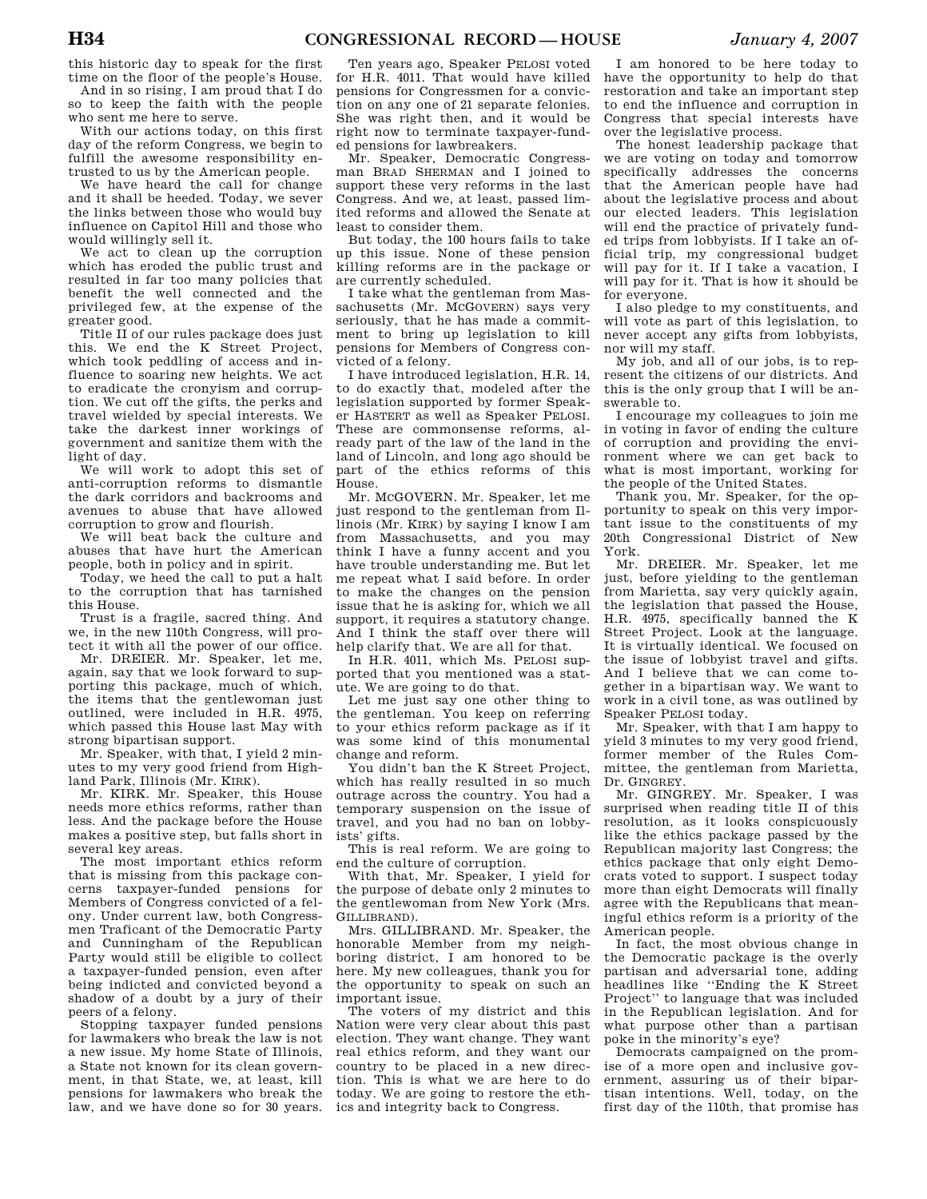this historic day to speak for the first time on the floor of the people's House.

And in so rising, I am proud that I do so to keep the faith with the people who sent me here to serve.

With our actions today, on this first day of the reform Congress, we begin to fulfill the awesome responsibility entrusted to us by the American people.

We have heard the call for change and it shall be heeded. Today, we sever the links between those who would buy influence on Capitol Hill and those who would willingly sell it.

We act to clean up the corruption which has eroded the public trust and resulted in far too many policies that benefit the well connected and the privileged few, at the expense of the greater good.

Title II of our rules package does just this. We end the K Street Project, which took peddling of access and influence to soaring new heights. We act to eradicate the cronyism and corruption. We cut off the gifts, the perks and travel wielded by special interests. We take the darkest inner workings of government and sanitize them with the light of day.

We will work to adopt this set of anti-corruption reforms to dismantle the dark corridors and backrooms and avenues to abuse that have allowed corruption to grow and flourish.

We will beat back the culture and abuses that have hurt the American people, both in policy and in spirit.

Today, we heed the call to put a halt to the corruption that has tarnished this House.

Trust is a fragile, sacred thing. And we, in the new 110th Congress, will protect it with all the power of our office.

Mr. DREIER. Mr. Speaker, let me, again, say that we look forward to supporting this package, much of which, the items that the gentlewoman just outlined, were included in H.R. 4975, which passed this House last May with strong bipartisan support.

Mr. Speaker, with that, I yield 2 minutes to my very good friend from Highland Park, Illinois (Mr. KIRK).

Mr. KIRK. Mr. Speaker, this House needs more ethics reforms, rather than less. And the package before the House makes a positive step, but falls short in several key areas.

The most important ethics reform that is missing from this package concerns taxpayer-funded pensions for Members of Congress convicted of a felony. Under current law, both Congressmen Traficant of the Democratic Party and Cunningham of the Republican Party would still be eligible to collect a taxpayer-funded pension, even after being indicted and convicted beyond a shadow of a doubt by a jury of their peers of a felony.

Stopping taxpayer funded pensions for lawmakers who break the law is not a new issue. My home State of Illinois, a State not known for its clean government, in that State, we, at least, kill pensions for lawmakers who break the law, and we have done so for 30 years.

Ten years ago, Speaker PELOSI voted for H.R. 4011. That would have killed pensions for Congressmen for a conviction on any one of 21 separate felonies. She was right then, and it would be right now to terminate taxpayer-funded pensions for lawbreakers.

Mr. Speaker, Democratic Congressman BRAD SHERMAN and I joined to support these very reforms in the last Congress. And we, at least, passed limited reforms and allowed the Senate at least to consider them.

But today, the 100 hours fails to take up this issue. None of these pension killing reforms are in the package or are currently scheduled.

I take what the gentleman from Massachusetts (Mr. MCGOVERN) says very seriously, that he has made a commitment to bring up legislation to kill pensions for Members of Congress convicted of a felony.

I have introduced legislation, H.R. 14, to do exactly that, modeled after the legislation supported by former Speaker HASTERT as well as Speaker PELOSI. These are commonsense reforms, already part of the law of the land in the land of Lincoln, and long ago should be part of the ethics reforms of this House.

Mr. MCGOVERN. Mr. Speaker, let me just respond to the gentleman from Illinois (Mr. KIRK) by saying I know I am from Massachusetts, and you may think I have a funny accent and you have trouble understanding me. But let me repeat what I said before. In order to make the changes on the pension issue that he is asking for, which we all support, it requires a statutory change. And I think the staff over there will help clarify that. We are all for that.

In H.R. 4011, which Ms. PELOSI supported that you mentioned was a statute. We are going to do that.

Let me just say one other thing to the gentleman. You keep on referring to your ethics reform package as if it was some kind of this monumental change and reform.

You didn't ban the K Street Project, which has really resulted in so much outrage across the country. You had a temporary suspension on the issue of travel, and you had no ban on lobbyists' gifts.

This is real reform. We are going to end the culture of corruption.

With that, Mr. Speaker, I yield for the purpose of debate only 2 minutes to the gentlewoman from New York (Mrs. GILLIBRAND).

Mrs. GILLIBRAND. Mr. Speaker, the honorable Member from my neighboring district, I am honored to be here. My new colleagues, thank you for the opportunity to speak on such an important issue.

The voters of my district and this Nation were very clear about this past election. They want change. They want real ethics reform, and they want our country to be placed in a new direction. This is what we are here to do today. We are going to restore the ethics and integrity back to Congress.

I am honored to be here today to have the opportunity to help do that restoration and take an important step to end the influence and corruption in Congress that special interests have over the legislative process.

The honest leadership package that we are voting on today and tomorrow specifically addresses the concerns that the American people have had about the legislative process and about our elected leaders. This legislation will end the practice of privately funded trips from lobbyists. If I take an official trip, my congressional budget will pay for it. If I take a vacation, I will pay for it. That is how it should be for everyone.

I also pledge to my constituents, and will vote as part of this legislation, to never accept any gifts from lobbyists, nor will my staff.

My job, and all of our jobs, is to represent the citizens of our districts. And this is the only group that I will be answerable to.

I encourage my colleagues to join me in voting in favor of ending the culture of corruption and providing the environment where we can get back to what is most important, working for the people of the United States.

Thank you, Mr. Speaker, for the opportunity to speak on this very important issue to the constituents of my 20th Congressional District of New York.

Mr. DREIER. Mr. Speaker, let me just, before yielding to the gentleman from Marietta, say very quickly again, the legislation that passed the House, H.R. 4975, specifically banned the K Street Project. Look at the language. It is virtually identical. We focused on the issue of lobbyist travel and gifts. And I believe that we can come together in a bipartisan way. We want to work in a civil tone, as was outlined by Speaker PELOSI today.

Mr. Speaker, with that I am happy to yield 3 minutes to my very good friend, former member of the Rules Committee, the gentleman from Marietta, Dr. GINGREY.

Mr. GINGREY. Mr. Speaker, I was surprised when reading title II of this resolution, as it looks conspicuously like the ethics package passed by the Republican majority last Congress; the ethics package that only eight Democrats voted to support. I suspect today more than eight Democrats will finally agree with the Republicans that meaningful ethics reform is a priority of the American people.

In fact, the most obvious change in the Democratic package is the overly partisan and adversarial tone, adding headlines like ''Ending the K Street Project'' to language that was included in the Republican legislation. And for what purpose other than a partisan poke in the minority's eye?

Democrats campaigned on the promise of a more open and inclusive government, assuring us of their bipartisan intentions. Well, today, on the first day of the 110th, that promise has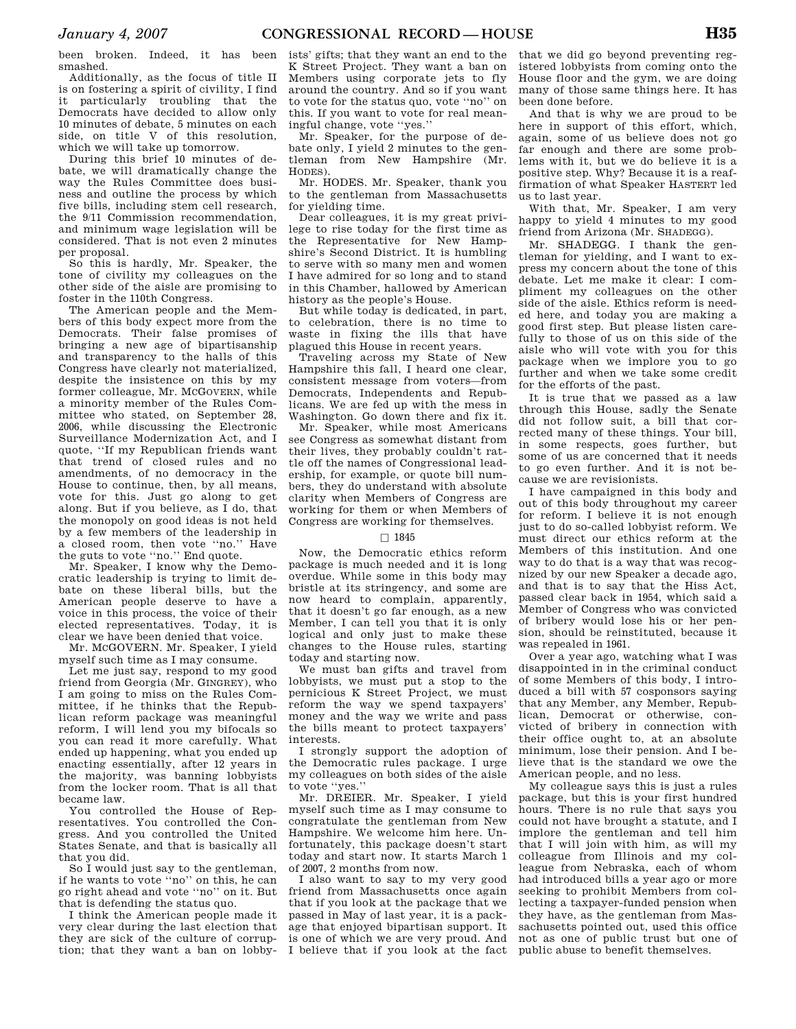been broken. Indeed, it has been smashed.

Additionally, as the focus of title II is on fostering a spirit of civility, I find it particularly troubling that the Democrats have decided to allow only 10 minutes of debate, 5 minutes on each side, on title V of this resolution, which we will take up tomorrow.

During this brief 10 minutes of debate, we will dramatically change the way the Rules Committee does business and outline the process by which five bills, including stem cell research, the 9/11 Commission recommendation, and minimum wage legislation will be considered. That is not even 2 minutes per proposal.

So this is hardly, Mr. Speaker, the tone of civility my colleagues on the other side of the aisle are promising to foster in the 110th Congress.

The American people and the Members of this body expect more from the Democrats. Their false promises of bringing a new age of bipartisanship and transparency to the halls of this Congress have clearly not materialized, despite the insistence on this by my former colleague, Mr. MCGOVERN, while a minority member of the Rules Committee who stated, on September 28, 2006, while discussing the Electronic Surveillance Modernization Act, and I quote, ''If my Republican friends want that trend of closed rules and no amendments, of no democracy in the House to continue, then, by all means, vote for this. Just go along to get along. But if you believe, as I do, that the monopoly on good ideas is not held by a few members of the leadership in a closed room, then vote ''no.'' Have the guts to vote ''no.'' End quote.

Mr. Speaker, I know why the Democratic leadership is trying to limit debate on these liberal bills, but the American people deserve to have a voice in this process, the voice of their elected representatives. Today, it is clear we have been denied that voice.

Mr. MCGOVERN. Mr. Speaker, I yield myself such time as I may consume.

Let me just say, respond to my good friend from Georgia (Mr. GINGREY), who I am going to miss on the Rules Committee, if he thinks that the Republican reform package was meaningful reform, I will lend you my bifocals so you can read it more carefully. What ended up happening, what you ended up enacting essentially, after 12 years in the majority, was banning lobbyists from the locker room. That is all that became law.

You controlled the House of Representatives. You controlled the Congress. And you controlled the United States Senate, and that is basically all that you did.

So I would just say to the gentleman, if he wants to vote ''no'' on this, he can go right ahead and vote ''no'' on it. But that is defending the status quo.

I think the American people made it very clear during the last election that they are sick of the culture of corruption; that they want a ban on lobbyists' gifts; that they want an end to the K Street Project. They want a ban on Members using corporate jets to fly around the country. And so if you want to vote for the status quo, vote ''no'' on this. If you want to vote for real meaningful change, vote ''yes.''

Mr. Speaker, for the purpose of debate only, I yield 2 minutes to the gentleman from New Hampshire (Mr. HODES).

Mr. HODES. Mr. Speaker, thank you to the gentleman from Massachusetts for yielding time.

Dear colleagues, it is my great privilege to rise today for the first time as the Representative for New Hampshire's Second District. It is humbling to serve with so many men and women I have admired for so long and to stand in this Chamber, hallowed by American history as the people's House.

But while today is dedicated, in part, to celebration, there is no time to waste in fixing the ills that have plagued this House in recent years.

Traveling across my State of New Hampshire this fall, I heard one clear, consistent message from voters—from Democrats, Independents and Republicans. We are fed up with the mess in Washington. Go down there and fix it.

Mr. Speaker, while most Americans see Congress as somewhat distant from their lives, they probably couldn't rattle off the names of Congressional leadership, for example, or quote bill numbers, they do understand with absolute clarity when Members of Congress are working for them or when Members of Congress are working for themselves.

□ 1845

Now, the Democratic ethics reform package is much needed and it is long overdue. While some in this body may bristle at its stringency, and some are now heard to complain, apparently, that it doesn't go far enough, as a new Member, I can tell you that it is only logical and only just to make these changes to the House rules, starting today and starting now.

We must ban gifts and travel from lobbyists, we must put a stop to the pernicious K Street Project, we must reform the way we spend taxpayers' money and the way we write and pass the bills meant to protect taxpayers' interests.

I strongly support the adoption of the Democratic rules package. I urge my colleagues on both sides of the aisle to vote ''yes.''

Mr. DREIER. Mr. Speaker, I yield myself such time as I may consume to congratulate the gentleman from New Hampshire. We welcome him here. Unfortunately, this package doesn't start today and start now. It starts March 1 of 2007, 2 months from now.

I also want to say to my very good friend from Massachusetts once again that if you look at the package that we passed in May of last year, it is a package that enjoyed bipartisan support. It is one of which we are very proud. And I believe that if you look at the fact that we did go beyond preventing registered lobbyists from coming onto the House floor and the gym, we are doing many of those same things here. It has been done before.

And that is why we are proud to be here in support of this effort, which, again, some of us believe does not go far enough and there are some problems with it, but we do believe it is a positive step. Why? Because it is a reaffirmation of what Speaker HASTERT led us to last year.

With that, Mr. Speaker, I am very happy to yield 4 minutes to my good friend from Arizona (Mr. SHADEGG).

Mr. SHADEGG. I thank the gentleman for yielding, and I want to express my concern about the tone of this debate. Let me make it clear: I compliment my colleagues on the other side of the aisle. Ethics reform is needed here, and today you are making a good first step. But please listen carefully to those of us on this side of the aisle who will vote with you for this package when we implore you to go further and when we take some credit for the efforts of the past.

It is true that we passed as a law through this House, sadly the Senate did not follow suit, a bill that corrected many of these things. Your bill, in some respects, goes further, but some of us are concerned that it needs to go even further. And it is not because we are revisionists.

I have campaigned in this body and out of this body throughout my career for reform. I believe it is not enough just to do so-called lobbyist reform. We must direct our ethics reform at the Members of this institution. And one way to do that is a way that was recognized by our new Speaker a decade ago, and that is to say that the Hiss Act, passed clear back in 1954, which said a Member of Congress who was convicted of bribery would lose his or her pension, should be reinstituted, because it was repealed in 1961.

Over a year ago, watching what I was disappointed in in the criminal conduct of some Members of this body, I introduced a bill with 57 cosponsors saying that any Member, any Member, Republican, Democrat or otherwise, convicted of bribery in connection with their office ought to, at an absolute minimum, lose their pension. And I believe that is the standard we owe the American people, and no less.

My colleague says this is just a rules package, but this is your first hundred hours. There is no rule that says you could not have brought a statute, and I implore the gentleman and tell him that I will join with him, as will my colleague from Illinois and my colleague from Nebraska, each of whom had introduced bills a year ago or more seeking to prohibit Members from collecting a taxpayer-funded pension when they have, as the gentleman from Massachusetts pointed out, used this office not as one of public trust but one of public abuse to benefit themselves.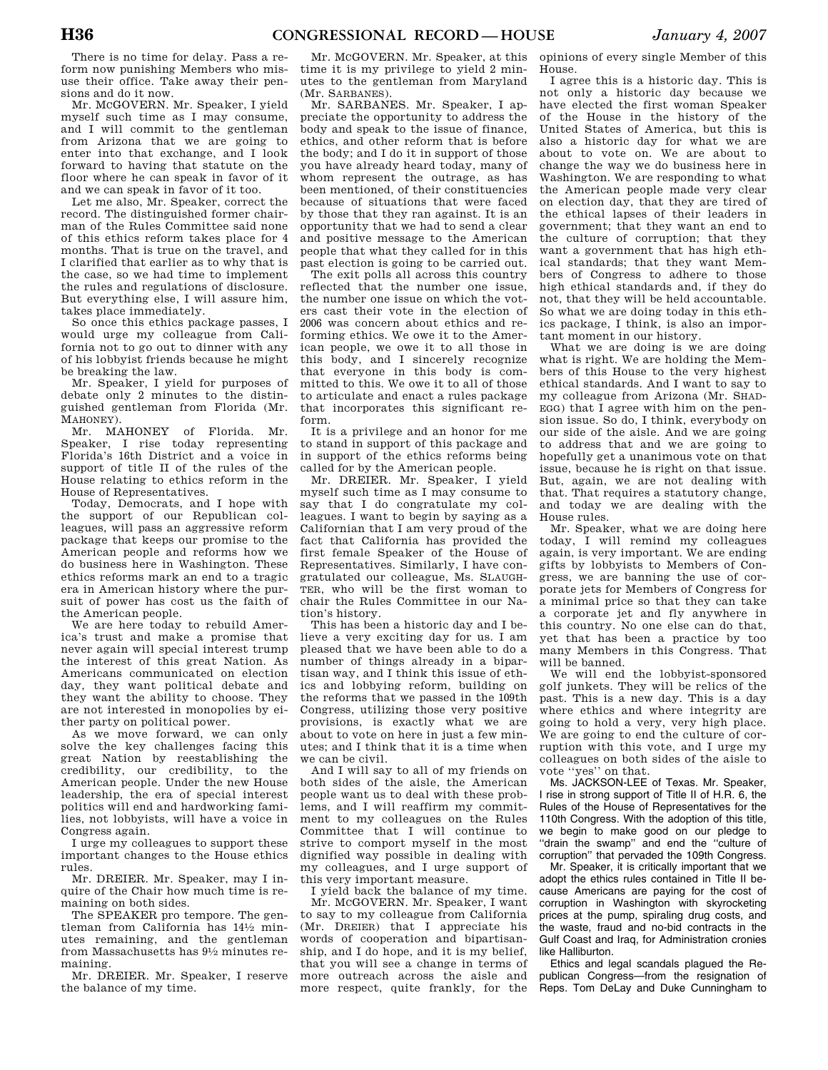There is no time for delay. Pass a reform now punishing Members who misuse their office. Take away their pensions and do it now.

Mr. MCGOVERN. Mr. Speaker, I yield myself such time as I may consume, and I will commit to the gentleman from Arizona that we are going to enter into that exchange, and I look forward to having that statute on the floor where he can speak in favor of it and we can speak in favor of it too.

Let me also, Mr. Speaker, correct the record. The distinguished former chairman of the Rules Committee said none of this ethics reform takes place for 4 months. That is true on the travel, and I clarified that earlier as to why that is the case, so we had time to implement the rules and regulations of disclosure. But everything else, I will assure him, takes place immediately.

So once this ethics package passes, I would urge my colleague from California not to go out to dinner with any of his lobbyist friends because he might be breaking the law.

Mr. Speaker, I yield for purposes of debate only 2 minutes to the distinguished gentleman from Florida (Mr. MAHONEY).

Mr. MAHONEY of Florida. Mr. Speaker, I rise today representing Florida's 16th District and a voice in support of title II of the rules of the House relating to ethics reform in the House of Representatives.

Today, Democrats, and I hope with the support of our Republican colleagues, will pass an aggressive reform package that keeps our promise to the American people and reforms how we do business here in Washington. These ethics reforms mark an end to a tragic era in American history where the pursuit of power has cost us the faith of the American people.

We are here today to rebuild America's trust and make a promise that never again will special interest trump the interest of this great Nation. As Americans communicated on election day, they want political debate and they want the ability to choose. They are not interested in monopolies by either party on political power.

As we move forward, we can only solve the key challenges facing this great Nation by reestablishing the credibility, our credibility, to the American people. Under the new House leadership, the era of special interest politics will end and hardworking families, not lobbyists, will have a voice in Congress again.

I urge my colleagues to support these important changes to the House ethics rules.

Mr. DREIER. Mr. Speaker, may I inquire of the Chair how much time is remaining on both sides.

The SPEAKER pro tempore. The gentleman from California has 14½ minutes remaining, and the gentleman from Massachusetts has 9½ minutes remaining.

Mr. DREIER. Mr. Speaker, I reserve the balance of my time.

Mr. MCGOVERN. Mr. Speaker, at this time it is my privilege to yield 2 minutes to the gentleman from Maryland (Mr. SARBANES).

Mr. SARBANES. Mr. Speaker, I appreciate the opportunity to address the body and speak to the issue of finance, ethics, and other reform that is before the body; and I do it in support of those you have already heard today, many of whom represent the outrage, as has been mentioned, of their constituencies because of situations that were faced by those that they ran against. It is an opportunity that we had to send a clear and positive message to the American people that what they called for in this past election is going to be carried out.

The exit polls all across this country reflected that the number one issue, the number one issue on which the voters cast their vote in the election of 2006 was concern about ethics and reforming ethics. We owe it to the American people, we owe it to all those in this body, and I sincerely recognize that everyone in this body is committed to this. We owe it to all of those to articulate and enact a rules package that incorporates this significant reform.

It is a privilege and an honor for me to stand in support of this package and in support of the ethics reforms being called for by the American people.

Mr. DREIER. Mr. Speaker, I yield myself such time as I may consume to say that I do congratulate my colleagues. I want to begin by saying as a Californian that I am very proud of the fact that California has provided the first female Speaker of the House of Representatives. Similarly, I have congratulated our colleague, Ms. SLAUGHTER, who will be the first woman to chair the Rules Committee in our Nation's history.

This has been a historic day and I believe a very exciting day for us. I am pleased that we have been able to do a number of things already in a bipartisan way, and I think this issue of ethics and lobbying reform, building on the reforms that we passed in the 109th Congress, utilizing those very positive provisions, is exactly what we are about to vote on here in just a few minutes; and I think that it is a time when we can be civil.

And I will say to all of my friends on both sides of the aisle, the American people want us to deal with these problems, and I will reaffirm my commitment to my colleagues on the Rules Committee that I will continue to strive to comport myself in the most dignified way possible in dealing with my colleagues, and I urge support of this very important measure.

I yield back the balance of my time.

Mr. MCGOVERN. Mr. Speaker, I want to say to my colleague from California (Mr. DREIER) that I appreciate his words of cooperation and bipartisanship, and I do hope, and it is my belief, that you will see a change in terms of more outreach across the aisle and more respect, quite frankly, for the opinions of every single Member of this House.

I agree this is a historic day. This is not only a historic day because we have elected the first woman Speaker of the House in the history of the United States of America, but this is also a historic day for what we are about to vote on. We are about to change the way we do business here in Washington. We are responding to what the American people made very clear on election day, that they are tired of the ethical lapses of their leaders in government; that they want an end to the culture of corruption; that they want a government that has high ethical standards; that they want Members of Congress to adhere to those high ethical standards and, if they do not, that they will be held accountable. So what we are doing today in this ethics package, I think, is also an important moment in our history.

What we are doing is we are doing what is right. We are holding the Members of this House to the very highest ethical standards. And I want to say to my colleague from Arizona (Mr. SHADEGG) that I agree with him on the pension issue. So do, I think, everybody on our side of the aisle. And we are going to address that and we are going to hopefully get a unanimous vote on that issue, because he is right on that issue. But, again, we are not dealing with that. That requires a statutory change, and today we are dealing with the House rules.

Mr. Speaker, what we are doing here today, I will remind my colleagues again, is very important. We are ending gifts by lobbyists to Members of Congress, we are banning the use of corporate jets for Members of Congress for a minimal price so that they can take a corporate jet and fly anywhere in this country. No one else can do that, yet that has been a practice by too many Members in this Congress. That will be banned.

We will end the lobbyist-sponsored golf junkets. They will be relics of the past. This is a new day. This is a day where ethics and where integrity are going to hold a very, very high place. We are going to end the culture of corruption with this vote, and I urge my colleagues on both sides of the aisle to vote "yes" on that.

Ms. JACKSON-LEE of Texas. Mr. Speaker, I rise in strong support of Title II of H.R. 6, the Rules of the House of Representatives for the 110th Congress. With the adoption of this title, we begin to make good on our pledge to "drain the swamp" and end the "culture of corruption" that pervaded the 109th Congress.

Mr. Speaker, it is critically important that we adopt the ethics rules contained in Title II because Americans are paying for the cost of corruption in Washington with skyrocketing prices at the pump, spiraling drug costs, and the waste, fraud and no-bid contracts in the Gulf Coast and Iraq, for Administration cronies like Halliburton.

Ethics and legal scandals plagued the Republican Congress—from the resignation of Reps. Tom DeLay and Duke Cunningham to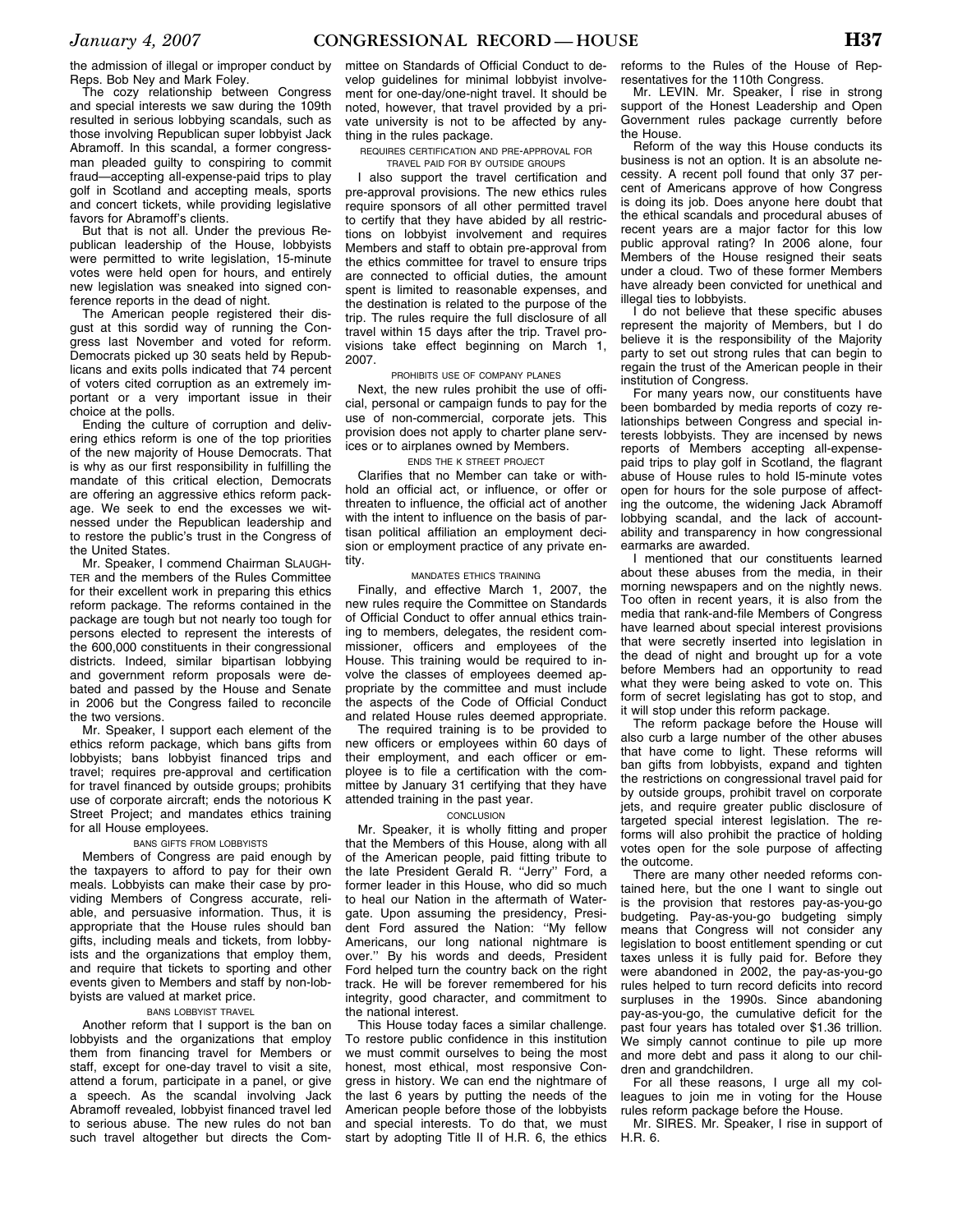the admission of illegal or improper conduct by Reps. Bob Ney and Mark Foley.

The cozy relationship between Congress and special interests we saw during the 109th resulted in serious lobbying scandals, such as those involving Republican super lobbyist Jack Abramoff. In this scandal, a former congressman pleaded guilty to conspiring to commit fraud—accepting all-expense-paid trips to play golf in Scotland and accepting meals, sports and concert tickets, while providing legislative favors for Abramoff's clients.

But that is not all. Under the previous Republican leadership of the House, lobbyists were permitted to write legislation, 15-minute votes were held open for hours, and entirely new legislation was sneaked into signed conference reports in the dead of night.

The American people registered their disgust at this sordid way of running the Congress last November and voted for reform. Democrats picked up 30 seats held by Republicans and exits polls indicated that 74 percent of voters cited corruption as an extremely important or a very important issue in their choice at the polls.

Ending the culture of corruption and delivering ethics reform is one of the top priorities of the new majority of House Democrats. That is why as our first responsibility in fulfilling the mandate of this critical election, Democrats are offering an aggressive ethics reform package. We seek to end the excesses we witnessed under the Republican leadership and to restore the public's trust in the Congress of the United States.

Mr. Speaker, I commend Chairman SLAUGHTER and the members of the Rules Committee for their excellent work in preparing this ethics reform package. The reforms contained in the package are tough but not nearly too tough for persons elected to represent the interests of the 600,000 constituents in their congressional districts. Indeed, similar bipartisan lobbying and government reform proposals were debated and passed by the House and Senate in 2006 but the Congress failed to reconcile the two versions.

Mr. Speaker, I support each element of the ethics reform package, which bans gifts from lobbyists; bans lobbyist financed trips and travel; requires pre-approval and certification for travel financed by outside groups; prohibits use of corporate aircraft; ends the notorious K Street Project; and mandates ethics training for all House employees.

BANS GIFTS FROM LOBBYISTS

Members of Congress are paid enough by the taxpayers to afford to pay for their own meals. Lobbyists can make their case by providing Members of Congress accurate, reliable, and persuasive information. Thus, it is appropriate that the House rules should ban gifts, including meals and tickets, from lobbyists and the organizations that employ them, and require that tickets to sporting and other events given to Members and staff by non-lobbyists are valued at market price.

BANS LOBBYIST TRAVEL

Another reform that I support is the ban on lobbyists and the organizations that employ them from financing travel for Members or staff, except for one-day travel to visit a site, attend a forum, participate in a panel, or give a speech. As the scandal involving Jack Abramoff revealed, lobbyist financed travel led to serious abuse. The new rules do not ban such travel altogether but directs the Committee on Standards of Official Conduct to develop guidelines for minimal lobbyist involvement for one-day/one-night travel. It should be noted, however, that travel provided by a private university is not to be affected by anything in the rules package.

REQUIRES CERTIFICATION AND PRE-APPROVAL FOR TRAVEL PAID FOR BY OUTSIDE GROUPS

I also support the travel certification and pre-approval provisions. The new ethics rules require sponsors of all other permitted travel to certify that they have abided by all restrictions on lobbyist involvement and requires Members and staff to obtain pre-approval from the ethics committee for travel to ensure trips are connected to official duties, the amount spent is limited to reasonable expenses, and the destination is related to the purpose of the trip. The rules require the full disclosure of all travel within 15 days after the trip. Travel provisions take effect beginning on March 1, 2007.

PROHIBITS USE OF COMPANY PLANES

Next, the new rules prohibit the use of official, personal or campaign funds to pay for the use of non-commercial, corporate jets. This provision does not apply to charter plane services or to airplanes owned by Members.

ENDS THE K STREET PROJECT

Clarifies that no Member can take or withhold an official act, or influence, or offer or threaten to influence, the official act of another with the intent to influence on the basis of partisan political affiliation an employment decision or employment practice of any private entity.

MANDATES ETHICS TRAINING

Finally, and effective March 1, 2007, the new rules require the Committee on Standards of Official Conduct to offer annual ethics training to members, delegates, the resident commissioner, officers and employees of the House. This training would be required to involve the classes of employees deemed appropriate by the committee and must include the aspects of the Code of Official Conduct and related House rules deemed appropriate.

The required training is to be provided to new officers or employees within 60 days of their employment, and each officer or employee is to file a certification with the committee by January 31 certifying that they have attended training in the past year.

CONCLUSION

Mr. Speaker, it is wholly fitting and proper that the Members of this House, along with all of the American people, paid fitting tribute to the late President Gerald R. ''Jerry'' Ford, a former leader in this House, who did so much to heal our Nation in the aftermath of Watergate. Upon assuming the presidency, President Ford assured the Nation: ''My fellow Americans, our long national nightmare is over.'' By his words and deeds, President Ford helped turn the country back on the right track. He will be forever remembered for his integrity, good character, and commitment to the national interest.

This House today faces a similar challenge. To restore public confidence in this institution we must commit ourselves to being the most honest, most ethical, most responsive Congress in history. We can end the nightmare of the last 6 years by putting the needs of the American people before those of the lobbyists and special interests. To do that, we must start by adopting Title II of H.R. 6, the ethics reforms to the Rules of the House of Representatives for the 110th Congress.

Mr. LEVIN. Mr. Speaker, I rise in strong support of the Honest Leadership and Open Government rules package currently before the House.

Reform of the way this House conducts its business is not an option. It is an absolute necessity. A recent poll found that only 37 percent of Americans approve of how Congress is doing its job. Does anyone here doubt that the ethical scandals and procedural abuses of recent years are a major factor for this low public approval rating? In 2006 alone, four Members of the House resigned their seats under a cloud. Two of these former Members have already been convicted for unethical and illegal ties to lobbyists.

I do not believe that these specific abuses represent the majority of Members, but I do believe it is the responsibility of the Majority party to set out strong rules that can begin to regain the trust of the American people in their institution of Congress.

For many years now, our constituents have been bombarded by media reports of cozy relationships between Congress and special interests lobbyists. They are incensed by news reports of Members accepting all-expense-paid trips to play golf in Scotland, the flagrant abuse of House rules to hold I5-minute votes open for hours for the sole purpose of affecting the outcome, the widening Jack Abramoff lobbying scandal, and the lack of accountability and transparency in how congressional earmarks are awarded.

I mentioned that our constituents learned about these abuses from the media, in their morning newspapers and on the nightly news. Too often in recent years, it is also from the media that rank-and-file Members of Congress have learned about special interest provisions that were secretly inserted into legislation in the dead of night and brought up for a vote before Members had an opportunity to read what they were being asked to vote on. This form of secret legislating has got to stop, and it will stop under this reform package.

The reform package before the House will also curb a large number of the other abuses that have come to light. These reforms will ban gifts from lobbyists, expand and tighten the restrictions on congressional travel paid for by outside groups, prohibit travel on corporate jets, and require greater public disclosure of targeted special interest legislation. The reforms will also prohibit the practice of holding votes open for the sole purpose of affecting the outcome.

There are many other needed reforms contained here, but the one I want to single out is the provision that restores pay-as-you-go budgeting. Pay-as-you-go budgeting simply means that Congress will not consider any legislation to boost entitlement spending or cut taxes unless it is fully paid for. Before they were abandoned in 2002, the pay-as-you-go rules helped to turn record deficits into record surpluses in the 1990s. Since abandoning pay-as-you-go, the cumulative deficit for the past four years has totaled over $1.36 trillion. We simply cannot continue to pile up more and more debt and pass it along to our children and grandchildren.

For all these reasons, I urge all my colleagues to join me in voting for the House rules reform package before the House.

Mr. SIRES. Mr. Speaker, I rise in support of H.R. 6.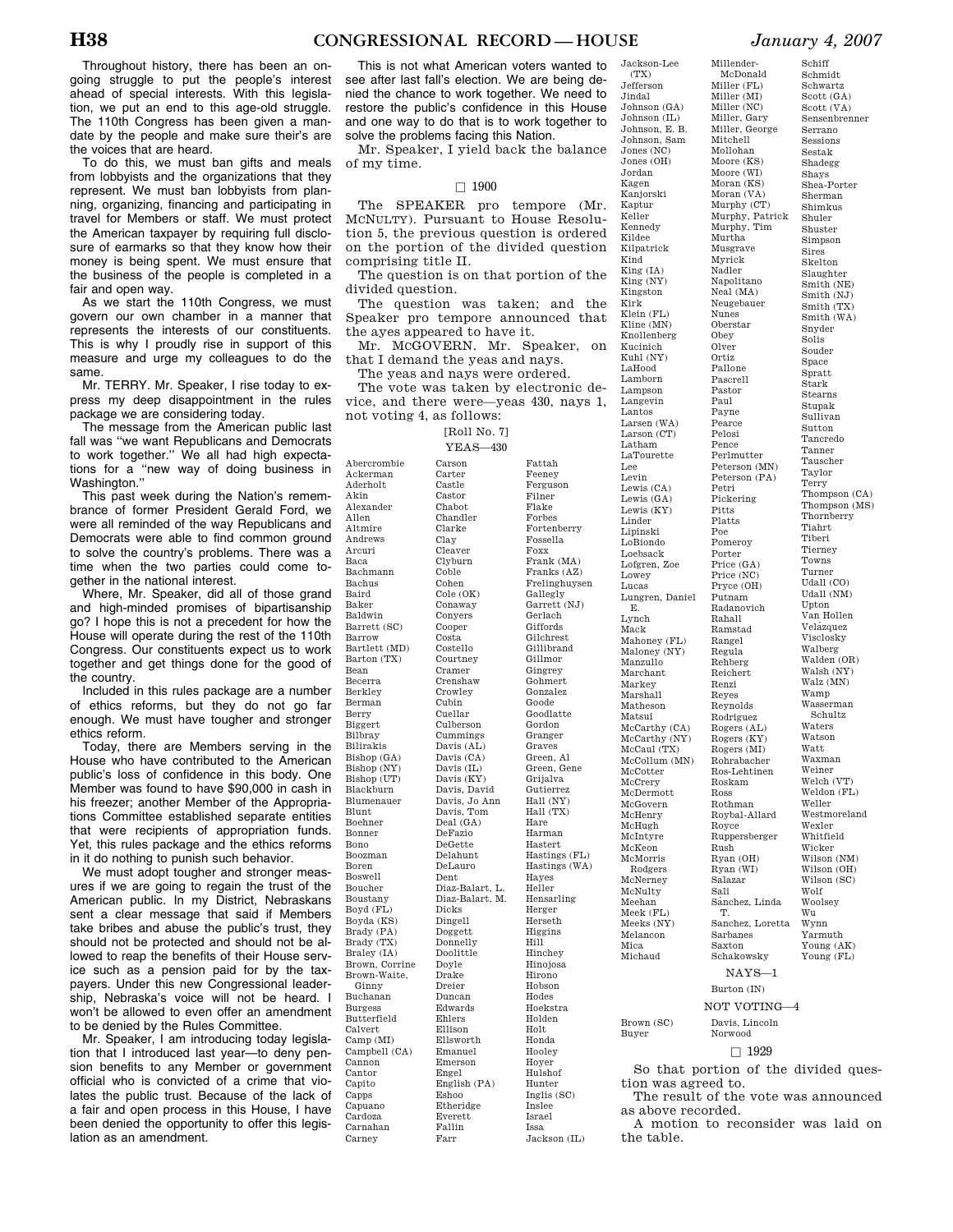Throughout history, there has been an ongoing struggle to put the people's interest ahead of special interests. With this legislation, we put an end to this age-old struggle. The 110th Congress has been given a mandate by the people and make sure their's are the voices that are heard.

To do this, we must ban gifts and meals from lobbyists and the organizations that they represent. We must ban lobbyists from planning, organizing, financing and participating in travel for Members or staff. We must protect the American taxpayer by requiring full disclosure of earmarks so that they know how their money is being spent. We must ensure that the business of the people is completed in a fair and open way.

As we start the 110th Congress, we must govern our own chamber in a manner that represents the interests of our constituents. This is why I proudly rise in support of this measure and urge my colleagues to do the same.

Mr. TERRY. Mr. Speaker, I rise today to express my deep disappointment in the rules package we are considering today.

The message from the American public last fall was "we want Republicans and Democrats to work together." We all had high expectations for a "new way of doing business in Washington."

This past week during the Nation's remembrance of former President Gerald Ford, we were all reminded of the way Republicans and Democrats were able to find common ground to solve the country's problems. There was a time when the two parties could come together in the national interest.

Where, Mr. Speaker, did all of those grand and high-minded promises of bipartisanship go? I hope this is not a precedent for how the House will operate during the rest of the 110th Congress. Our constituents expect us to work together and get things done for the good of the country.

Included in this rules package are a number of ethics reforms, but they do not go far enough. We must have tougher and stronger ethics reform.

Today, there are Members serving in the House who have contributed to the American public's loss of confidence in this body. One Member was found to have $90,000 in cash in his freezer; another Member of the Appropriations Committee established separate entities that were recipients of appropriation funds. Yet, this rules package and the ethics reforms in it do nothing to punish such behavior.

We must adopt tougher and stronger measures if we are going to regain the trust of the American public. In my District, Nebraskans sent a clear message that said if Members take bribes and abuse the public's trust, they should not be protected and should not be allowed to reap the benefits of their House service such as a pension paid for by the taxpayers. Under this new Congressional leadership, Nebraska's voice will not be heard. I won't be allowed to even offer an amendment to be denied by the Rules Committee.

Mr. Speaker, I am introducing today legislation that I introduced last year—to deny pension benefits to any Member or government official who is convicted of a crime that violates the public trust. Because of the lack of a fair and open process in this House, I have been denied the opportunity to offer this legislation as an amendment.

This is not what American voters wanted to see after last fall's election. We are being denied the chance to work together. We need to restore the public's confidence in this House and one way to do that is to work together to solve the problems facing this Nation.

Mr. Speaker, I yield back the balance of my time.

□ 1900

The SPEAKER pro tempore (Mr. MCNULTY). Pursuant to House Resolution 5, the previous question is ordered on the portion of the divided question comprising title II.

The question is on that portion of the divided question.

The question was taken; and the Speaker pro tempore announced that the ayes appeared to have it.

Mr. MCGOVERN. Mr. Speaker, on that I demand the yeas and nays.

The yeas and nays were ordered.

The vote was taken by electronic device, and there were—yeas 430, nays 1, not voting 4, as follows:

[Roll No. 7]

YEAS—430

Abercrombie
Ackerman
Aderholt
Akin
Alexander
Allen
Altmire
Andrews
Arcuri
Baca
Bachmann
Bachus
Baird
Baker
Baldwin
Barrett (SC)
Barrow
Bartlett (MD)
Barton (TX)
Bean
Becerra
Berkley
Berman
Berry
Biggert
Bilbray
Bilirakis
Bishop (GA)
Bishop (NY)
Bishop (UT)
Blackburn
Blumenauer
Blunt
Boehner
Bonner
Bono
Boozman
Boren
Boswell
Boucher
Boustany
Boyd (FL)
Boyda (KS)
Brady (PA)
Brady (TX)
Braley (IA)
Brown, Corrine
Brown-Waite, Ginny
Buchanan
Burgess
Butterfield
Calvert
Camp (MI)
Campbell (CA)
Cannon
Cantor
Capito
Capps
Capuano
Cardoza
Carnahan
Carney
Carson
Carter
Castle
Castor
Chabot
Chandler
Clarke
Clay
Cleaver
Clyburn
Coble
Cohen
Cole (OK)
Conaway
Conyers
Cooper
Costa
Costello
Courtney
Cramer
Crenshaw
Crowley
Cubin
Cuellar
Culberson
Cummings
Davis (AL)
Davis (CA)
Davis (IL)
Davis (KY)
Davis, David
Davis, Jo Ann
Davis, Tom
Deal (GA)
DeFazio
DeGette
Delahunt
DeLauro
Dent
Diaz-Balart, L.
Diaz-Balart, M.
Dicks
Dingell
Doggett
Donnelly
Doolittle
Doyle
Drake
Dreier
Duncan
Edwards
Ehlers
Ellison
Ellsworth
Emanuel
Emerson
Engel
English (PA)
Eshoo
Etheridge
Everett
Fallin
Farr
Fattah
Feeney
Ferguson
Filner
Flake
Forbes
Fortenberry
Fossella
Foxx
Frank (MA)
Franks (AZ)
Frelinghuysen
Gallegly
Garrett (NJ)
Gerlach
Giffords
Gilchrest
Gillibrand
Gillmor
Gingrey
Gohmert
Gonzalez
Goode
Goodlatte
Gordon
Granger
Graves
Green, Al
Green, Gene
Grijalva
Gutierrez
Hall (NY)
Hall (TX)
Hare
Harman
Hastert
Hastings (FL)
Hastings (WA)
Hayes
Heller
Hensarling
Herger
Herseth
Higgins
Hill
Hinchey
Hinojosa
Hirono
Hobson
Hodes
Hoekstra
Holden
Holt
Honda
Hooley
Hoyer
Hulshof
Hunter
Inglis (SC)
Inslee
Israel
Issa
Jackson (IL)
Jackson-Lee (TX)
Jefferson
Jindal
Johnson (GA)
Johnson (IL)
Johnson, E. B.
Johnson, Sam
Jones (NC)
Jones (OH)
Jordan
Kagen
Kanjorski
Kaptur
Keller
Kennedy
Kildee
Kilpatrick
Kind
King (IA)
King (NY)
Kingston
Kirk
Klein (FL)
Kline (MN)
Knollenberg
Kucinich
Kuhl (NY)
LaHood
Lamborn
Lampson
Langevin
Lantos
Larsen (WA)
Larson (CT)
Latham
LaTourette
Lee
Levin
Lewis (CA)
Lewis (GA)
Lewis (KY)
Linder
Lipinski
LoBiondo
Loebsack
Lofgren, Zoe
Lowey
Lucas
Lungren, Daniel E.
Lynch
Mack
Mahoney (FL)
Maloney (NY)
Manzullo
Marchant
Markey
Marshall
Matheson
Matsui
McCarthy (CA)
McCarthy (NY)
McCaul (TX)
McCollum (MN)
McCotter
McCrery
McDermott
McGovern
McHenry
McHugh
McIntyre
McKeon
McMorris Rodgers
McNerney
McNulty
Meehan
Meek (FL)
Meeks (NY)
Melancon
Mica
Michaud
Millender-McDonald
Miller (FL)
Miller (MI)
Miller (NC)
Miller, Gary
Miller, George
Mitchell
Mollohan
Moore (KS)
Moore (WI)
Moran (KS)
Moran (VA)
Murphy (CT)
Murphy, Patrick
Murphy, Tim
Murtha
Musgrave
Myrick
Nadler
Napolitano
Neal (MA)
Neugebauer
Nunes
Oberstar
Obey
Olver
Ortiz
Pallone
Pascrell
Pastor
Paul
Payne
Pearce
Pelosi
Pence
Perlmutter
Peterson (MN)
Peterson (PA)
Petri
Pickering
Pitts
Platts
Poe
Pomeroy
Porter
Price (GA)
Price (NC)
Pryce (OH)
Putnam
Radanovich
Rahall
Ramstad
Rangel
Regula
Rehberg
Reichert
Renzi
Reyes
Reynolds
Rodriguez
Rogers (AL)
Rogers (KY)
Rogers (MI)
Rohrabacher
Ros-Lehtinen
Roskam
Ross
Rothman
Roybal-Allard
Royce
Ruppersberger
Rush
Ryan (OH)
Ryan (WI)
Salazar
Sali
Sánchez, Linda T.
Sanchez, Loretta
Sarbanes
Saxton
Schakowsky
Schiff
Schmidt
Schwartz
Scott (GA)
Scott (VA)
Sensenbrenner
Serrano
Sessions
Sestak
Shadegg
Shays
Shea-Porter
Sherman
Shimkus
Shuler
Shuster
Simpson
Sires
Skelton
Slaughter
Smith (NE)
Smith (NJ)
Smith (TX)
Smith (WA)
Snyder
Solis
Souder
Space
Spratt
Stark
Stearns
Stupak
Sullivan
Sutton
Tancredo
Tanner
Tauscher
Taylor
Terry
Thompson (CA)
Thompson (MS)
Thornberry
Tiahrt
Tiberi
Tierney
Towns
Turner
Udall (CO)
Udall (NM)
Upton
Van Hollen
Velázquez
Visclosky
Walberg
Walden (OR)
Walsh (NY)
Walz (MN)
Wamp
Wasserman Schultz
Waters
Watson
Watt
Waxman
Weiner
Welch (VT)
Weldon (FL)
Weller
Westmoreland
Wexler
Whitfield
Wicker
Wilson (NM)
Wilson (OH)
Wilson (SC)
Wolf
Woolsey
Wu
Wynn
Yarmuth
Young (AK)
Young (FL)

NAYS—1

Burton (IN)

NOT VOTING—4

Brown (SC)
Buyer
Davis, Lincoln
Norwood

□ 1929

So that portion of the divided question was agreed to.

The result of the vote was announced as above recorded.

A motion to reconsider was laid on the table.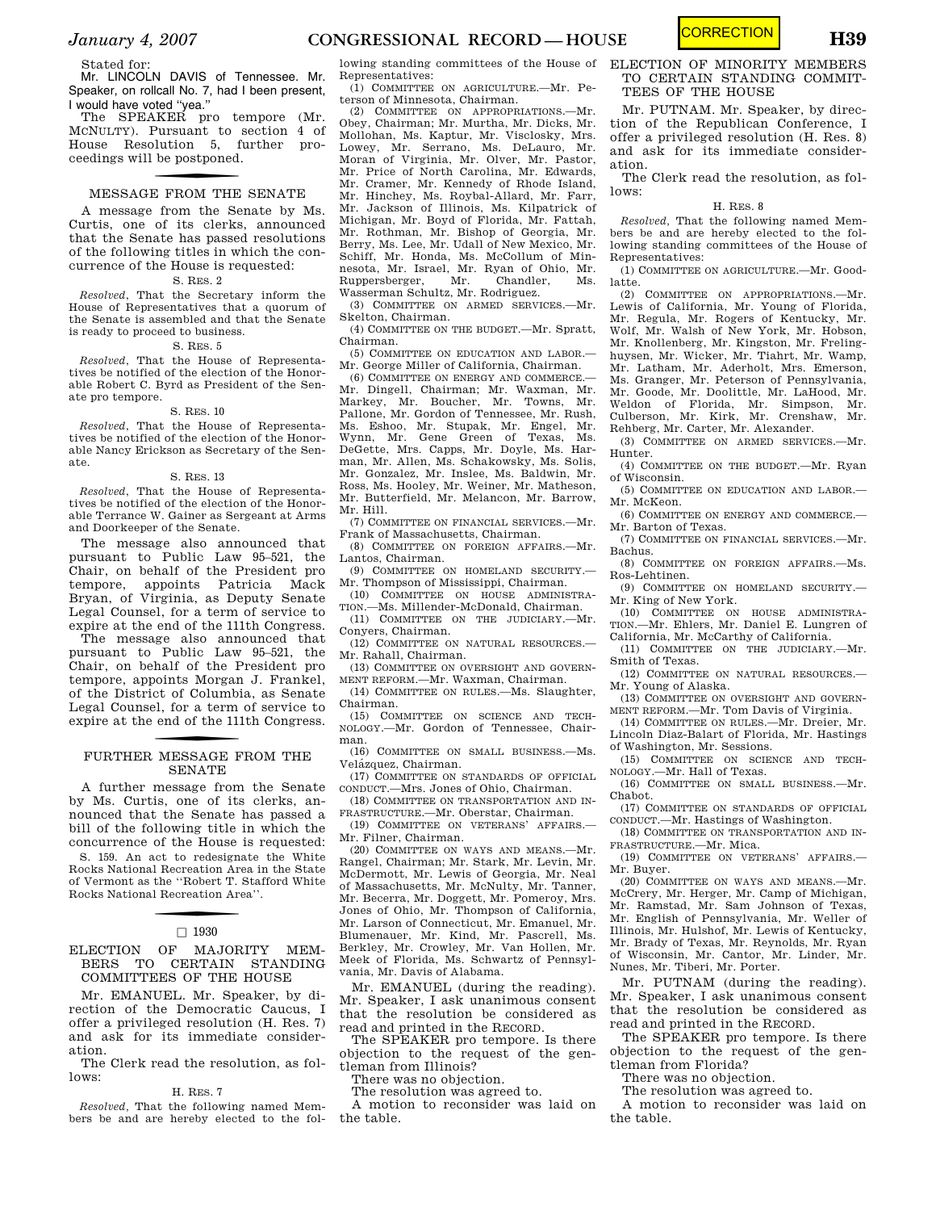Stated for:

Mr. LINCOLN DAVIS of Tennessee. Mr. Speaker, on rollcall No. 7, had I been present, I would have voted "yea."

The SPEAKER pro tempore (Mr. MCNULTY). Pursuant to section 4 of House Resolution 5, further proceedings will be postponed.

## MESSAGE FROM THE SENATE

A message from the Senate by Ms. Curtis, one of its clerks, announced that the Senate has passed resolutions of the following titles in which the concurrence of the House is requested:

S. RES. 2

*Resolved*, That the Secretary inform the House of Representatives that a quorum of the Senate is assembled and that the Senate is ready to proceed to business.

S. RES. 5

*Resolved*, That the House of Representatives be notified of the election of the Honorable Robert C. Byrd as President of the Senate pro tempore.

S. RES. 10

*Resolved*, That the House of Representatives be notified of the election of the Honorable Nancy Erickson as Secretary of the Senate.

S. RES. 13

*Resolved*, That the House of Representatives be notified of the election of the Honorable Terrance W. Gainer as Sergeant at Arms and Doorkeeper of the Senate.

The message also announced that pursuant to Public Law 95–521, the Chair, on behalf of the President pro tempore, appoints Patricia Mack Bryan, of Virginia, as Deputy Senate Legal Counsel, for a term of service to expire at the end of the 111th Congress.

The message also announced that pursuant to Public Law 95–521, the Chair, on behalf of the President pro tempore, appoints Morgan J. Frankel, of the District of Columbia, as Senate Legal Counsel, for a term of service to expire at the end of the 111th Congress.

## FURTHER MESSAGE FROM THE SENATE

A further message from the Senate by Ms. Curtis, one of its clerks, announced that the Senate has passed a bill of the following title in which the concurrence of the House is requested:

S. 159. An act to redesignate the White Rocks National Recreation Area in the State of Vermont as the ''Robert T. Stafford White Rocks National Recreation Area''.

□ 1930

## ELECTION OF MAJORITY MEMBERS TO CERTAIN STANDING COMMITTEES OF THE HOUSE

Mr. EMANUEL. Mr. Speaker, by direction of the Democratic Caucus, I offer a privileged resolution (H. Res. 7) and ask for its immediate consideration.

The Clerk read the resolution, as follows:

H. RES. 7

*Resolved*, That the following named Members be and are hereby elected to the following standing committees of the House of Representatives:

(1) COMMITTEE ON AGRICULTURE.—Mr. Peterson of Minnesota, Chairman.

(2) COMMITTEE ON APPROPRIATIONS.—Mr. Obey, Chairman; Mr. Murtha, Mr. Dicks, Mr. Mollohan, Ms. Kaptur, Mr. Visclosky, Mrs. Lowey, Mr. Serrano, Ms. DeLauro, Mr. Moran of Virginia, Mr. Olver, Mr. Pastor, Mr. Price of North Carolina, Mr. Edwards, Mr. Cramer, Mr. Kennedy of Rhode Island, Mr. Hinchey, Ms. Roybal-Allard, Mr. Farr, Mr. Jackson of Illinois, Ms. Kilpatrick of Michigan, Mr. Boyd of Florida, Mr. Fattah, Mr. Rothman, Mr. Bishop of Georgia, Mr. Berry, Ms. Lee, Mr. Udall of New Mexico, Mr. Schiff, Mr. Honda, Ms. McCollum of Minnesota, Mr. Israel, Mr. Ryan of Ohio, Mr. Ruppersberger, Mr. Chandler, Ms. Wasserman Schultz, Mr. Rodriguez.

(3) COMMITTEE ON ARMED SERVICES.—Mr. Skelton, Chairman.

(4) COMMITTEE ON THE BUDGET.—Mr. Spratt, Chairman.

(5) COMMITTEE ON EDUCATION AND LABOR.—Mr. George Miller of California, Chairman.

(6) COMMITTEE ON ENERGY AND COMMERCE.—Mr. Dingell, Chairman; Mr. Waxman, Mr. Markey, Mr. Boucher, Mr. Towns, Mr. Pallone, Mr. Gordon of Tennessee, Mr. Rush, Ms. Eshoo, Mr. Stupak, Mr. Engel, Mr. Wynn, Mr. Gene Green of Texas, Ms. DeGette, Mrs. Capps, Mr. Doyle, Ms. Harman, Mr. Allen, Ms. Schakowsky, Ms. Solis, Mr. Gonzalez, Mr. Inslee, Ms. Baldwin, Mr. Ross, Ms. Hooley, Mr. Weiner, Mr. Matheson, Mr. Butterfield, Mr. Melancon, Mr. Barrow, Mr. Hill.

(7) COMMITTEE ON FINANCIAL SERVICES.—Mr. Frank of Massachusetts, Chairman.

(8) COMMITTEE ON FOREIGN AFFAIRS.—Mr. Lantos, Chairman.

(9) COMMITTEE ON HOMELAND SECURITY.—Mr. Thompson of Mississippi, Chairman.

(10) COMMITTEE ON HOUSE ADMINISTRATION.—Ms. Millender-McDonald, Chairman.

(11) COMMITTEE ON THE JUDICIARY.—Mr. Conyers, Chairman.

(12) COMMITTEE ON NATURAL RESOURCES.—Mr. Rahall, Chairman.

(13) COMMITTEE ON OVERSIGHT AND GOVERNMENT REFORM.—Mr. Waxman, Chairman.

(14) COMMITTEE ON RULES.—Ms. Slaughter, Chairman.

(15) COMMITTEE ON SCIENCE AND TECHNOLOGY.—Mr. Gordon of Tennessee, Chairman.

(16) COMMITTEE ON SMALL BUSINESS.—Ms. Velázquez, Chairman.

(17) COMMITTEE ON STANDARDS OF OFFICIAL CONDUCT.—Mrs. Jones of Ohio, Chairman.

(18) COMMITTEE ON TRANSPORTATION AND INFRASTRUCTURE.—Mr. Oberstar, Chairman.

(19) COMMITTEE ON VETERANS' AFFAIRS.—Mr. Filner, Chairman.

(20) COMMITTEE ON WAYS AND MEANS.—Mr. Rangel, Chairman; Mr. Stark, Mr. Levin, Mr. McDermott, Mr. Lewis of Georgia, Mr. Neal of Massachusetts, Mr. McNulty, Mr. Tanner, Mr. Becerra, Mr. Doggett, Mr. Pomeroy, Mrs. Jones of Ohio, Mr. Thompson of California, Mr. Larson of Connecticut, Mr. Emanuel, Mr. Blumenauer, Mr. Kind, Mr. Pascrell, Ms. Berkley, Mr. Crowley, Mr. Van Hollen, Mr. Meek of Florida, Ms. Schwartz of Pennsylvania, Mr. Davis of Alabama.

Mr. EMANUEL (during the reading). Mr. Speaker, I ask unanimous consent that the resolution be considered as read and printed in the RECORD.

The SPEAKER pro tempore. Is there objection to the request of the gentleman from Illinois?

There was no objection.

The resolution was agreed to.

A motion to reconsider was laid on the table.

## ELECTION OF MINORITY MEMBERS TO CERTAIN STANDING COMMITTEES OF THE HOUSE

Mr. PUTNAM. Mr. Speaker, by direction of the Republican Conference, I offer a privileged resolution (H. Res. 8) and ask for its immediate consideration.

The Clerk read the resolution, as follows:

H. RES. 8

*Resolved*, That the following named Members be and are hereby elected to the following standing committees of the House of Representatives:

(1) COMMITTEE ON AGRICULTURE.—Mr. Goodlatte.

(2) COMMITTEE ON APPROPRIATIONS.—Mr. Lewis of California, Mr. Young of Florida, Mr. Regula, Mr. Rogers of Kentucky, Mr. Wolf, Mr. Walsh of New York, Mr. Hobson, Mr. Knollenberg, Mr. Kingston, Mr. Frelinghuysen, Mr. Wicker, Mr. Tiahrt, Mr. Wamp, Mr. Latham, Mr. Aderholt, Mrs. Emerson, Ms. Granger, Mr. Peterson of Pennsylvania, Mr. Goode, Mr. Doolittle, Mr. LaHood, Mr. Weldon of Florida, Mr. Simpson, Mr. Culberson, Mr. Kirk, Mr. Crenshaw, Mr. Rehberg, Mr. Carter, Mr. Alexander.

(3) COMMITTEE ON ARMED SERVICES.—Mr. Hunter.

(4) COMMITTEE ON THE BUDGET.—Mr. Ryan of Wisconsin.

(5) COMMITTEE ON EDUCATION AND LABOR.—Mr. McKeon.

(6) COMMITTEE ON ENERGY AND COMMERCE.—Mr. Barton of Texas.

(7) COMMITTEE ON FINANCIAL SERVICES.—Mr. Bachus.

(8) COMMITTEE ON FOREIGN AFFAIRS.—Ms. Ros-Lehtinen.

(9) COMMITTEE ON HOMELAND SECURITY.—Mr. King of New York.

(10) COMMITTEE ON HOUSE ADMINISTRATION.—Mr. Ehlers, Mr. Daniel E. Lungren of California, Mr. McCarthy of California.

(11) COMMITTEE ON THE JUDICIARY.—Mr. Smith of Texas.

(12) COMMITTEE ON NATURAL RESOURCES.—Mr. Young of Alaska.

(13) COMMITTEE ON OVERSIGHT AND GOVERNMENT REFORM.—Mr. Tom Davis of Virginia.

(14) COMMITTEE ON RULES.—Mr. Dreier, Mr. Lincoln Diaz-Balart of Florida, Mr. Hastings of Washington, Mr. Sessions.

(15) COMMITTEE ON SCIENCE AND TECHNOLOGY.—Mr. Hall of Texas.

(16) COMMITTEE ON SMALL BUSINESS.—Mr. Chabot.

(17) COMMITTEE ON STANDARDS OF OFFICIAL CONDUCT.—Mr. Hastings of Washington.

(18) COMMITTEE ON TRANSPORTATION AND INFRASTRUCTURE.—Mr. Mica.

(19) COMMITTEE ON VETERANS' AFFAIRS.—Mr. Buyer.

(20) COMMITTEE ON WAYS AND MEANS.—Mr. McCrery, Mr. Herger, Mr. Camp of Michigan, Mr. Ramstad, Mr. Sam Johnson of Texas, Mr. English of Pennsylvania, Mr. Weller of Illinois, Mr. Hulshof, Mr. Lewis of Kentucky, Mr. Brady of Texas, Mr. Reynolds, Mr. Ryan of Wisconsin, Mr. Cantor, Mr. Linder, Mr. Nunes, Mr. Tiberi, Mr. Porter.

Mr. PUTNAM (during the reading). Mr. Speaker, I ask unanimous consent that the resolution be considered as read and printed in the RECORD.

The SPEAKER pro tempore. Is there objection to the request of the gentleman from Florida?

There was no objection.

The resolution was agreed to.

A motion to reconsider was laid on the table.